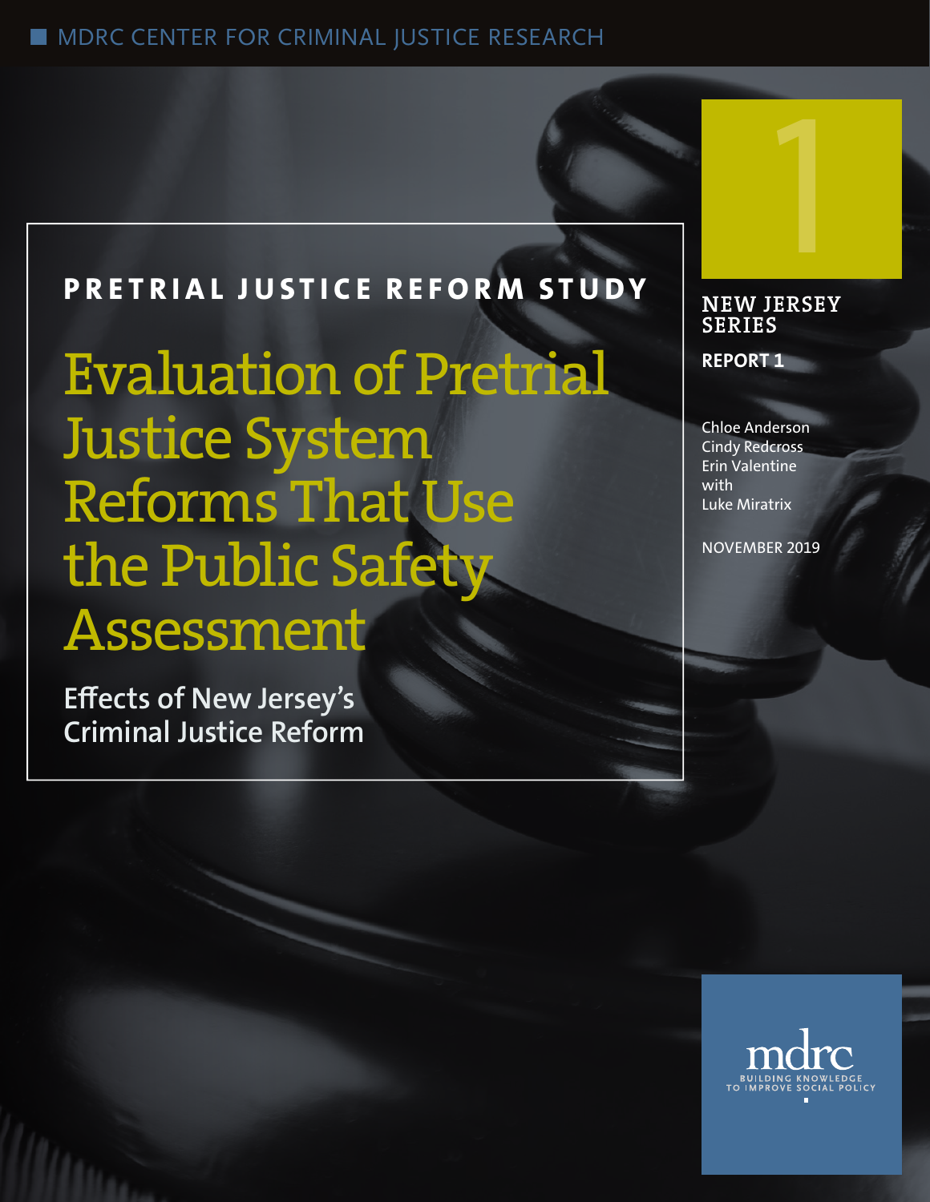MDRC CENTER FOR CRIMINAL JUSTICE RESEARCH

**PRETRIAL JUSTICE REFORM STUDY**

# Evaluation of Pretrial Justice System Reforms That Use the Public Safety Assessment

## Effects of New Jersey's Criminal Justice Reform

1

**NEW JERSEY SERIES**

**REPORT 1**

Chloe Anderson
Cindy Redcross
Erin Valentine
with
Luke Miratrix

NOVEMBER 2019

mdrc
BUILDING KNOWLEDGE TO IMPROVE SOCIAL POLICY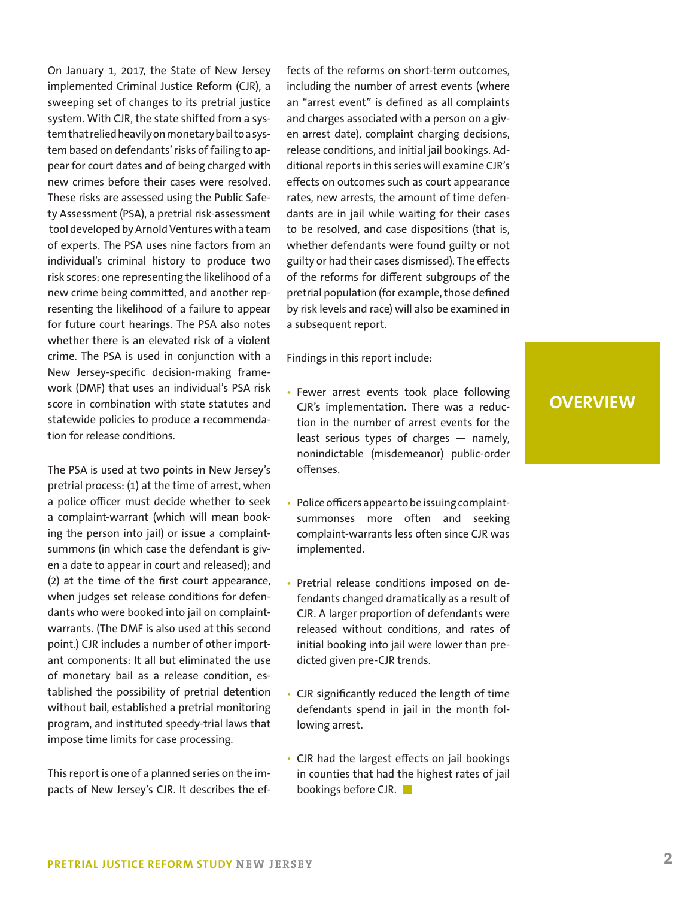# OVERVIEW

On January 1, 2017, the State of New Jersey implemented Criminal Justice Reform (CJR), a sweeping set of changes to its pretrial justice system. With CJR, the state shifted from a system that relied heavily on monetary bail to a system based on defendants' risks of failing to appear for court dates and of being charged with new crimes before their cases were resolved. These risks are assessed using the Public Safety Assessment (PSA), a pretrial risk-assessment tool developed by Arnold Ventures with a team of experts. The PSA uses nine factors from an individual's criminal history to produce two risk scores: one representing the likelihood of a new crime being committed, and another representing the likelihood of a failure to appear for future court hearings. The PSA also notes whether there is an elevated risk of a violent crime. The PSA is used in conjunction with a New Jersey-specific decision-making framework (DMF) that uses an individual's PSA risk score in combination with state statutes and statewide policies to produce a recommendation for release conditions.

The PSA is used at two points in New Jersey's pretrial process: (1) at the time of arrest, when a police officer must decide whether to seek a complaint-warrant (which will mean booking the person into jail) or issue a complaint-summons (in which case the defendant is given a date to appear in court and released); and (2) at the time of the first court appearance, when judges set release conditions for defendants who were booked into jail on complaint-warrants. (The DMF is also used at this second point.) CJR includes a number of other important components: It all but eliminated the use of monetary bail as a release condition, established the possibility of pretrial detention without bail, established a pretrial monitoring program, and instituted speedy-trial laws that impose time limits for case processing.

This report is one of a planned series on the impacts of New Jersey's CJR. It describes the effects of the reforms on short-term outcomes, including the number of arrest events (where an "arrest event" is defined as all complaints and charges associated with a person on a given arrest date), complaint charging decisions, release conditions, and initial jail bookings. Additional reports in this series will examine CJR's effects on outcomes such as court appearance rates, new arrests, the amount of time defendants are in jail while waiting for their cases to be resolved, and case dispositions (that is, whether defendants were found guilty or not guilty or had their cases dismissed). The effects of the reforms for different subgroups of the pretrial population (for example, those defined by risk levels and race) will also be examined in a subsequent report.

Findings in this report include:

- Fewer arrest events took place following CJR's implementation. There was a reduction in the number of arrest events for the least serious types of charges — namely, nonindictable (misdemeanor) public-order offenses.
- Police officers appear to be issuing complaint-summonses more often and seeking complaint-warrants less often since CJR was implemented.
- Pretrial release conditions imposed on defendants changed dramatically as a result of CJR. A larger proportion of defendants were released without conditions, and rates of initial booking into jail were lower than predicted given pre-CJR trends.
- CJR significantly reduced the length of time defendants spend in jail in the month following arrest.
- CJR had the largest effects on jail bookings in counties that had the highest rates of jail bookings before CJR.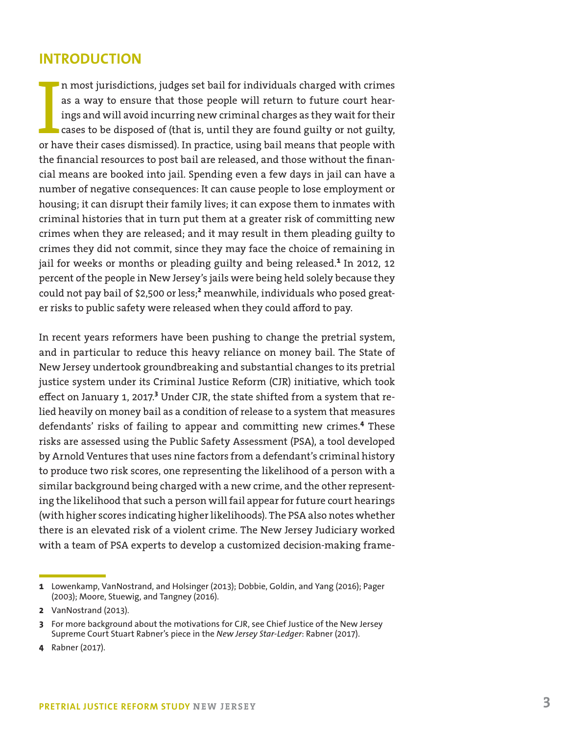## INTRODUCTION

In most jurisdictions, judges set bail for individuals charged with crimes as a way to ensure that those people will return to future court hearings and will avoid incurring new criminal charges as they wait for their cases to be disposed of (that is, until they are found guilty or not guilty, or have their cases dismissed). In practice, using bail means that people with the financial resources to post bail are released, and those without the financial means are booked into jail. Spending even a few days in jail can have a number of negative consequences: It can cause people to lose employment or housing; it can disrupt their family lives; it can expose them to inmates with criminal histories that in turn put them at a greater risk of committing new crimes when they are released; and it may result in them pleading guilty to crimes they did not commit, since they may face the choice of remaining in jail for weeks or months or pleading guilty and being released.[1] In 2012, 12 percent of the people in New Jersey's jails were being held solely because they could not pay bail of $2,500 or less;[2] meanwhile, individuals who posed greater risks to public safety were released when they could afford to pay.

In recent years reformers have been pushing to change the pretrial system, and in particular to reduce this heavy reliance on money bail. The State of New Jersey undertook groundbreaking and substantial changes to its pretrial justice system under its Criminal Justice Reform (CJR) initiative, which took effect on January 1, 2017.[3] Under CJR, the state shifted from a system that relied heavily on money bail as a condition of release to a system that measures defendants' risks of failing to appear and committing new crimes.[4] These risks are assessed using the Public Safety Assessment (PSA), a tool developed by Arnold Ventures that uses nine factors from a defendant's criminal history to produce two risk scores, one representing the likelihood of a person with a similar background being charged with a new crime, and the other representing the likelihood that such a person will fail appear for future court hearings (with higher scores indicating higher likelihoods). The PSA also notes whether there is an elevated risk of a violent crime. The New Jersey Judiciary worked with a team of PSA experts to develop a customized decision-making frame-

---

1 Lowenkamp, VanNostrand, and Holsinger (2013); Dobbie, Goldin, and Yang (2016); Pager (2003); Moore, Stuewig, and Tangney (2016).

2 VanNostrand (2013).

3 For more background about the motivations for CJR, see Chief Justice of the New Jersey Supreme Court Stuart Rabner's piece in the *New Jersey Star-Ledger*: Rabner (2017).

4 Rabner (2017).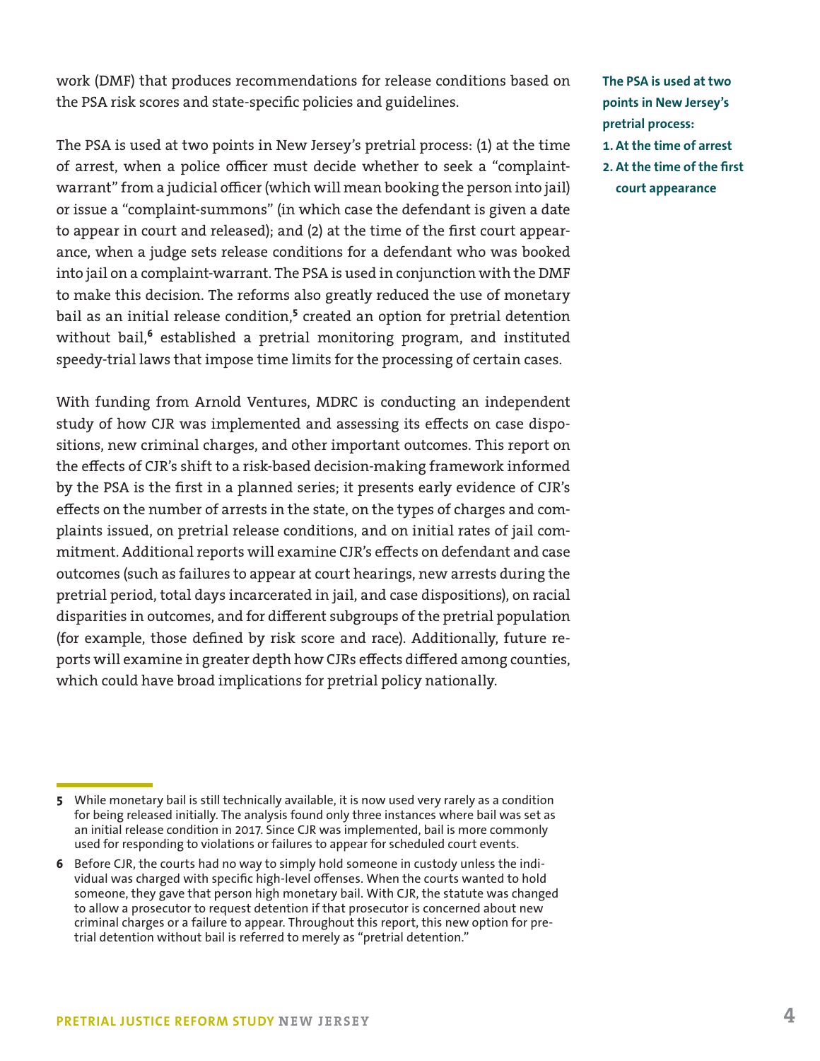work (DMF) that produces recommendations for release conditions based on the PSA risk scores and state-specific policies and guidelines.

The PSA is used at two points in New Jersey's pretrial process: (1) at the time of arrest, when a police officer must decide whether to seek a "complaint-warrant" from a judicial officer (which will mean booking the person into jail) or issue a "complaint-summons" (in which case the defendant is given a date to appear in court and released); and (2) at the time of the first court appearance, when a judge sets release conditions for a defendant who was booked into jail on a complaint-warrant. The PSA is used in conjunction with the DMF to make this decision. The reforms also greatly reduced the use of monetary bail as an initial release condition,[5] created an option for pretrial detention without bail,[6] established a pretrial monitoring program, and instituted speedy-trial laws that impose time limits for the processing of certain cases.

**The PSA is used at two points in New Jersey's pretrial process:**

**1. At the time of arrest**

**2. At the time of the first court appearance**

With funding from Arnold Ventures, MDRC is conducting an independent study of how CJR was implemented and assessing its effects on case dispositions, new criminal charges, and other important outcomes. This report on the effects of CJR's shift to a risk-based decision-making framework informed by the PSA is the first in a planned series; it presents early evidence of CJR's effects on the number of arrests in the state, on the types of charges and complaints issued, on pretrial release conditions, and on initial rates of jail commitment. Additional reports will examine CJR's effects on defendant and case outcomes (such as failures to appear at court hearings, new arrests during the pretrial period, total days incarcerated in jail, and case dispositions), on racial disparities in outcomes, and for different subgroups of the pretrial population (for example, those defined by risk score and race). Additionally, future reports will examine in greater depth how CJRs effects differed among counties, which could have broad implications for pretrial policy nationally.

---

**5** While monetary bail is still technically available, it is now used very rarely as a condition for being released initially. The analysis found only three instances where bail was set as an initial release condition in 2017. Since CJR was implemented, bail is more commonly used for responding to violations or failures to appear for scheduled court events.

**6** Before CJR, the courts had no way to simply hold someone in custody unless the individual was charged with specific high-level offenses. When the courts wanted to hold someone, they gave that person high monetary bail. With CJR, the statute was changed to allow a prosecutor to request detention if that prosecutor is concerned about new criminal charges or a failure to appear. Throughout this report, this new option for pretrial detention without bail is referred to merely as "pretrial detention."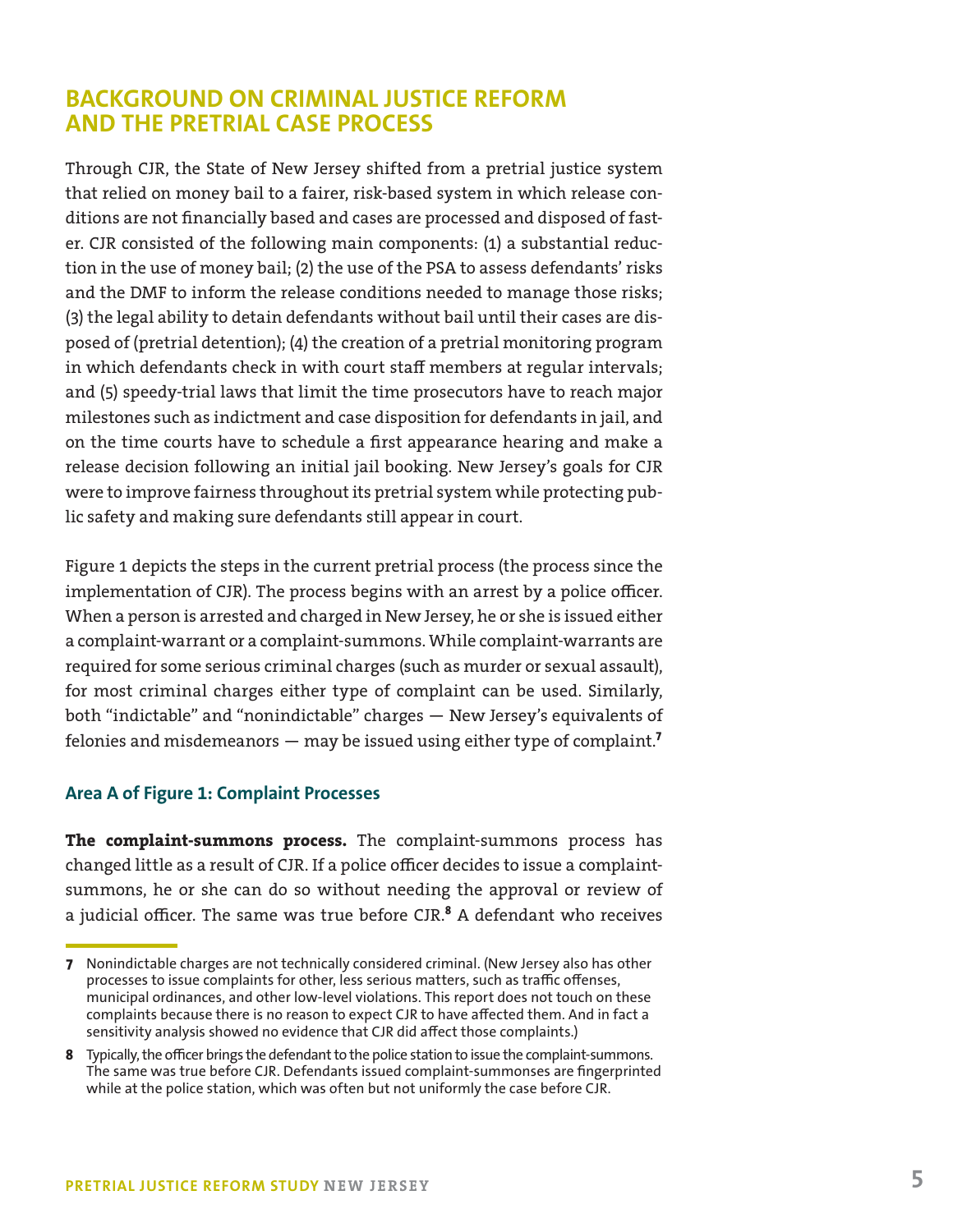## BACKGROUND ON CRIMINAL JUSTICE REFORM AND THE PRETRIAL CASE PROCESS

Through CJR, the State of New Jersey shifted from a pretrial justice system that relied on money bail to a fairer, risk-based system in which release conditions are not financially based and cases are processed and disposed of faster. CJR consisted of the following main components: (1) a substantial reduction in the use of money bail; (2) the use of the PSA to assess defendants' risks and the DMF to inform the release conditions needed to manage those risks; (3) the legal ability to detain defendants without bail until their cases are disposed of (pretrial detention); (4) the creation of a pretrial monitoring program in which defendants check in with court staff members at regular intervals; and (5) speedy-trial laws that limit the time prosecutors have to reach major milestones such as indictment and case disposition for defendants in jail, and on the time courts have to schedule a first appearance hearing and make a release decision following an initial jail booking. New Jersey's goals for CJR were to improve fairness throughout its pretrial system while protecting public safety and making sure defendants still appear in court.

Figure 1 depicts the steps in the current pretrial process (the process since the implementation of CJR). The process begins with an arrest by a police officer. When a person is arrested and charged in New Jersey, he or she is issued either a complaint-warrant or a complaint-summons. While complaint-warrants are required for some serious criminal charges (such as murder or sexual assault), for most criminal charges either type of complaint can be used. Similarly, both "indictable" and "nonindictable" charges — New Jersey's equivalents of felonies and misdemeanors — may be issued using either type of complaint.[7]

### Area A of Figure 1: Complaint Processes

**The complaint-summons process.** The complaint-summons process has changed little as a result of CJR. If a police officer decides to issue a complaint-summons, he or she can do so without needing the approval or review of a judicial officer. The same was true before CJR.[8] A defendant who receives

---

[7] Nonindictable charges are not technically considered criminal. (New Jersey also has other processes to issue complaints for other, less serious matters, such as traffic offenses, municipal ordinances, and other low-level violations. This report does not touch on these complaints because there is no reason to expect CJR to have affected them. And in fact a sensitivity analysis showed no evidence that CJR did affect those complaints.)

[8] Typically, the officer brings the defendant to the police station to issue the complaint-summons. The same was true before CJR. Defendants issued complaint-summonses are fingerprinted while at the police station, which was often but not uniformly the case before CJR.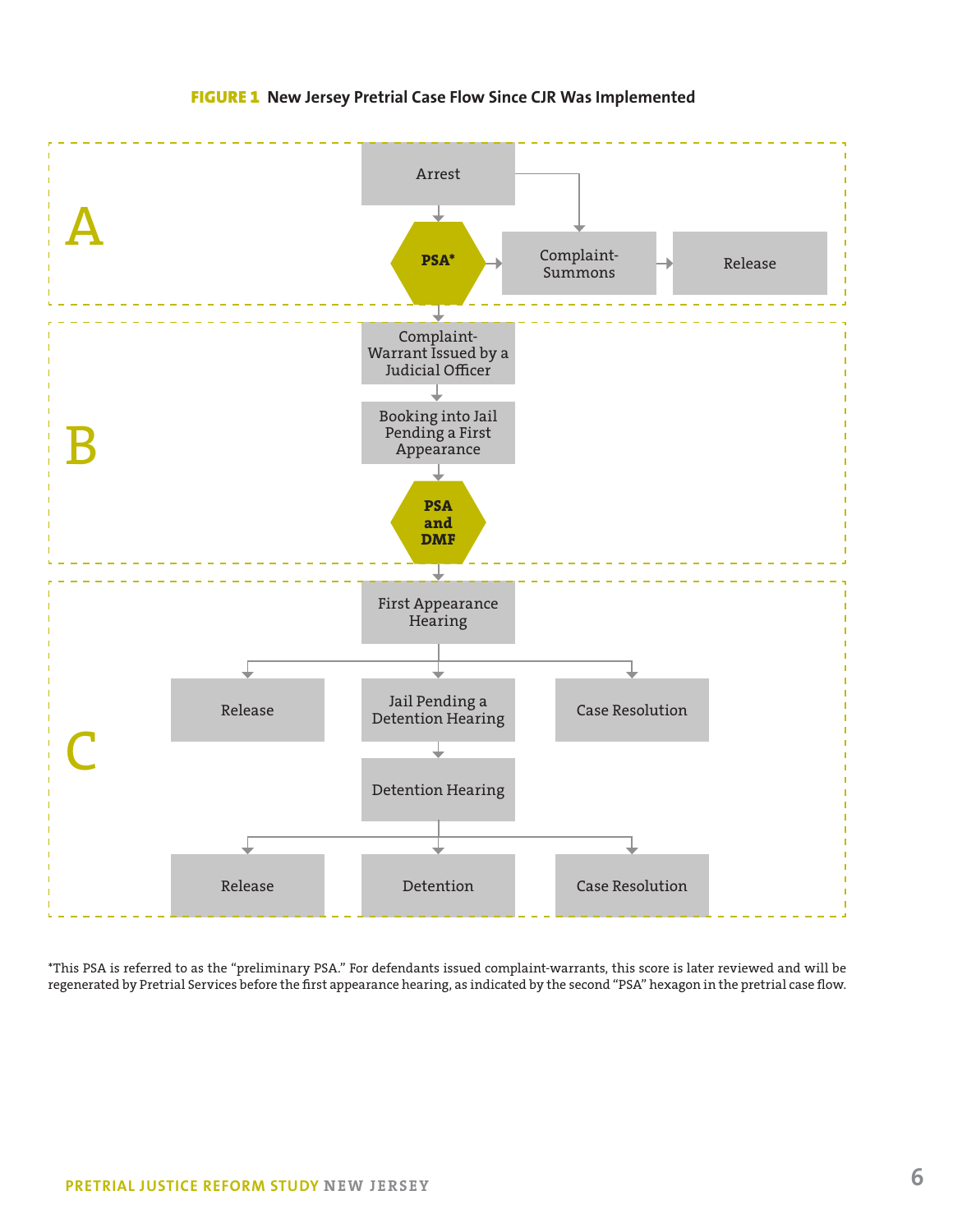**FIGURE 1** New Jersey Pretrial Case Flow Since CJR Was Implemented

**A**

Arrest → PSA* → Complaint-Summons → Release

Arrest → Complaint-Summons

**B**

Complaint-Warrant Issued by a Judicial Officer

Booking into Jail Pending a First Appearance

PSA and DMF

**C**

First Appearance Hearing

- Release
- Jail Pending a Detention Hearing
- Case Resolution

Detention Hearing

- Release
- Detention
- Case Resolution

*This PSA is referred to as the "preliminary PSA." For defendants issued complaint-warrants, this score is later reviewed and will be regenerated by Pretrial Services before the first appearance hearing, as indicated by the second "PSA" hexagon in the pretrial case flow.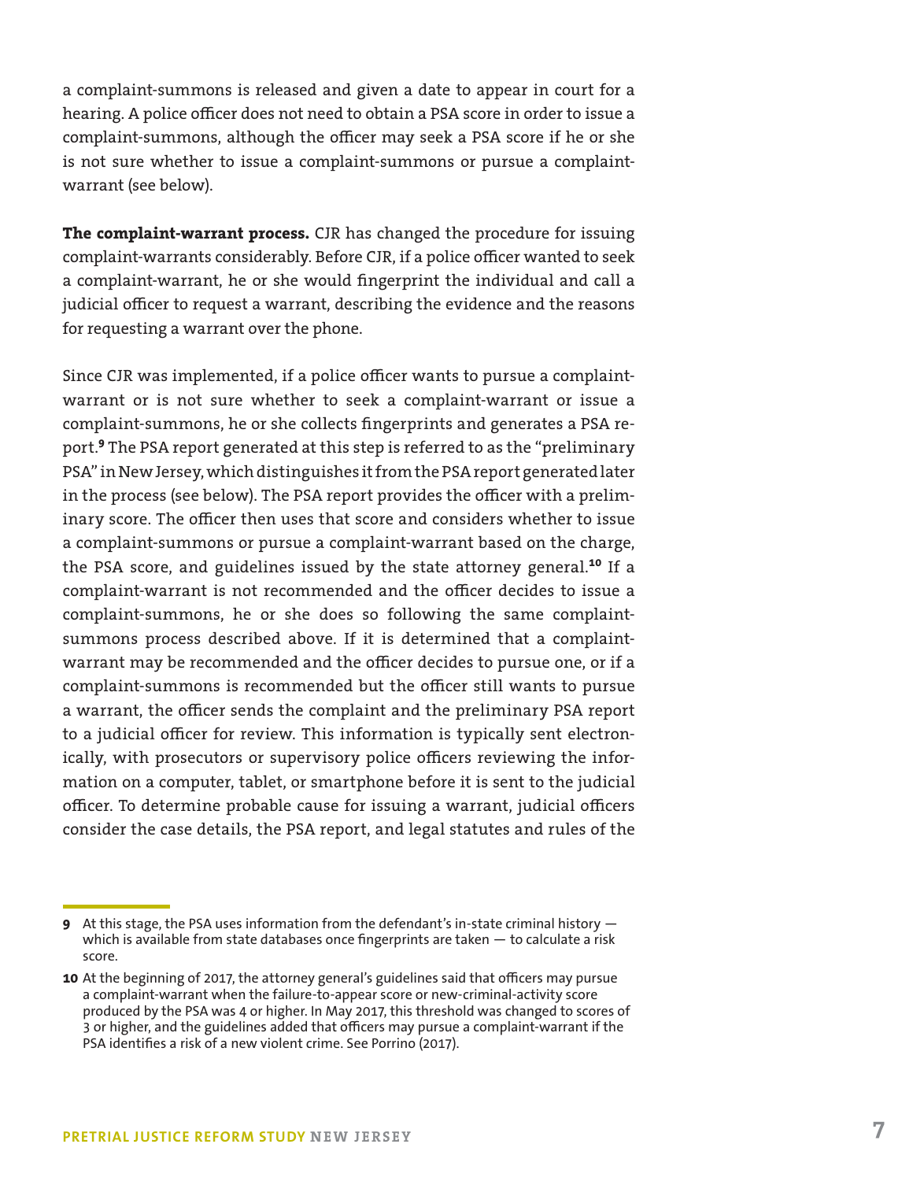a complaint-summons is released and given a date to appear in court for a hearing. A police officer does not need to obtain a PSA score in order to issue a complaint-summons, although the officer may seek a PSA score if he or she is not sure whether to issue a complaint-summons or pursue a complaint-warrant (see below).

**The complaint-warrant process.** CJR has changed the procedure for issuing complaint-warrants considerably. Before CJR, if a police officer wanted to seek a complaint-warrant, he or she would fingerprint the individual and call a judicial officer to request a warrant, describing the evidence and the reasons for requesting a warrant over the phone.

Since CJR was implemented, if a police officer wants to pursue a complaint-warrant or is not sure whether to seek a complaint-warrant or issue a complaint-summons, he or she collects fingerprints and generates a PSA report.[9] The PSA report generated at this step is referred to as the "preliminary PSA" in New Jersey, which distinguishes it from the PSA report generated later in the process (see below). The PSA report provides the officer with a preliminary score. The officer then uses that score and considers whether to issue a complaint-summons or pursue a complaint-warrant based on the charge, the PSA score, and guidelines issued by the state attorney general.[10] If a complaint-warrant is not recommended and the officer decides to issue a complaint-summons, he or she does so following the same complaint-summons process described above. If it is determined that a complaint-warrant may be recommended and the officer decides to pursue one, or if a complaint-summons is recommended but the officer still wants to pursue a warrant, the officer sends the complaint and the preliminary PSA report to a judicial officer for review. This information is typically sent electronically, with prosecutors or supervisory police officers reviewing the information on a computer, tablet, or smartphone before it is sent to the judicial officer. To determine probable cause for issuing a warrant, judicial officers consider the case details, the PSA report, and legal statutes and rules of the

---

**9** At this stage, the PSA uses information from the defendant's in-state criminal history — which is available from state databases once fingerprints are taken — to calculate a risk score.

**10** At the beginning of 2017, the attorney general's guidelines said that officers may pursue a complaint-warrant when the failure-to-appear score or new-criminal-activity score produced by the PSA was 4 or higher. In May 2017, this threshold was changed to scores of 3 or higher, and the guidelines added that officers may pursue a complaint-warrant if the PSA identifies a risk of a new violent crime. See Porrino (2017).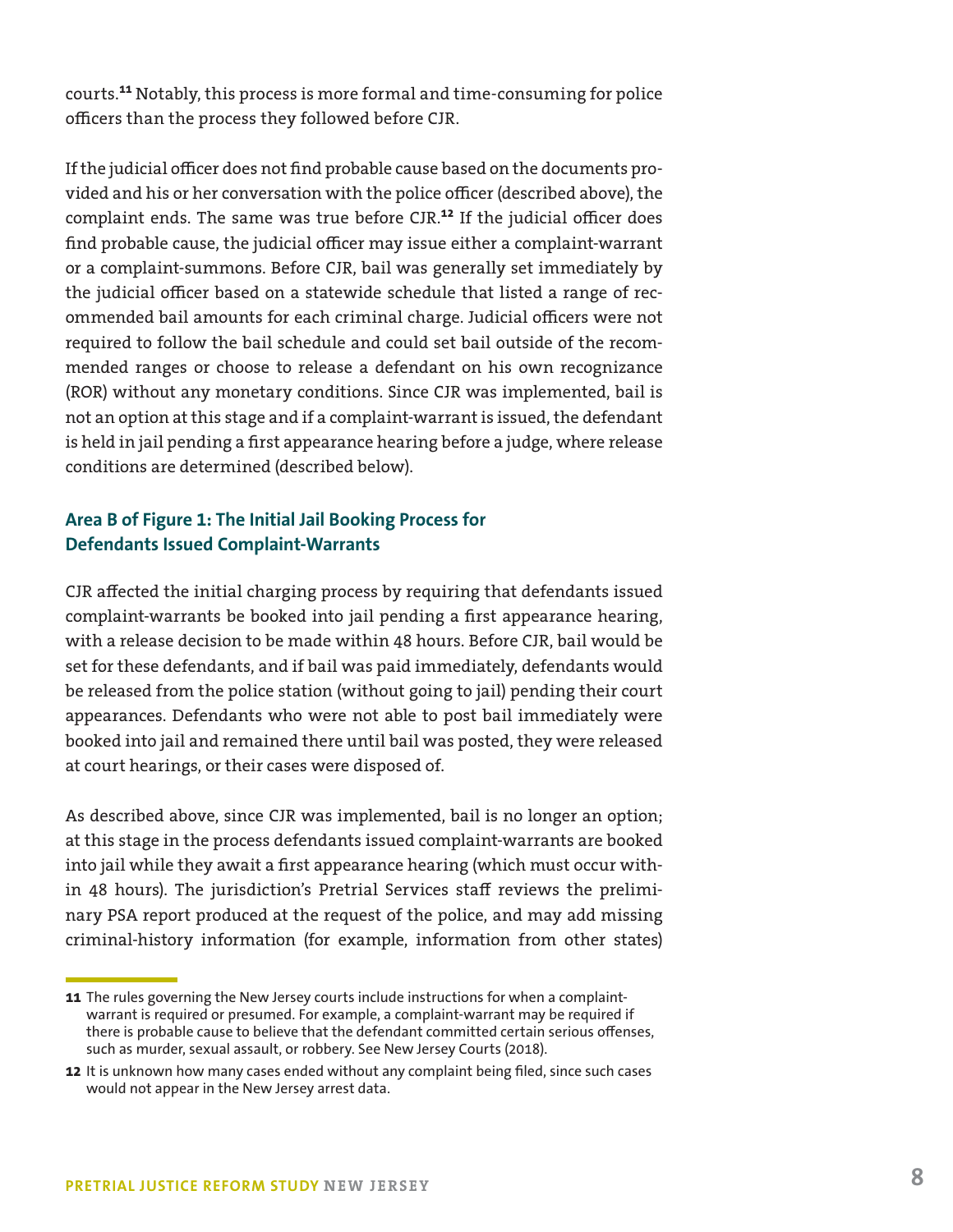courts.[11] Notably, this process is more formal and time-consuming for police officers than the process they followed before CJR.

If the judicial officer does not find probable cause based on the documents provided and his or her conversation with the police officer (described above), the complaint ends. The same was true before CJR.[12] If the judicial officer does find probable cause, the judicial officer may issue either a complaint-warrant or a complaint-summons. Before CJR, bail was generally set immediately by the judicial officer based on a statewide schedule that listed a range of recommended bail amounts for each criminal charge. Judicial officers were not required to follow the bail schedule and could set bail outside of the recommended ranges or choose to release a defendant on his own recognizance (ROR) without any monetary conditions. Since CJR was implemented, bail is not an option at this stage and if a complaint-warrant is issued, the defendant is held in jail pending a first appearance hearing before a judge, where release conditions are determined (described below).

### Area B of Figure 1: The Initial Jail Booking Process for Defendants Issued Complaint-Warrants

CJR affected the initial charging process by requiring that defendants issued complaint-warrants be booked into jail pending a first appearance hearing, with a release decision to be made within 48 hours. Before CJR, bail would be set for these defendants, and if bail was paid immediately, defendants would be released from the police station (without going to jail) pending their court appearances. Defendants who were not able to post bail immediately were booked into jail and remained there until bail was posted, they were released at court hearings, or their cases were disposed of.

As described above, since CJR was implemented, bail is no longer an option; at this stage in the process defendants issued complaint-warrants are booked into jail while they await a first appearance hearing (which must occur within 48 hours). The jurisdiction's Pretrial Services staff reviews the preliminary PSA report produced at the request of the police, and may add missing criminal-history information (for example, information from other states)

---

[11] The rules governing the New Jersey courts include instructions for when a complaint-warrant is required or presumed. For example, a complaint-warrant may be required if there is probable cause to believe that the defendant committed certain serious offenses, such as murder, sexual assault, or robbery. See New Jersey Courts (2018).

[12] It is unknown how many cases ended without any complaint being filed, since such cases would not appear in the New Jersey arrest data.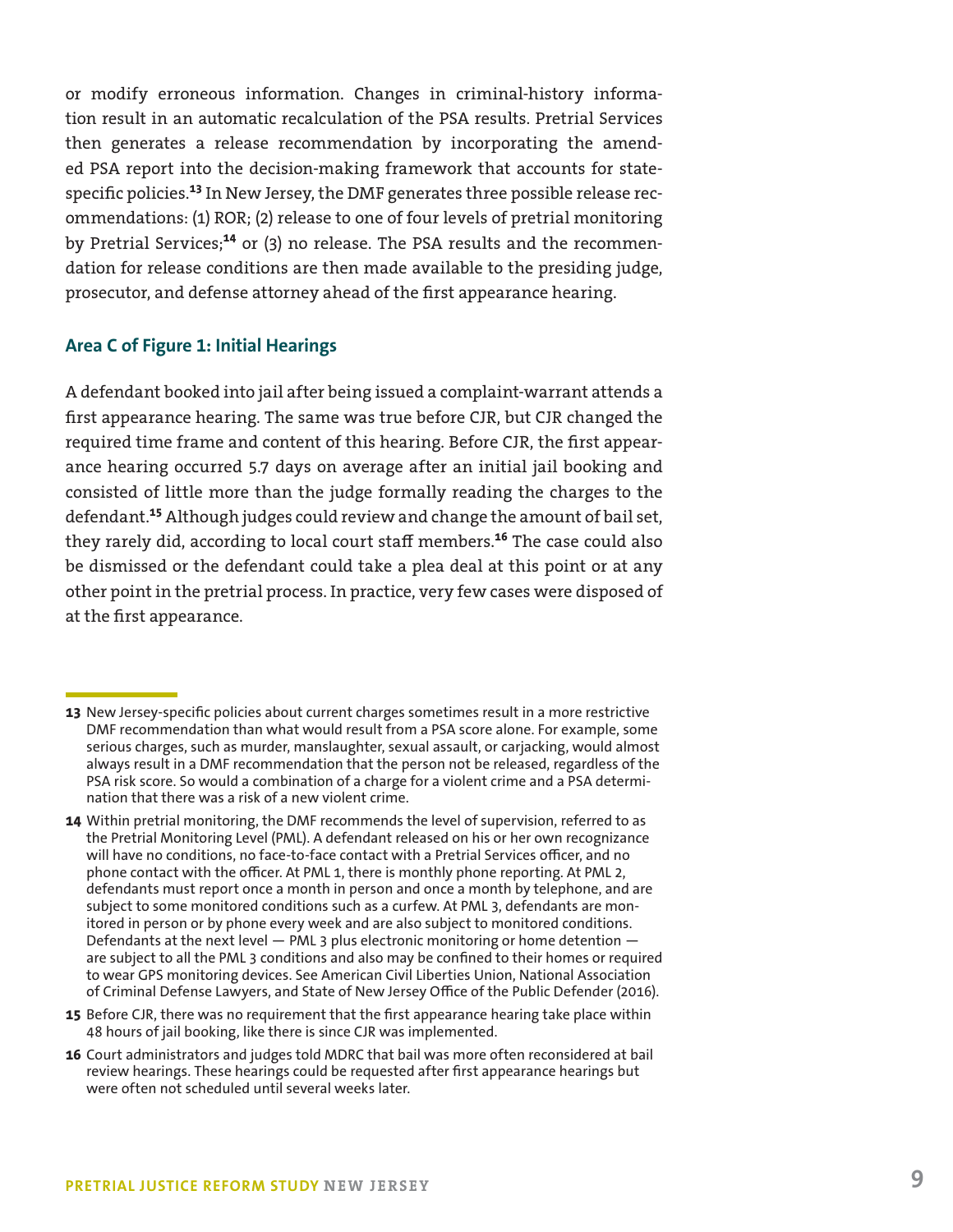or modify erroneous information. Changes in criminal-history information result in an automatic recalculation of the PSA results. Pretrial Services then generates a release recommendation by incorporating the amended PSA report into the decision-making framework that accounts for state-specific policies.[13] In New Jersey, the DMF generates three possible release recommendations: (1) ROR; (2) release to one of four levels of pretrial monitoring by Pretrial Services;[14] or (3) no release. The PSA results and the recommendation for release conditions are then made available to the presiding judge, prosecutor, and defense attorney ahead of the first appearance hearing.

### Area C of Figure 1: Initial Hearings

A defendant booked into jail after being issued a complaint-warrant attends a first appearance hearing. The same was true before CJR, but CJR changed the required time frame and content of this hearing. Before CJR, the first appearance hearing occurred 5.7 days on average after an initial jail booking and consisted of little more than the judge formally reading the charges to the defendant.[15] Although judges could review and change the amount of bail set, they rarely did, according to local court staff members.[16] The case could also be dismissed or the defendant could take a plea deal at this point or at any other point in the pretrial process. In practice, very few cases were disposed of at the first appearance.

---

**13** New Jersey-specific policies about current charges sometimes result in a more restrictive DMF recommendation than what would result from a PSA score alone. For example, some serious charges, such as murder, manslaughter, sexual assault, or carjacking, would almost always result in a DMF recommendation that the person not be released, regardless of the PSA risk score. So would a combination of a charge for a violent crime and a PSA determination that there was a risk of a new violent crime.

**14** Within pretrial monitoring, the DMF recommends the level of supervision, referred to as the Pretrial Monitoring Level (PML). A defendant released on his or her own recognizance will have no conditions, no face-to-face contact with a Pretrial Services officer, and no phone contact with the officer. At PML 1, there is monthly phone reporting. At PML 2, defendants must report once a month in person and once a month by telephone, and are subject to some monitored conditions such as a curfew. At PML 3, defendants are monitored in person or by phone every week and are also subject to monitored conditions. Defendants at the next level — PML 3 plus electronic monitoring or home detention — are subject to all the PML 3 conditions and also may be confined to their homes or required to wear GPS monitoring devices. See American Civil Liberties Union, National Association of Criminal Defense Lawyers, and State of New Jersey Office of the Public Defender (2016).

**15** Before CJR, there was no requirement that the first appearance hearing take place within 48 hours of jail booking, like there is since CJR was implemented.

**16** Court administrators and judges told MDRC that bail was more often reconsidered at bail review hearings. These hearings could be requested after first appearance hearings but were often not scheduled until several weeks later.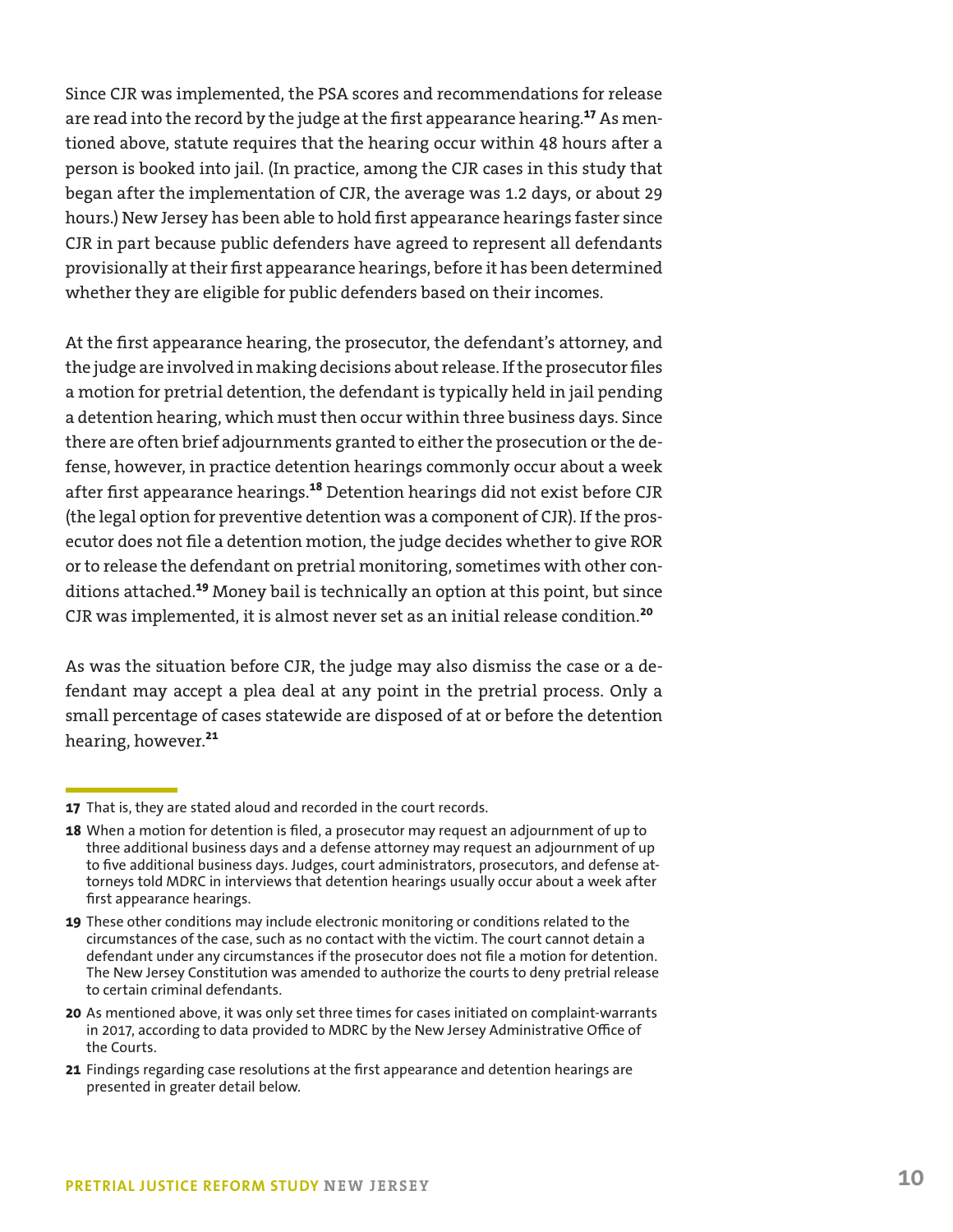Since CJR was implemented, the PSA scores and recommendations for release are read into the record by the judge at the first appearance hearing.[17] As mentioned above, statute requires that the hearing occur within 48 hours after a person is booked into jail. (In practice, among the CJR cases in this study that began after the implementation of CJR, the average was 1.2 days, or about 29 hours.) New Jersey has been able to hold first appearance hearings faster since CJR in part because public defenders have agreed to represent all defendants provisionally at their first appearance hearings, before it has been determined whether they are eligible for public defenders based on their incomes.

At the first appearance hearing, the prosecutor, the defendant's attorney, and the judge are involved in making decisions about release. If the prosecutor files a motion for pretrial detention, the defendant is typically held in jail pending a detention hearing, which must then occur within three business days. Since there are often brief adjournments granted to either the prosecution or the defense, however, in practice detention hearings commonly occur about a week after first appearance hearings.[18] Detention hearings did not exist before CJR (the legal option for preventive detention was a component of CJR). If the prosecutor does not file a detention motion, the judge decides whether to give ROR or to release the defendant on pretrial monitoring, sometimes with other conditions attached.[19] Money bail is technically an option at this point, but since CJR was implemented, it is almost never set as an initial release condition.[20]

As was the situation before CJR, the judge may also dismiss the case or a defendant may accept a plea deal at any point in the pretrial process. Only a small percentage of cases statewide are disposed of at or before the detention hearing, however.[21]

---

17 That is, they are stated aloud and recorded in the court records.

18 When a motion for detention is filed, a prosecutor may request an adjournment of up to three additional business days and a defense attorney may request an adjournment of up to five additional business days. Judges, court administrators, prosecutors, and defense attorneys told MDRC in interviews that detention hearings usually occur about a week after first appearance hearings.

19 These other conditions may include electronic monitoring or conditions related to the circumstances of the case, such as no contact with the victim. The court cannot detain a defendant under any circumstances if the prosecutor does not file a motion for detention. The New Jersey Constitution was amended to authorize the courts to deny pretrial release to certain criminal defendants.

20 As mentioned above, it was only set three times for cases initiated on complaint-warrants in 2017, according to data provided to MDRC by the New Jersey Administrative Office of the Courts.

21 Findings regarding case resolutions at the first appearance and detention hearings are presented in greater detail below.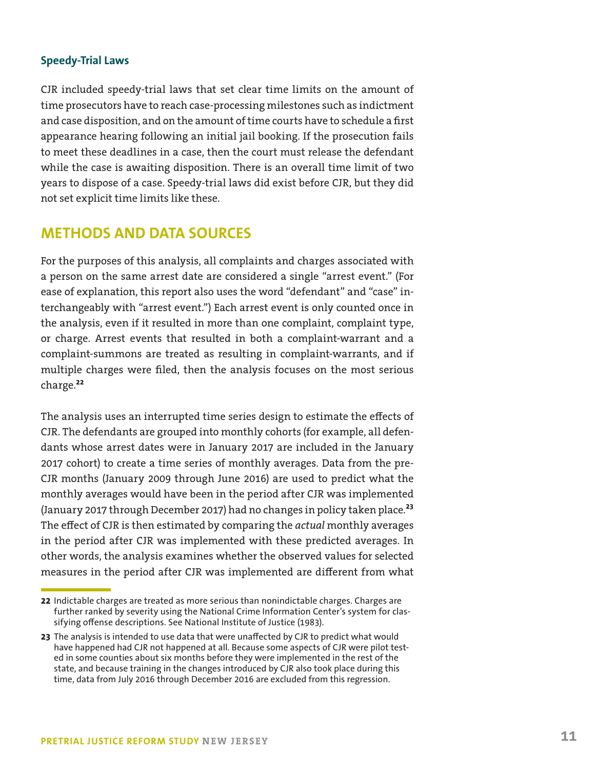### Speedy-Trial Laws

CJR included speedy-trial laws that set clear time limits on the amount of time prosecutors have to reach case-processing milestones such as indictment and case disposition, and on the amount of time courts have to schedule a first appearance hearing following an initial jail booking. If the prosecution fails to meet these deadlines in a case, then the court must release the defendant while the case is awaiting disposition. There is an overall time limit of two years to dispose of a case. Speedy-trial laws did exist before CJR, but they did not set explicit time limits like these.

## METHODS AND DATA SOURCES

For the purposes of this analysis, all complaints and charges associated with a person on the same arrest date are considered a single "arrest event." (For ease of explanation, this report also uses the word "defendant" and "case" interchangeably with "arrest event.") Each arrest event is only counted once in the analysis, even if it resulted in more than one complaint, complaint type, or charge. Arrest events that resulted in both a complaint-warrant and a complaint-summons are treated as resulting in complaint-warrants, and if multiple charges were filed, then the analysis focuses on the most serious charge.[22]

The analysis uses an interrupted time series design to estimate the effects of CJR. The defendants are grouped into monthly cohorts (for example, all defendants whose arrest dates were in January 2017 are included in the January 2017 cohort) to create a time series of monthly averages. Data from the pre-CJR months (January 2009 through June 2016) are used to predict what the monthly averages would have been in the period after CJR was implemented (January 2017 through December 2017) had no changes in policy taken place.[23] The effect of CJR is then estimated by comparing the *actual* monthly averages in the period after CJR was implemented with these predicted averages. In other words, the analysis examines whether the observed values for selected measures in the period after CJR was implemented are different from what

22 Indictable charges are treated as more serious than nonindictable charges. Charges are further ranked by severity using the National Crime Information Center's system for classifying offense descriptions. See National Institute of Justice (1983).

23 The analysis is intended to use data that were unaffected by CJR to predict what would have happened had CJR not happened at all. Because some aspects of CJR were pilot tested in some counties about six months before they were implemented in the rest of the state, and because training in the changes introduced by CJR also took place during this time, data from July 2016 through December 2016 are excluded from this regression.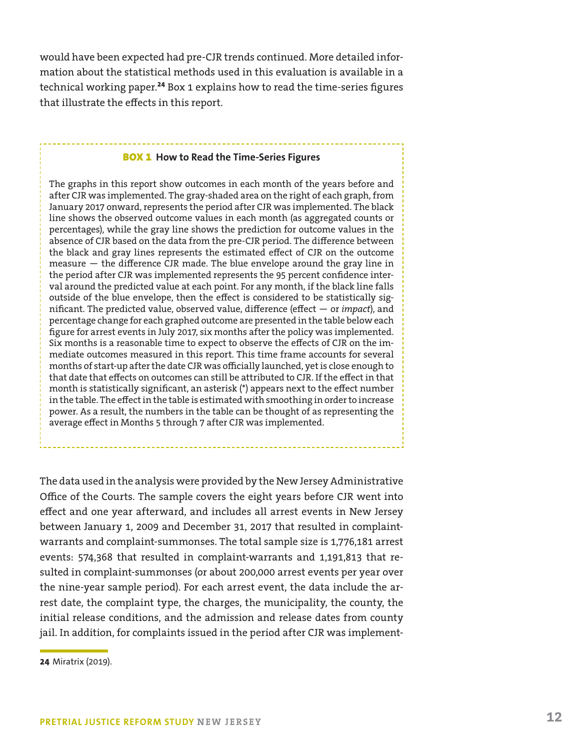would have been expected had pre-CJR trends continued. More detailed information about the statistical methods used in this evaluation is available in a technical working paper.[24] Box 1 explains how to read the time-series figures that illustrate the effects in this report.

---

**BOX 1 How to Read the Time-Series Figures**

The graphs in this report show outcomes in each month of the years before and after CJR was implemented. The gray-shaded area on the right of each graph, from January 2017 onward, represents the period after CJR was implemented. The black line shows the observed outcome values in each month (as aggregated counts or percentages), while the gray line shows the prediction for outcome values in the absence of CJR based on the data from the pre-CJR period. The difference between the black and gray lines represents the estimated effect of CJR on the outcome measure — the difference CJR made. The blue envelope around the gray line in the period after CJR was implemented represents the 95 percent confidence interval around the predicted value at each point. For any month, if the black line falls outside of the blue envelope, then the effect is considered to be statistically significant. The predicted value, observed value, difference (effect — or *impact*), and percentage change for each graphed outcome are presented in the table below each figure for arrest events in July 2017, six months after the policy was implemented. Six months is a reasonable time to expect to observe the effects of CJR on the immediate outcomes measured in this report. This time frame accounts for several months of start-up after the date CJR was officially launched, yet is close enough to that date that effects on outcomes can still be attributed to CJR. If the effect in that month is statistically significant, an asterisk (*) appears next to the effect number in the table. The effect in the table is estimated with smoothing in order to increase power. As a result, the numbers in the table can be thought of as representing the average effect in Months 5 through 7 after CJR was implemented.

---

The data used in the analysis were provided by the New Jersey Administrative Office of the Courts. The sample covers the eight years before CJR went into effect and one year afterward, and includes all arrest events in New Jersey between January 1, 2009 and December 31, 2017 that resulted in complaint-warrants and complaint-summonses. The total sample size is 1,776,181 arrest events: 574,368 that resulted in complaint-warrants and 1,191,813 that resulted in complaint-summonses (or about 200,000 arrest events per year over the nine-year sample period). For each arrest event, the data include the arrest date, the complaint type, the charges, the municipality, the county, the initial release conditions, and the admission and release dates from county jail. In addition, for complaints issued in the period after CJR was implement-

---

**24** Miratrix (2019).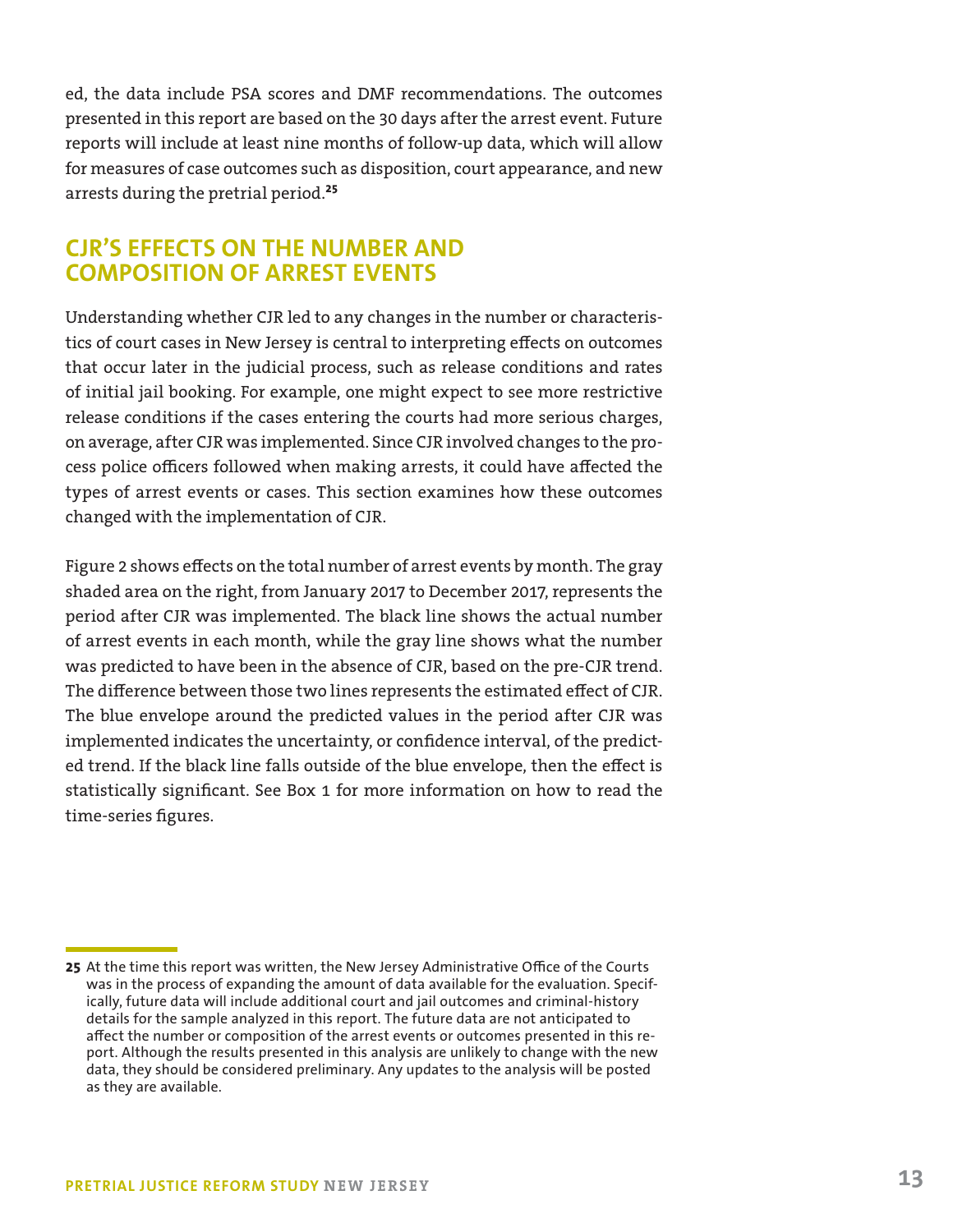ed, the data include PSA scores and DMF recommendations. The outcomes presented in this report are based on the 30 days after the arrest event. Future reports will include at least nine months of follow-up data, which will allow for measures of case outcomes such as disposition, court appearance, and new arrests during the pretrial period.[25]

## CJR'S EFFECTS ON THE NUMBER AND COMPOSITION OF ARREST EVENTS

Understanding whether CJR led to any changes in the number or characteristics of court cases in New Jersey is central to interpreting effects on outcomes that occur later in the judicial process, such as release conditions and rates of initial jail booking. For example, one might expect to see more restrictive release conditions if the cases entering the courts had more serious charges, on average, after CJR was implemented. Since CJR involved changes to the process police officers followed when making arrests, it could have affected the types of arrest events or cases. This section examines how these outcomes changed with the implementation of CJR.

Figure 2 shows effects on the total number of arrest events by month. The gray shaded area on the right, from January 2017 to December 2017, represents the period after CJR was implemented. The black line shows the actual number of arrest events in each month, while the gray line shows what the number was predicted to have been in the absence of CJR, based on the pre-CJR trend. The difference between those two lines represents the estimated effect of CJR. The blue envelope around the predicted values in the period after CJR was implemented indicates the uncertainty, or confidence interval, of the predicted trend. If the black line falls outside of the blue envelope, then the effect is statistically significant. See Box 1 for more information on how to read the time-series figures.

---

**25** At the time this report was written, the New Jersey Administrative Office of the Courts was in the process of expanding the amount of data available for the evaluation. Specifically, future data will include additional court and jail outcomes and criminal-history details for the sample analyzed in this report. The future data are not anticipated to affect the number or composition of the arrest events or outcomes presented in this report. Although the results presented in this analysis are unlikely to change with the new data, they should be considered preliminary. Any updates to the analysis will be posted as they are available.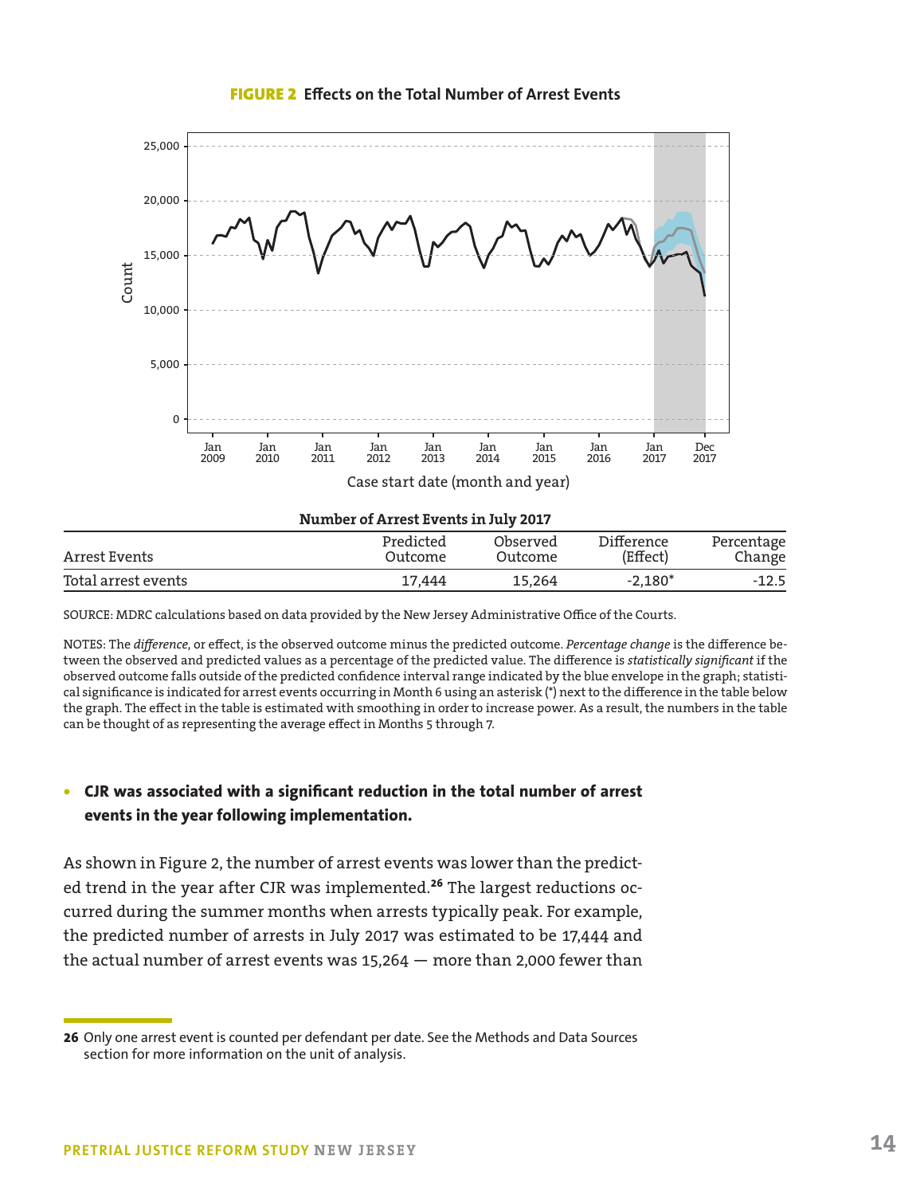**FIGURE 2** Effects on the Total Number of Arrest Events

**Number of Arrest Events in July 2017**

| Arrest Events | Predicted Outcome | Observed Outcome | Difference (Effect) | Percentage Change |
|---|---|---|---|---|
| Total arrest events | 17,444 | 15,264 | -2,180* | -12.5 |

SOURCE: MDRC calculations based on data provided by the New Jersey Administrative Office of the Courts.

NOTES: The *difference*, or effect, is the observed outcome minus the predicted outcome. *Percentage change* is the difference between the observed and predicted values as a percentage of the predicted value. The difference is *statistically significant* if the observed outcome falls outside of the predicted confidence interval range indicated by the blue envelope in the graph; statistical significance is indicated for arrest events occurring in Month 6 using an asterisk (*) next to the difference in the table below the graph. The effect in the table is estimated with smoothing in order to increase power. As a result, the numbers in the table can be thought of as representing the average effect in Months 5 through 7.

- **CJR was associated with a significant reduction in the total number of arrest events in the year following implementation.**

As shown in Figure 2, the number of arrest events was lower than the predicted trend in the year after CJR was implemented.[26] The largest reductions occurred during the summer months when arrests typically peak. For example, the predicted number of arrests in July 2017 was estimated to be 17,444 and the actual number of arrest events was 15,264 — more than 2,000 fewer than

26 Only one arrest event is counted per defendant per date. See the Methods and Data Sources section for more information on the unit of analysis.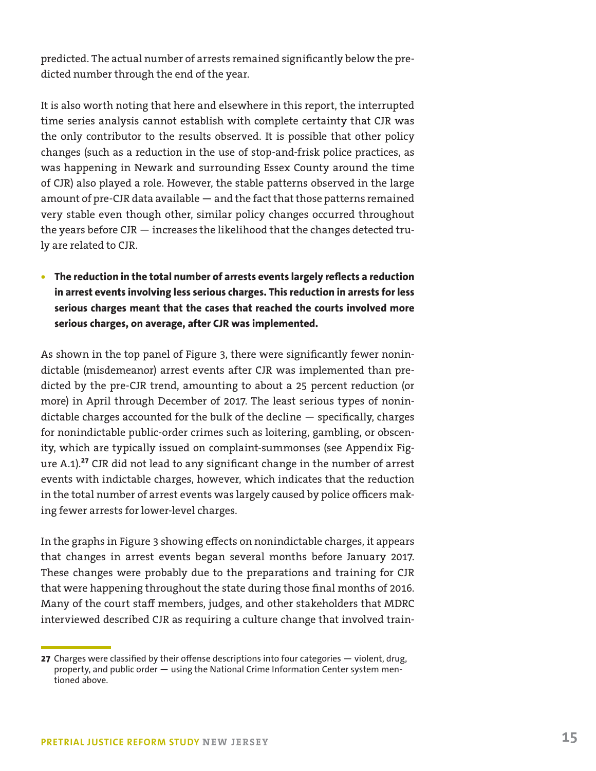predicted. The actual number of arrests remained significantly below the predicted number through the end of the year.

It is also worth noting that here and elsewhere in this report, the interrupted time series analysis cannot establish with complete certainty that CJR was the only contributor to the results observed. It is possible that other policy changes (such as a reduction in the use of stop-and-frisk police practices, as was happening in Newark and surrounding Essex County around the time of CJR) also played a role. However, the stable patterns observed in the large amount of pre-CJR data available — and the fact that those patterns remained very stable even though other, similar policy changes occurred throughout the years before CJR — increases the likelihood that the changes detected truly are related to CJR.

- **The reduction in the total number of arrests events largely reflects a reduction in arrest events involving less serious charges. This reduction in arrests for less serious charges meant that the cases that reached the courts involved more serious charges, on average, after CJR was implemented.**

As shown in the top panel of Figure 3, there were significantly fewer nonindictable (misdemeanor) arrest events after CJR was implemented than predicted by the pre-CJR trend, amounting to about a 25 percent reduction (or more) in April through December of 2017. The least serious types of nonindictable charges accounted for the bulk of the decline — specifically, charges for nonindictable public-order crimes such as loitering, gambling, or obscenity, which are typically issued on complaint-summonses (see Appendix Figure A.1).[27] CJR did not lead to any significant change in the number of arrest events with indictable charges, however, which indicates that the reduction in the total number of arrest events was largely caused by police officers making fewer arrests for lower-level charges.

In the graphs in Figure 3 showing effects on nonindictable charges, it appears that changes in arrest events began several months before January 2017. These changes were probably due to the preparations and training for CJR that were happening throughout the state during those final months of 2016. Many of the court staff members, judges, and other stakeholders that MDRC interviewed described CJR as requiring a culture change that involved train-

---

**27** Charges were classified by their offense descriptions into four categories — violent, drug, property, and public order — using the National Crime Information Center system mentioned above.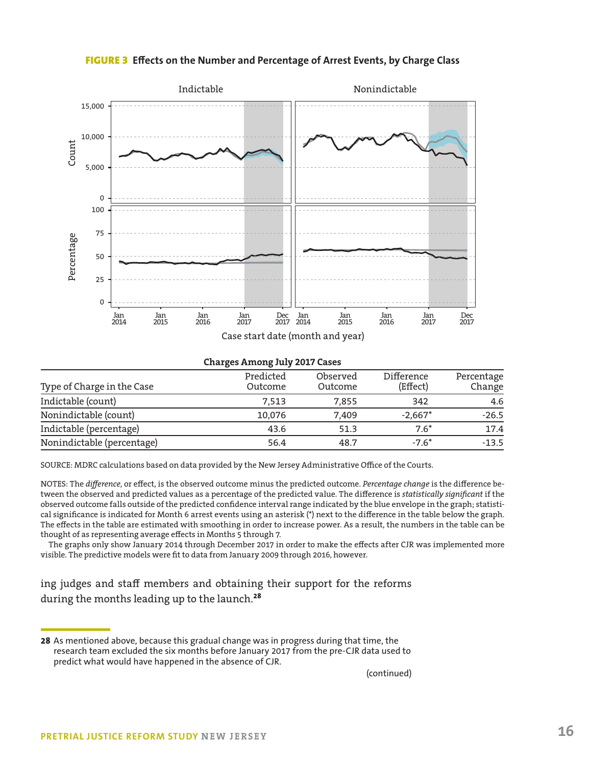**FIGURE 3** Effects on the Number and Percentage of Arrest Events, by Charge Class

**Charges Among July 2017 Cases**

| Type of Charge in the Case | Predicted Outcome | Observed Outcome | Difference (Effect) | Percentage Change |
|---|---|---|---|---|
| Indictable (count) | 7,513 | 7,855 | 342 | 4.6 |
| Nonindictable (count) | 10,076 | 7,409 | -2,667* | -26.5 |
| Indictable (percentage) | 43.6 | 51.3 | 7.6* | 17.4 |
| Nonindictable (percentage) | 56.4 | 48.7 | -7.6* | -13.5 |

SOURCE: MDRC calculations based on data provided by the New Jersey Administrative Office of the Courts.

NOTES: The *difference*, or effect, is the observed outcome minus the predicted outcome. *Percentage change* is the difference between the observed and predicted values as a percentage of the predicted value. The difference is *statistically significant* if the observed outcome falls outside of the predicted confidence interval range indicated by the blue envelope in the graph; statistical significance is indicated for Month 6 arrest events using an asterisk (*) next to the difference in the table below the graph. The effects in the table are estimated with smoothing in order to increase power. As a result, the numbers in the table can be thought of as representing average effects in Months 5 through 7.

The graphs only show January 2014 through December 2017 in order to make the effects after CJR was implemented more visible. The predictive models were fit to data from January 2009 through 2016, however.

ing judges and staff members and obtaining their support for the reforms during the months leading up to the launch.[28]

28 As mentioned above, because this gradual change was in progress during that time, the research team excluded the six months before January 2017 from the pre-CJR data used to predict what would have happened in the absence of CJR.

(continued)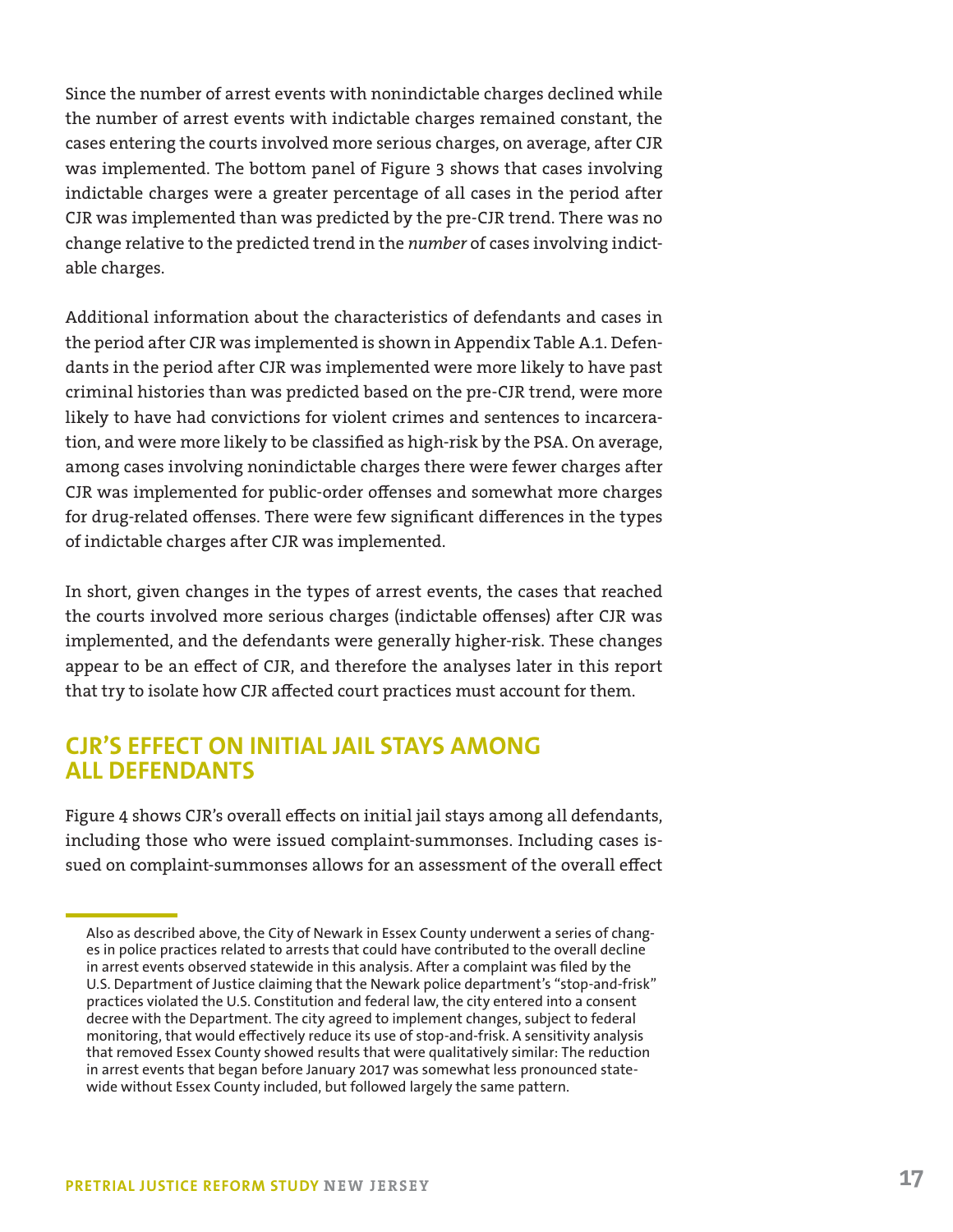Since the number of arrest events with nonindictable charges declined while the number of arrest events with indictable charges remained constant, the cases entering the courts involved more serious charges, on average, after CJR was implemented. The bottom panel of Figure 3 shows that cases involving indictable charges were a greater percentage of all cases in the period after CJR was implemented than was predicted by the pre-CJR trend. There was no change relative to the predicted trend in the *number* of cases involving indictable charges.

Additional information about the characteristics of defendants and cases in the period after CJR was implemented is shown in Appendix Table A.1. Defendants in the period after CJR was implemented were more likely to have past criminal histories than was predicted based on the pre-CJR trend, were more likely to have had convictions for violent crimes and sentences to incarceration, and were more likely to be classified as high-risk by the PSA. On average, among cases involving nonindictable charges there were fewer charges after CJR was implemented for public-order offenses and somewhat more charges for drug-related offenses. There were few significant differences in the types of indictable charges after CJR was implemented.

In short, given changes in the types of arrest events, the cases that reached the courts involved more serious charges (indictable offenses) after CJR was implemented, and the defendants were generally higher-risk. These changes appear to be an effect of CJR, and therefore the analyses later in this report that try to isolate how CJR affected court practices must account for them.

## CJR'S EFFECT ON INITIAL JAIL STAYS AMONG ALL DEFENDANTS

Figure 4 shows CJR's overall effects on initial jail stays among all defendants, including those who were issued complaint-summonses. Including cases issued on complaint-summonses allows for an assessment of the overall effect

---

Also as described above, the City of Newark in Essex County underwent a series of changes in police practices related to arrests that could have contributed to the overall decline in arrest events observed statewide in this analysis. After a complaint was filed by the U.S. Department of Justice claiming that the Newark police department's "stop-and-frisk" practices violated the U.S. Constitution and federal law, the city entered into a consent decree with the Department. The city agreed to implement changes, subject to federal monitoring, that would effectively reduce its use of stop-and-frisk. A sensitivity analysis that removed Essex County showed results that were qualitatively similar: The reduction in arrest events that began before January 2017 was somewhat less pronounced statewide without Essex County included, but followed largely the same pattern.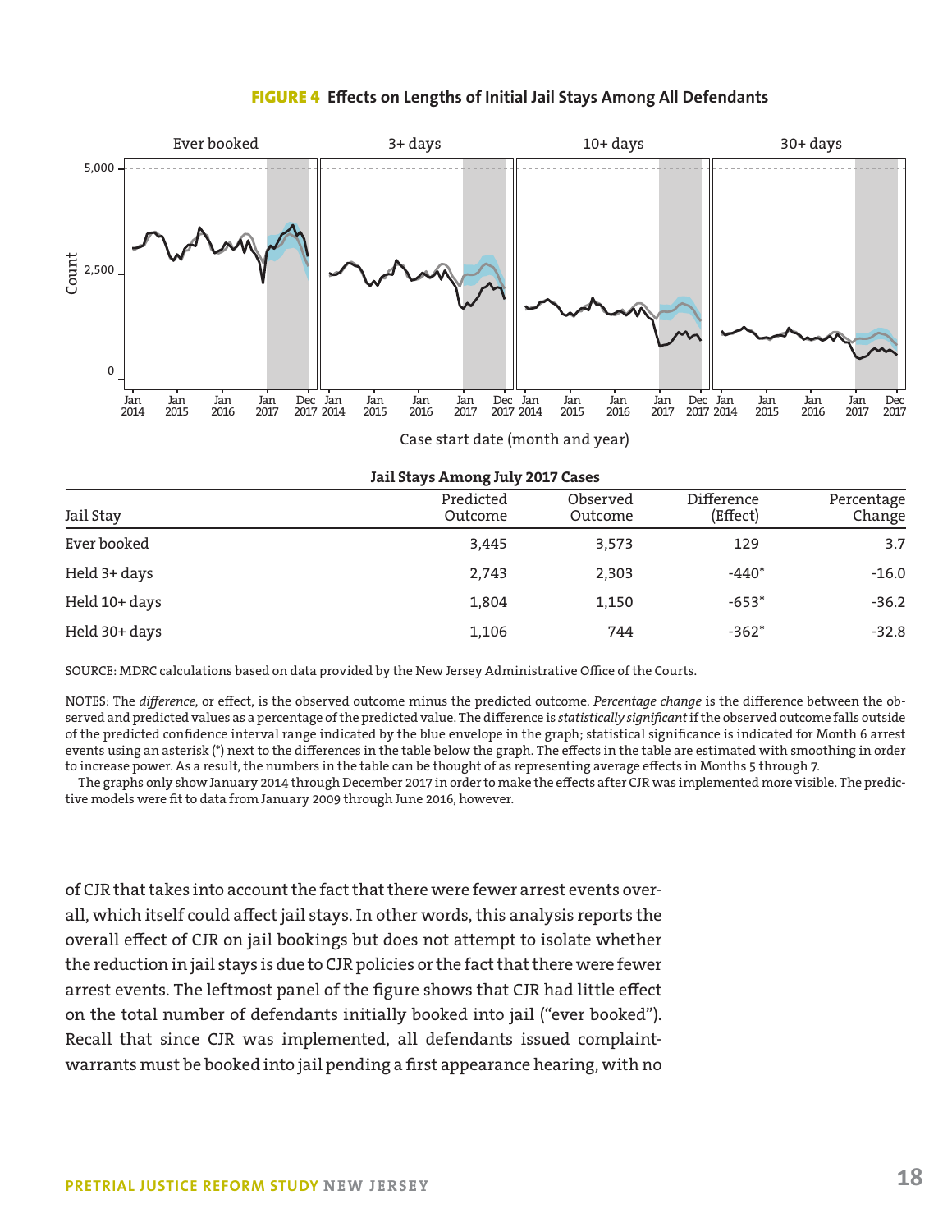**FIGURE 4** Effects on Lengths of Initial Jail Stays Among All Defendants

**Jail Stays Among July 2017 Cases**

| Jail Stay | Predicted Outcome | Observed Outcome | Difference (Effect) | Percentage Change |
|---|---|---|---|---|
| Ever booked | 3,445 | 3,573 | 129 | 3.7 |
| Held 3+ days | 2,743 | 2,303 | -440* | -16.0 |
| Held 10+ days | 1,804 | 1,150 | -653* | -36.2 |
| Held 30+ days | 1,106 | 744 | -362* | -32.8 |

SOURCE: MDRC calculations based on data provided by the New Jersey Administrative Office of the Courts.

NOTES: The *difference*, or effect, is the observed outcome minus the predicted outcome. *Percentage change* is the difference between the observed and predicted values as a percentage of the predicted value. The difference is *statistically significant* if the observed outcome falls outside of the predicted confidence interval range indicated by the blue envelope in the graph; statistical significance is indicated for Month 6 arrest events using an asterisk (*) next to the differences in the table below the graph. The effects in the table are estimated with smoothing in order to increase power. As a result, the numbers in the table can be thought of as representing average effects in Months 5 through 7.

The graphs only show January 2014 through December 2017 in order to make the effects after CJR was implemented more visible. The predictive models were fit to data from January 2009 through June 2016, however.

of CJR that takes into account the fact that there were fewer arrest events overall, which itself could affect jail stays. In other words, this analysis reports the overall effect of CJR on jail bookings but does not attempt to isolate whether the reduction in jail stays is due to CJR policies or the fact that there were fewer arrest events. The leftmost panel of the figure shows that CJR had little effect on the total number of defendants initially booked into jail ("ever booked"). Recall that since CJR was implemented, all defendants issued complaint-warrants must be booked into jail pending a first appearance hearing, with no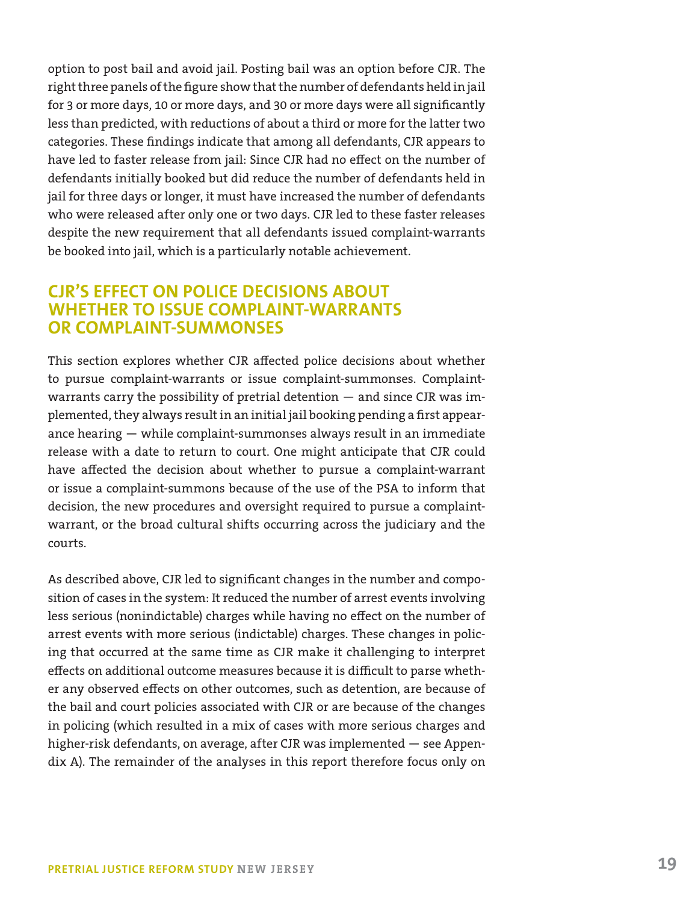option to post bail and avoid jail. Posting bail was an option before CJR. The right three panels of the figure show that the number of defendants held in jail for 3 or more days, 10 or more days, and 30 or more days were all significantly less than predicted, with reductions of about a third or more for the latter two categories. These findings indicate that among all defendants, CJR appears to have led to faster release from jail: Since CJR had no effect on the number of defendants initially booked but did reduce the number of defendants held in jail for three days or longer, it must have increased the number of defendants who were released after only one or two days. CJR led to these faster releases despite the new requirement that all defendants issued complaint-warrants be booked into jail, which is a particularly notable achievement.

## CJR'S EFFECT ON POLICE DECISIONS ABOUT WHETHER TO ISSUE COMPLAINT-WARRANTS OR COMPLAINT-SUMMONSES

This section explores whether CJR affected police decisions about whether to pursue complaint-warrants or issue complaint-summonses. Complaint-warrants carry the possibility of pretrial detention — and since CJR was implemented, they always result in an initial jail booking pending a first appearance hearing — while complaint-summonses always result in an immediate release with a date to return to court. One might anticipate that CJR could have affected the decision about whether to pursue a complaint-warrant or issue a complaint-summons because of the use of the PSA to inform that decision, the new procedures and oversight required to pursue a complaint-warrant, or the broad cultural shifts occurring across the judiciary and the courts.

As described above, CJR led to significant changes in the number and composition of cases in the system: It reduced the number of arrest events involving less serious (nonindictable) charges while having no effect on the number of arrest events with more serious (indictable) charges. These changes in policing that occurred at the same time as CJR make it challenging to interpret effects on additional outcome measures because it is difficult to parse whether any observed effects on other outcomes, such as detention, are because of the bail and court policies associated with CJR or are because of the changes in policing (which resulted in a mix of cases with more serious charges and higher-risk defendants, on average, after CJR was implemented — see Appendix A). The remainder of the analyses in this report therefore focus only on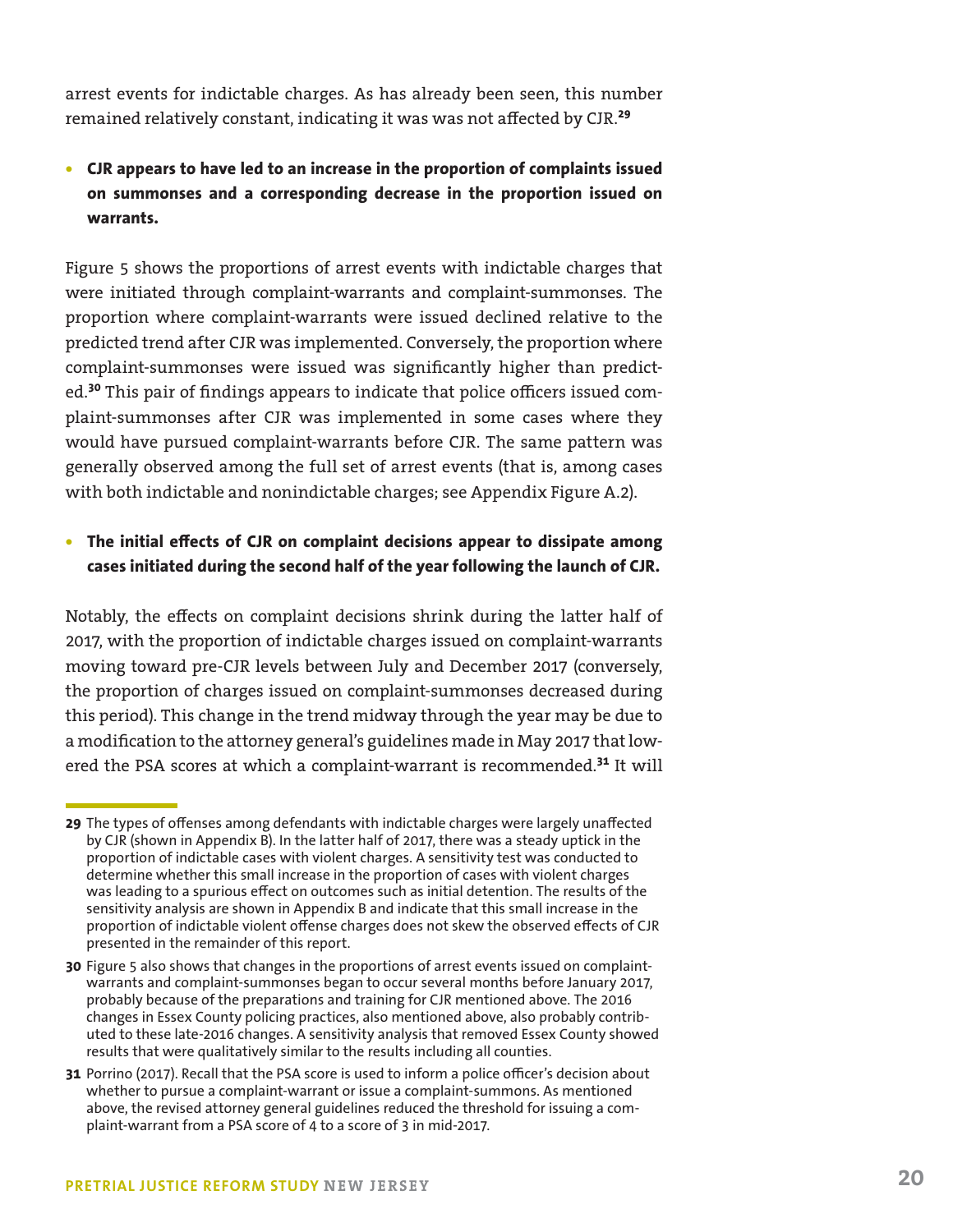arrest events for indictable charges. As has already been seen, this number remained relatively constant, indicating it was was not affected by CJR.[29]

- **CJR appears to have led to an increase in the proportion of complaints issued on summonses and a corresponding decrease in the proportion issued on warrants.**

Figure 5 shows the proportions of arrest events with indictable charges that were initiated through complaint-warrants and complaint-summonses. The proportion where complaint-warrants were issued declined relative to the predicted trend after CJR was implemented. Conversely, the proportion where complaint-summonses were issued was significantly higher than predicted.[30] This pair of findings appears to indicate that police officers issued complaint-summonses after CJR was implemented in some cases where they would have pursued complaint-warrants before CJR. The same pattern was generally observed among the full set of arrest events (that is, among cases with both indictable and nonindictable charges; see Appendix Figure A.2).

- **The initial effects of CJR on complaint decisions appear to dissipate among cases initiated during the second half of the year following the launch of CJR.**

Notably, the effects on complaint decisions shrink during the latter half of 2017, with the proportion of indictable charges issued on complaint-warrants moving toward pre-CJR levels between July and December 2017 (conversely, the proportion of charges issued on complaint-summonses decreased during this period). This change in the trend midway through the year may be due to a modification to the attorney general's guidelines made in May 2017 that lowered the PSA scores at which a complaint-warrant is recommended.[31] It will

---

**29** The types of offenses among defendants with indictable charges were largely unaffected by CJR (shown in Appendix B). In the latter half of 2017, there was a steady uptick in the proportion of indictable cases with violent charges. A sensitivity test was conducted to determine whether this small increase in the proportion of cases with violent charges was leading to a spurious effect on outcomes such as initial detention. The results of the sensitivity analysis are shown in Appendix B and indicate that this small increase in the proportion of indictable violent offense charges does not skew the observed effects of CJR presented in the remainder of this report.

**30** Figure 5 also shows that changes in the proportions of arrest events issued on complaint-warrants and complaint-summonses began to occur several months before January 2017, probably because of the preparations and training for CJR mentioned above. The 2016 changes in Essex County policing practices, also mentioned above, also probably contributed to these late-2016 changes. A sensitivity analysis that removed Essex County showed results that were qualitatively similar to the results including all counties.

**31** Porrino (2017). Recall that the PSA score is used to inform a police officer's decision about whether to pursue a complaint-warrant or issue a complaint-summons. As mentioned above, the revised attorney general guidelines reduced the threshold for issuing a complaint-warrant from a PSA score of 4 to a score of 3 in mid-2017.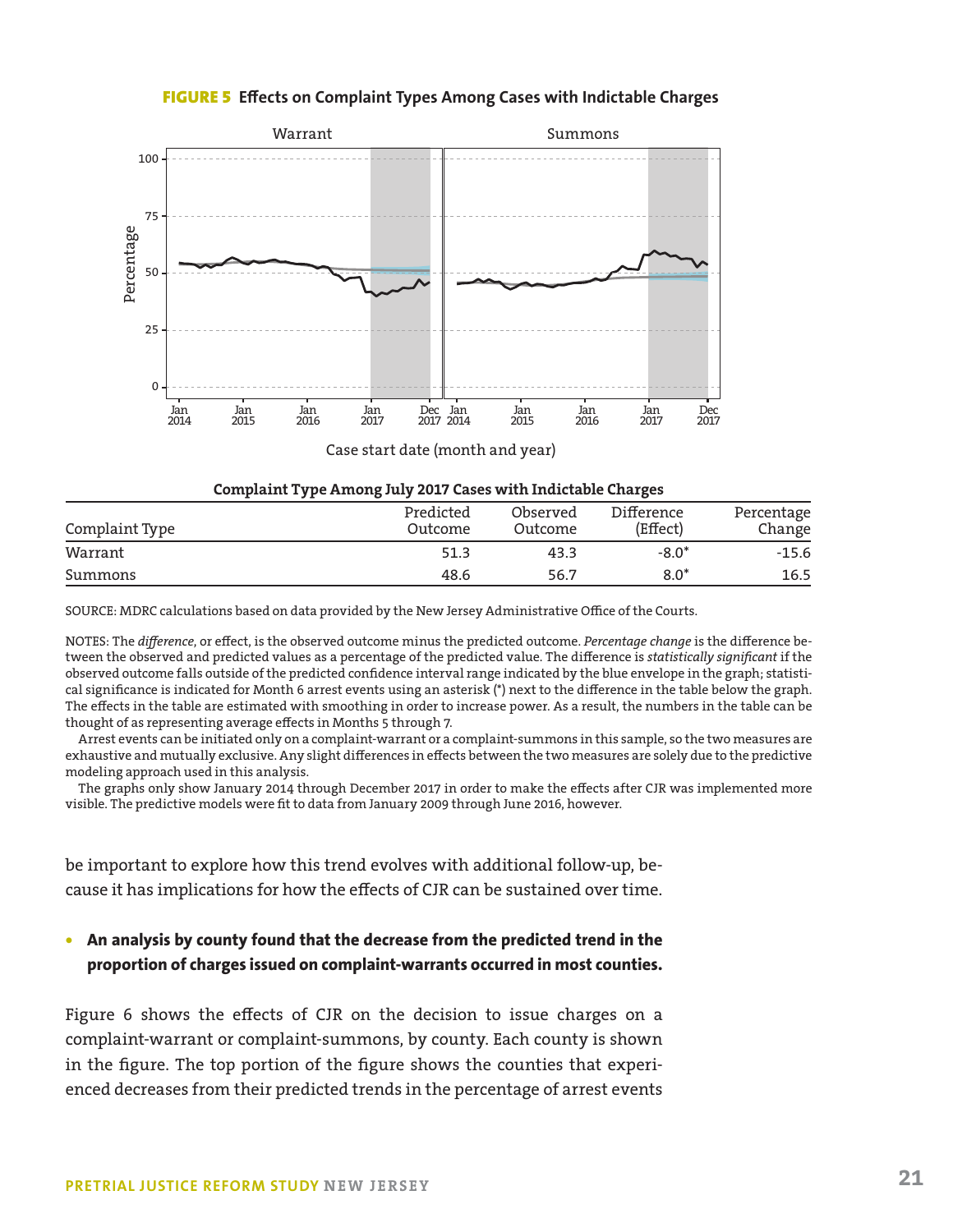**FIGURE 5 Effects on Complaint Types Among Cases with Indictable Charges**

**Complaint Type Among July 2017 Cases with Indictable Charges**

| Complaint Type | Predicted Outcome | Observed Outcome | Difference (Effect) | Percentage Change |
|---|---|---|---|---|
| Warrant | 51.3 | 43.3 | -8.0* | -15.6 |
| Summons | 48.6 | 56.7 | 8.0* | 16.5 |

SOURCE: MDRC calculations based on data provided by the New Jersey Administrative Office of the Courts.

NOTES: The *difference*, or effect, is the observed outcome minus the predicted outcome. *Percentage change* is the difference between the observed and predicted values as a percentage of the predicted value. The difference is *statistically significant* if the observed outcome falls outside of the predicted confidence interval range indicated by the blue envelope in the graph; statistical significance is indicated for Month 6 arrest events using an asterisk (*) next to the difference in the table below the graph. The effects in the table are estimated with smoothing in order to increase power. As a result, the numbers in the table can be thought of as representing average effects in Months 5 through 7.

Arrest events can be initiated only on a complaint-warrant or a complaint-summons in this sample, so the two measures are exhaustive and mutually exclusive. Any slight differences in effects between the two measures are solely due to the predictive modeling approach used in this analysis.

The graphs only show January 2014 through December 2017 in order to make the effects after CJR was implemented more visible. The predictive models were fit to data from January 2009 through June 2016, however.

be important to explore how this trend evolves with additional follow-up, because it has implications for how the effects of CJR can be sustained over time.

- **An analysis by county found that the decrease from the predicted trend in the proportion of charges issued on complaint-warrants occurred in most counties.**

Figure 6 shows the effects of CJR on the decision to issue charges on a complaint-warrant or complaint-summons, by county. Each county is shown in the figure. The top portion of the figure shows the counties that experienced decreases from their predicted trends in the percentage of arrest events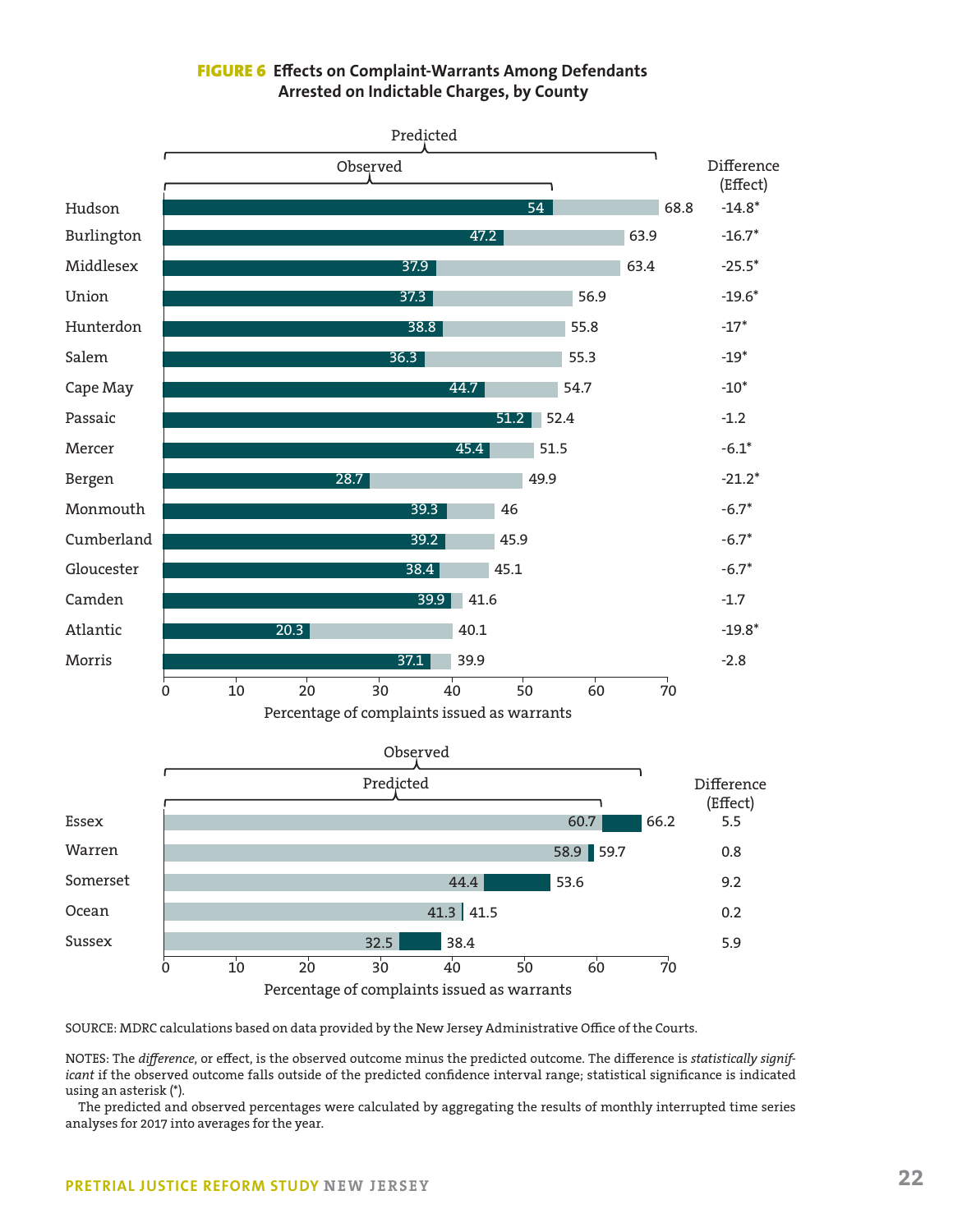**FIGURE 6** **Effects on Complaint-Warrants Among Defendants Arrested on Indictable Charges, by County**

| County | Observed | Predicted | Difference (Effect) |
|---|---|---|---|
| Hudson | 54 | 68.8 | -14.8* |
| Burlington | 47.2 | 63.9 | -16.7* |
| Middlesex | 37.9 | 63.4 | -25.5* |
| Union | 37.3 | 56.9 | -19.6* |
| Hunterdon | 38.8 | 55.8 | -17* |
| Salem | 36.3 | 55.3 | -19* |
| Cape May | 44.7 | 54.7 | -10* |
| Passaic | 51.2 | 52.4 | -1.2 |
| Mercer | 45.4 | 51.5 | -6.1* |
| Bergen | 28.7 | 49.9 | -21.2* |
| Monmouth | 39.3 | 46 | -6.7* |
| Cumberland | 39.2 | 45.9 | -6.7* |
| Gloucester | 38.4 | 45.1 | -6.7* |
| Camden | 39.9 | 41.6 | -1.7 |
| Atlantic | 20.3 | 40.1 | -19.8* |
| Morris | 37.1 | 39.9 | -2.8 |

| County | Predicted | Observed | Difference (Effect) |
|---|---|---|---|
| Essex | 60.7 | 66.2 | 5.5 |
| Warren | 58.9 | 59.7 | 0.8 |
| Somerset | 44.4 | 53.6 | 9.2 |
| Ocean | 41.3 | 41.5 | 0.2 |
| Sussex | 32.5 | 38.4 | 5.9 |

Percentage of complaints issued as warrants

SOURCE: MDRC calculations based on data provided by the New Jersey Administrative Office of the Courts.

NOTES: The *difference*, or effect, is the observed outcome minus the predicted outcome. The difference is *statistically significant* if the observed outcome falls outside of the predicted confidence interval range; statistical significance is indicated using an asterisk (*).

The predicted and observed percentages were calculated by aggregating the results of monthly interrupted time series analyses for 2017 into averages for the year.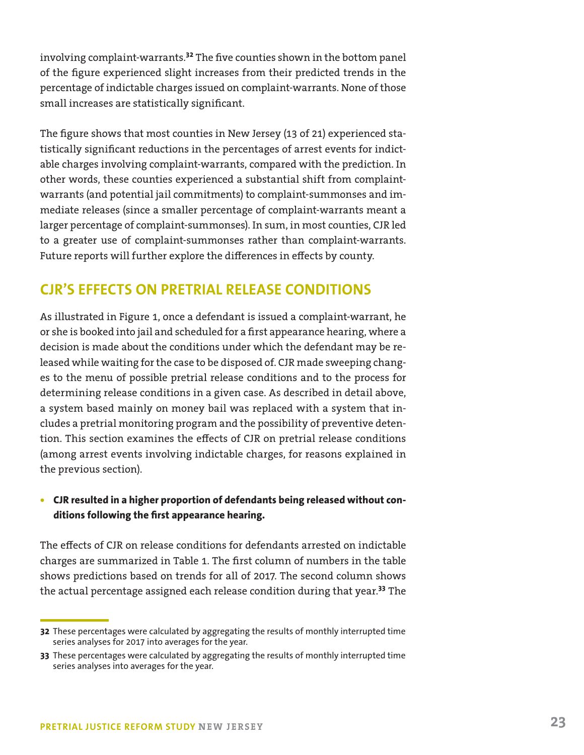involving complaint-warrants.[32] The five counties shown in the bottom panel of the figure experienced slight increases from their predicted trends in the percentage of indictable charges issued on complaint-warrants. None of those small increases are statistically significant.

The figure shows that most counties in New Jersey (13 of 21) experienced statistically significant reductions in the percentages of arrest events for indictable charges involving complaint-warrants, compared with the prediction. In other words, these counties experienced a substantial shift from complaint-warrants (and potential jail commitments) to complaint-summonses and immediate releases (since a smaller percentage of complaint-warrants meant a larger percentage of complaint-summonses). In sum, in most counties, CJR led to a greater use of complaint-summonses rather than complaint-warrants. Future reports will further explore the differences in effects by county.

## CJR'S EFFECTS ON PRETRIAL RELEASE CONDITIONS

As illustrated in Figure 1, once a defendant is issued a complaint-warrant, he or she is booked into jail and scheduled for a first appearance hearing, where a decision is made about the conditions under which the defendant may be released while waiting for the case to be disposed of. CJR made sweeping changes to the menu of possible pretrial release conditions and to the process for determining release conditions in a given case. As described in detail above, a system based mainly on money bail was replaced with a system that includes a pretrial monitoring program and the possibility of preventive detention. This section examines the effects of CJR on pretrial release conditions (among arrest events involving indictable charges, for reasons explained in the previous section).

- **CJR resulted in a higher proportion of defendants being released without conditions following the first appearance hearing.**

The effects of CJR on release conditions for defendants arrested on indictable charges are summarized in Table 1. The first column of numbers in the table shows predictions based on trends for all of 2017. The second column shows the actual percentage assigned each release condition during that year.[33] The

---

[32] These percentages were calculated by aggregating the results of monthly interrupted time series analyses for 2017 into averages for the year.

[33] These percentages were calculated by aggregating the results of monthly interrupted time series analyses into averages for the year.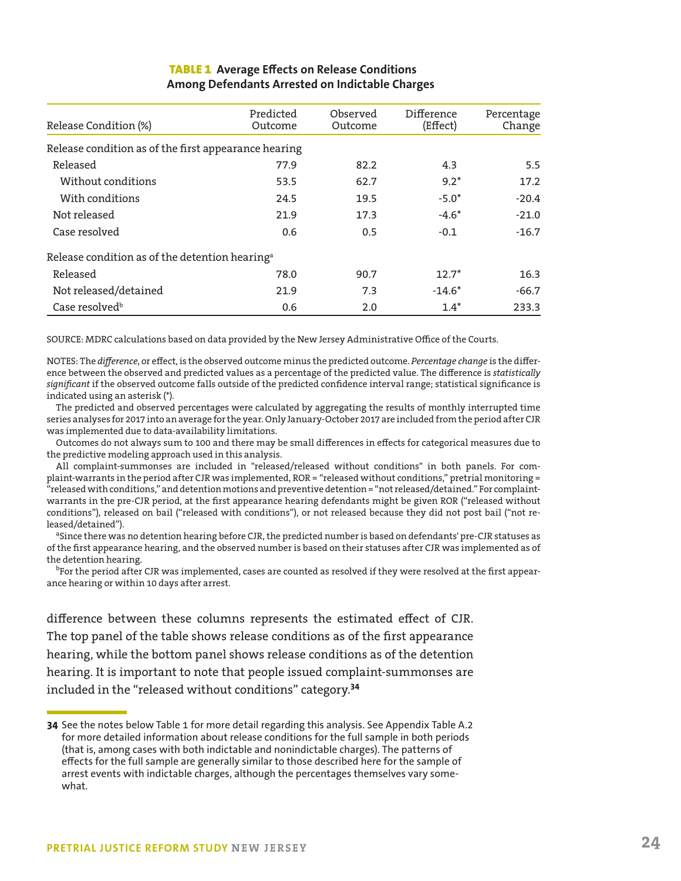**TABLE 1 Average Effects on Release Conditions Among Defendants Arrested on Indictable Charges**

| Release Condition (%) | Predicted Outcome | Observed Outcome | Difference (Effect) | Percentage Change |
|---|---|---|---|---|
| Release condition as of the first appearance hearing | | | | |
| Released | 77.9 | 82.2 | 4.3 | 5.5 |
| Without conditions | 53.5 | 62.7 | 9.2* | 17.2 |
| With conditions | 24.5 | 19.5 | -5.0* | -20.4 |
| Not released | 21.9 | 17.3 | -4.6* | -21.0 |
| Case resolved | 0.6 | 0.5 | -0.1 | -16.7 |
| Release condition as of the detention hearing[a] | | | | |
| Released | 78.0 | 90.7 | 12.7* | 16.3 |
| Not released/detained | 21.9 | 7.3 | -14.6* | -66.7 |
| Case resolved[b] | 0.6 | 2.0 | 1.4* | 233.3 |

SOURCE: MDRC calculations based on data provided by the New Jersey Administrative Office of the Courts.

NOTES: The *difference*, or effect, is the observed outcome minus the predicted outcome. *Percentage change* is the difference between the observed and predicted values as a percentage of the predicted value. The difference is *statistically significant* if the observed outcome falls outside of the predicted confidence interval range; statistical significance is indicated using an asterisk (*).

The predicted and observed percentages were calculated by aggregating the results of monthly interrupted time series analyses for 2017 into an average for the year. Only January-October 2017 are included from the period after CJR was implemented due to data-availability limitations.

Outcomes do not always sum to 100 and there may be small differences in effects for categorical measures due to the predictive modeling approach used in this analysis.

All complaint-summonses are included in "released/released without conditions" in both panels. For complaint-warrants in the period after CJR was implemented, ROR = "released without conditions," pretrial monitoring = "released with conditions," and detention motions and preventive detention = "not released/detained." For complaint-warrants in the pre-CJR period, at the first appearance hearing defendants might be given ROR ("released without conditions"), released on bail ("released with conditions"), or not released because they did not post bail ("not released/detained").

[a]Since there was no detention hearing before CJR, the predicted number is based on defendants' pre-CJR statuses as of the first appearance hearing, and the observed number is based on their statuses after CJR was implemented as of the detention hearing.

[b]For the period after CJR was implemented, cases are counted as resolved if they were resolved at the first appearance hearing or within 10 days after arrest.

difference between these columns represents the estimated effect of CJR. The top panel of the table shows release conditions as of the first appearance hearing, while the bottom panel shows release conditions as of the detention hearing. It is important to note that people issued complaint-summonses are included in the "released without conditions" category.[34]

---

**34** See the notes below Table 1 for more detail regarding this analysis. See Appendix Table A.2 for more detailed information about release conditions for the full sample in both periods (that is, among cases with both indictable and nonindictable charges). The patterns of effects for the full sample are generally similar to those described here for the sample of arrest events with indictable charges, although the percentages themselves vary somewhat.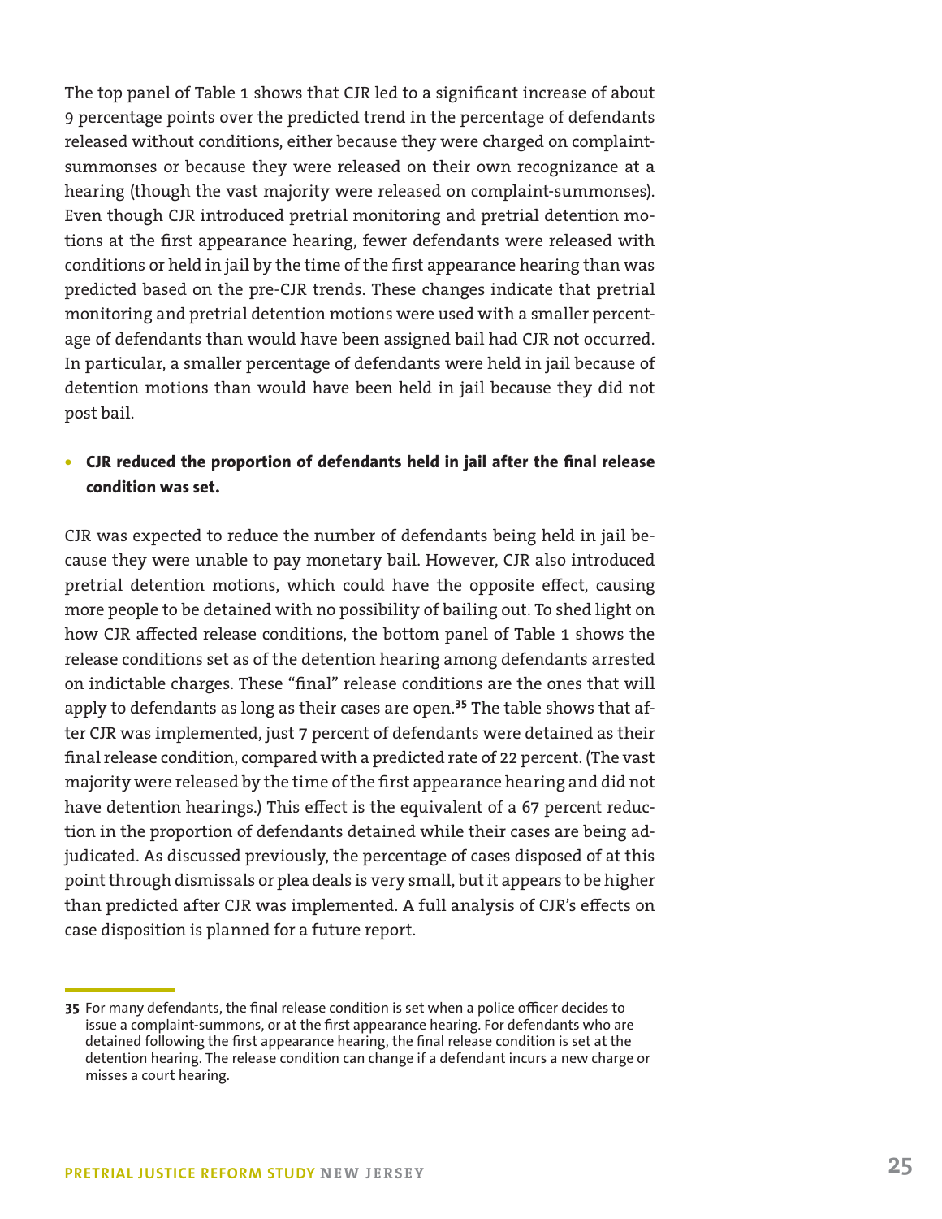The top panel of Table 1 shows that CJR led to a significant increase of about 9 percentage points over the predicted trend in the percentage of defendants released without conditions, either because they were charged on complaint-summonses or because they were released on their own recognizance at a hearing (though the vast majority were released on complaint-summonses). Even though CJR introduced pretrial monitoring and pretrial detention motions at the first appearance hearing, fewer defendants were released with conditions or held in jail by the time of the first appearance hearing than was predicted based on the pre-CJR trends. These changes indicate that pretrial monitoring and pretrial detention motions were used with a smaller percentage of defendants than would have been assigned bail had CJR not occurred. In particular, a smaller percentage of defendants were held in jail because of detention motions than would have been held in jail because they did not post bail.

- **CJR reduced the proportion of defendants held in jail after the final release condition was set.**

CJR was expected to reduce the number of defendants being held in jail because they were unable to pay monetary bail. However, CJR also introduced pretrial detention motions, which could have the opposite effect, causing more people to be detained with no possibility of bailing out. To shed light on how CJR affected release conditions, the bottom panel of Table 1 shows the release conditions set as of the detention hearing among defendants arrested on indictable charges. These "final" release conditions are the ones that will apply to defendants as long as their cases are open.[35] The table shows that after CJR was implemented, just 7 percent of defendants were detained as their final release condition, compared with a predicted rate of 22 percent. (The vast majority were released by the time of the first appearance hearing and did not have detention hearings.) This effect is the equivalent of a 67 percent reduction in the proportion of defendants detained while their cases are being adjudicated. As discussed previously, the percentage of cases disposed of at this point through dismissals or plea deals is very small, but it appears to be higher than predicted after CJR was implemented. A full analysis of CJR's effects on case disposition is planned for a future report.

---

**35** For many defendants, the final release condition is set when a police officer decides to issue a complaint-summons, or at the first appearance hearing. For defendants who are detained following the first appearance hearing, the final release condition is set at the detention hearing. The release condition can change if a defendant incurs a new charge or misses a court hearing.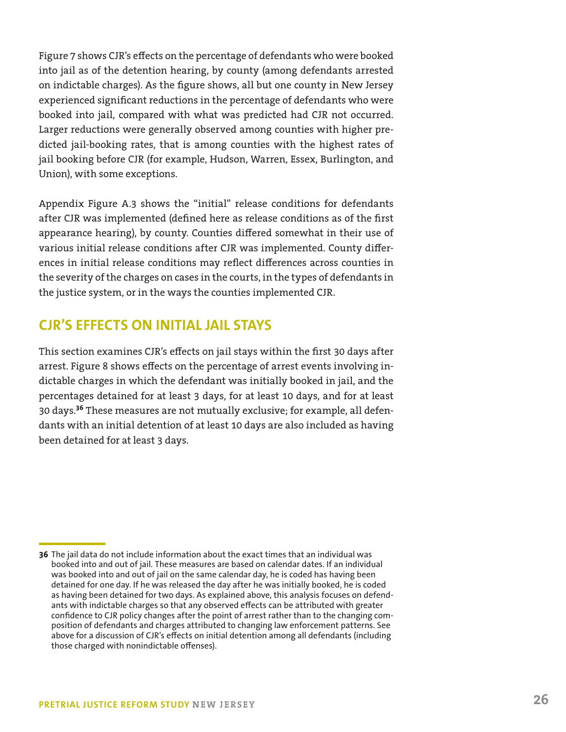Figure 7 shows CJR's effects on the percentage of defendants who were booked into jail as of the detention hearing, by county (among defendants arrested on indictable charges). As the figure shows, all but one county in New Jersey experienced significant reductions in the percentage of defendants who were booked into jail, compared with what was predicted had CJR not occurred. Larger reductions were generally observed among counties with higher predicted jail-booking rates, that is among counties with the highest rates of jail booking before CJR (for example, Hudson, Warren, Essex, Burlington, and Union), with some exceptions.

Appendix Figure A.3 shows the "initial" release conditions for defendants after CJR was implemented (defined here as release conditions as of the first appearance hearing), by county. Counties differed somewhat in their use of various initial release conditions after CJR was implemented. County differences in initial release conditions may reflect differences across counties in the severity of the charges on cases in the courts, in the types of defendants in the justice system, or in the ways the counties implemented CJR.

## CJR'S EFFECTS ON INITIAL JAIL STAYS

This section examines CJR's effects on jail stays within the first 30 days after arrest. Figure 8 shows effects on the percentage of arrest events involving indictable charges in which the defendant was initially booked in jail, and the percentages detained for at least 3 days, for at least 10 days, and for at least 30 days.[36] These measures are not mutually exclusive; for example, all defendants with an initial detention of at least 10 days are also included as having been detained for at least 3 days.

---

**36** The jail data do not include information about the exact times that an individual was booked into and out of jail. These measures are based on calendar dates. If an individual was booked into and out of jail on the same calendar day, he is coded has having been detained for one day. If he was released the day after he was initially booked, he is coded as having been detained for two days. As explained above, this analysis focuses on defendants with indictable charges so that any observed effects can be attributed with greater confidence to CJR policy changes after the point of arrest rather than to the changing composition of defendants and charges attributed to changing law enforcement patterns. See above for a discussion of CJR's effects on initial detention among all defendants (including those charged with nonindictable offenses).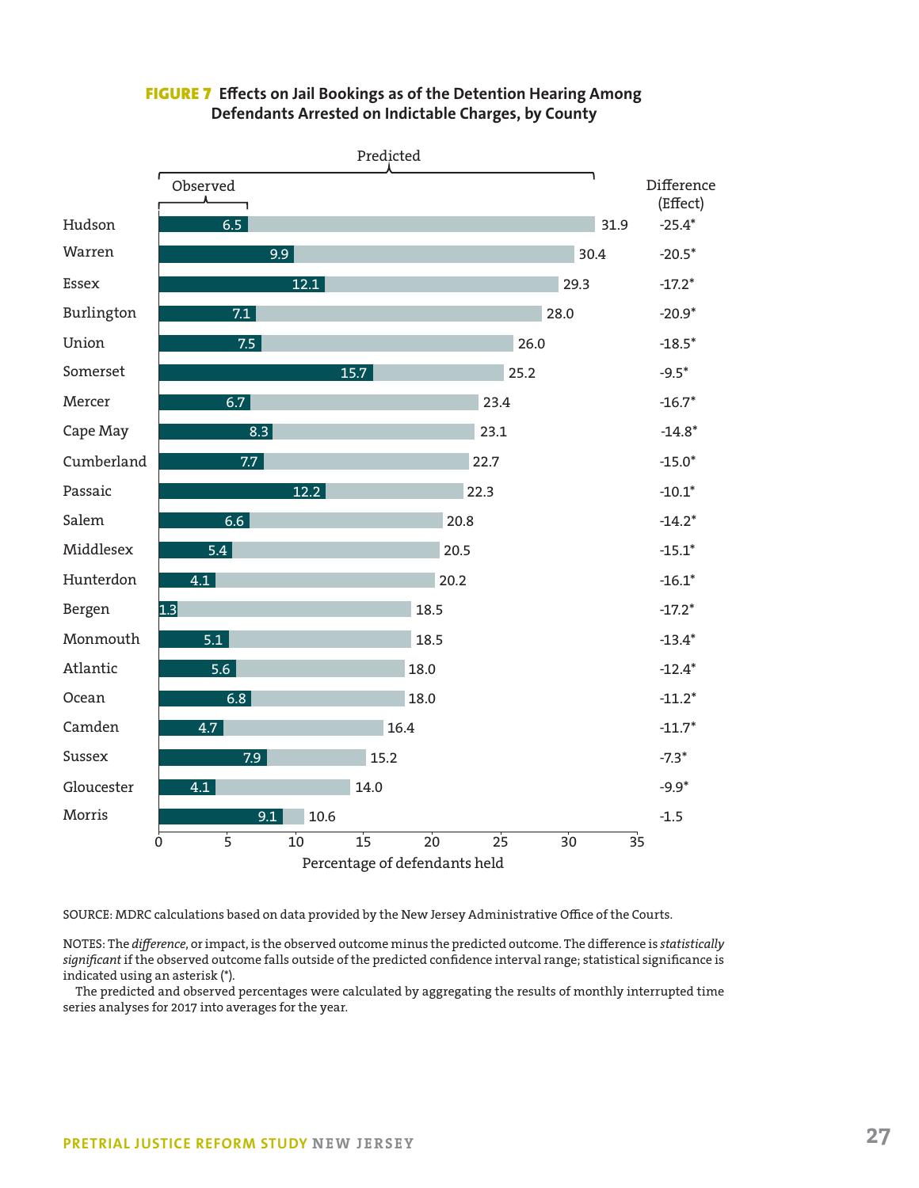**FIGURE 7 Effects on Jail Bookings as of the Detention Hearing Among Defendants Arrested on Indictable Charges, by County**

| County | Observed | Predicted | Difference (Effect) |
|---|---|---|---|
| Hudson | 6.5 | 31.9 | -25.4* |
| Warren | 9.9 | 30.4 | -20.5* |
| Essex | 12.1 | 29.3 | -17.2* |
| Burlington | 7.1 | 28.0 | -20.9* |
| Union | 7.5 | 26.0 | -18.5* |
| Somerset | 15.7 | 25.2 | -9.5* |
| Mercer | 6.7 | 23.4 | -16.7* |
| Cape May | 8.3 | 23.1 | -14.8* |
| Cumberland | 7.7 | 22.7 | -15.0* |
| Passaic | 12.2 | 22.3 | -10.1* |
| Salem | 6.6 | 20.8 | -14.2* |
| Middlesex | 5.4 | 20.5 | -15.1* |
| Hunterdon | 4.1 | 20.2 | -16.1* |
| Bergen | 1.3 | 18.5 | -17.2* |
| Monmouth | 5.1 | 18.5 | -13.4* |
| Atlantic | 5.6 | 18.0 | -12.4* |
| Ocean | 6.8 | 18.0 | -11.2* |
| Camden | 4.7 | 16.4 | -11.7* |
| Sussex | 7.9 | 15.2 | -7.3* |
| Gloucester | 4.1 | 14.0 | -9.9* |
| Morris | 9.1 | 10.6 | -1.5 |

Percentage of defendants held

SOURCE: MDRC calculations based on data provided by the New Jersey Administrative Office of the Courts.

NOTES: The *difference*, or impact, is the observed outcome minus the predicted outcome. The difference is *statistically significant* if the observed outcome falls outside of the predicted confidence interval range; statistical significance is indicated using an asterisk (*).

The predicted and observed percentages were calculated by aggregating the results of monthly interrupted time series analyses for 2017 into averages for the year.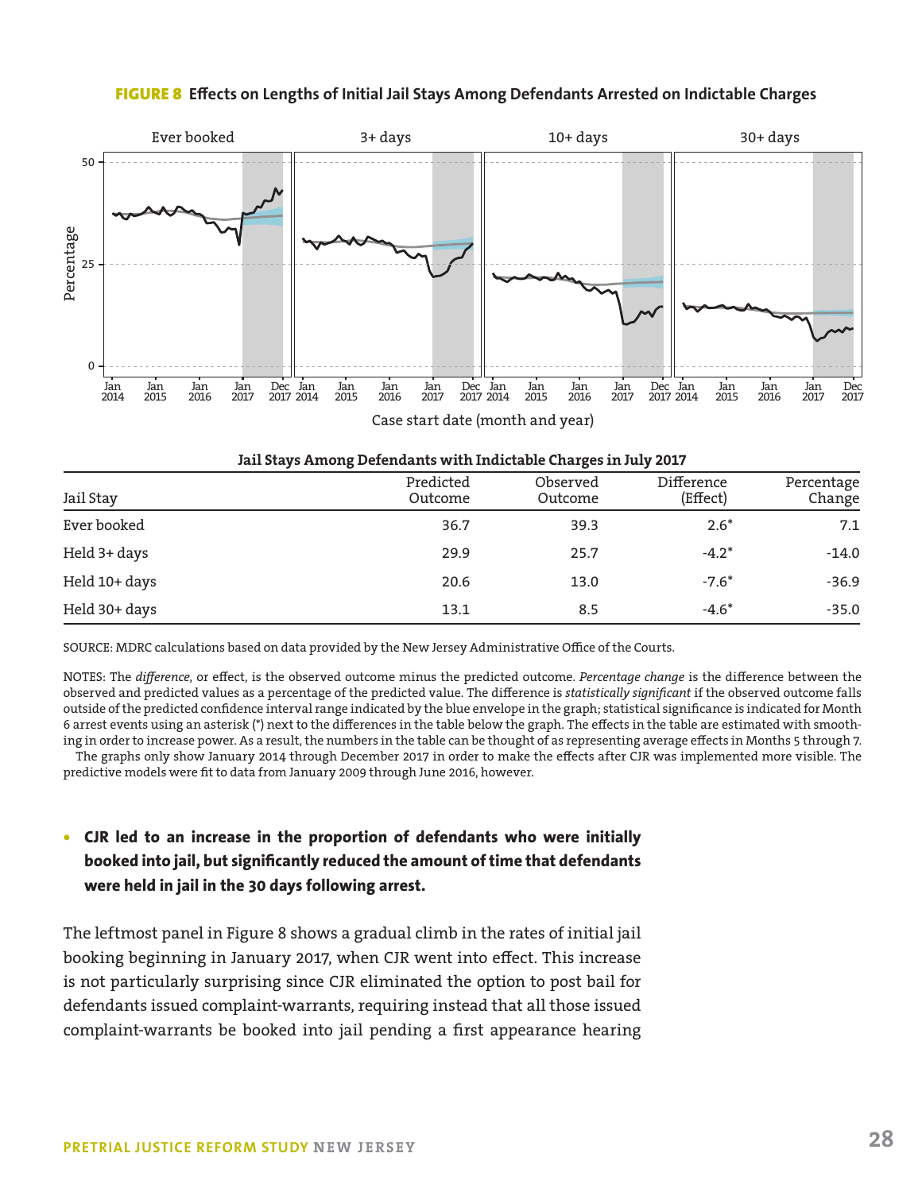**FIGURE 8 Effects on Lengths of Initial Jail Stays Among Defendants Arrested on Indictable Charges**

**Jail Stays Among Defendants with Indictable Charges in July 2017**

| Jail Stay | Predicted Outcome | Observed Outcome | Difference (Effect) | Percentage Change |
|---|---|---|---|---|
| Ever booked | 36.7 | 39.3 | 2.6* | 7.1 |
| Held 3+ days | 29.9 | 25.7 | -4.2* | -14.0 |
| Held 10+ days | 20.6 | 13.0 | -7.6* | -36.9 |
| Held 30+ days | 13.1 | 8.5 | -4.6* | -35.0 |

SOURCE: MDRC calculations based on data provided by the New Jersey Administrative Office of the Courts.

NOTES: The *difference*, or effect, is the observed outcome minus the predicted outcome. *Percentage change* is the difference between the observed and predicted values as a percentage of the predicted value. The difference is *statistically significant* if the observed outcome falls outside of the predicted confidence interval range indicated by the blue envelope in the graph; statistical significance is indicated for Month 6 arrest events using an asterisk (*) next to the differences in the table below the graph. The effects in the table are estimated with smoothing in order to increase power. As a result, the numbers in the table can be thought of as representing average effects in Months 5 through 7.

The graphs only show January 2014 through December 2017 in order to make the effects after CJR was implemented more visible. The predictive models were fit to data from January 2009 through June 2016, however.

- **CJR led to an increase in the proportion of defendants who were initially booked into jail, but significantly reduced the amount of time that defendants were held in jail in the 30 days following arrest.**

The leftmost panel in Figure 8 shows a gradual climb in the rates of initial jail booking beginning in January 2017, when CJR went into effect. This increase is not particularly surprising since CJR eliminated the option to post bail for defendants issued complaint-warrants, requiring instead that all those issued complaint-warrants be booked into jail pending a first appearance hearing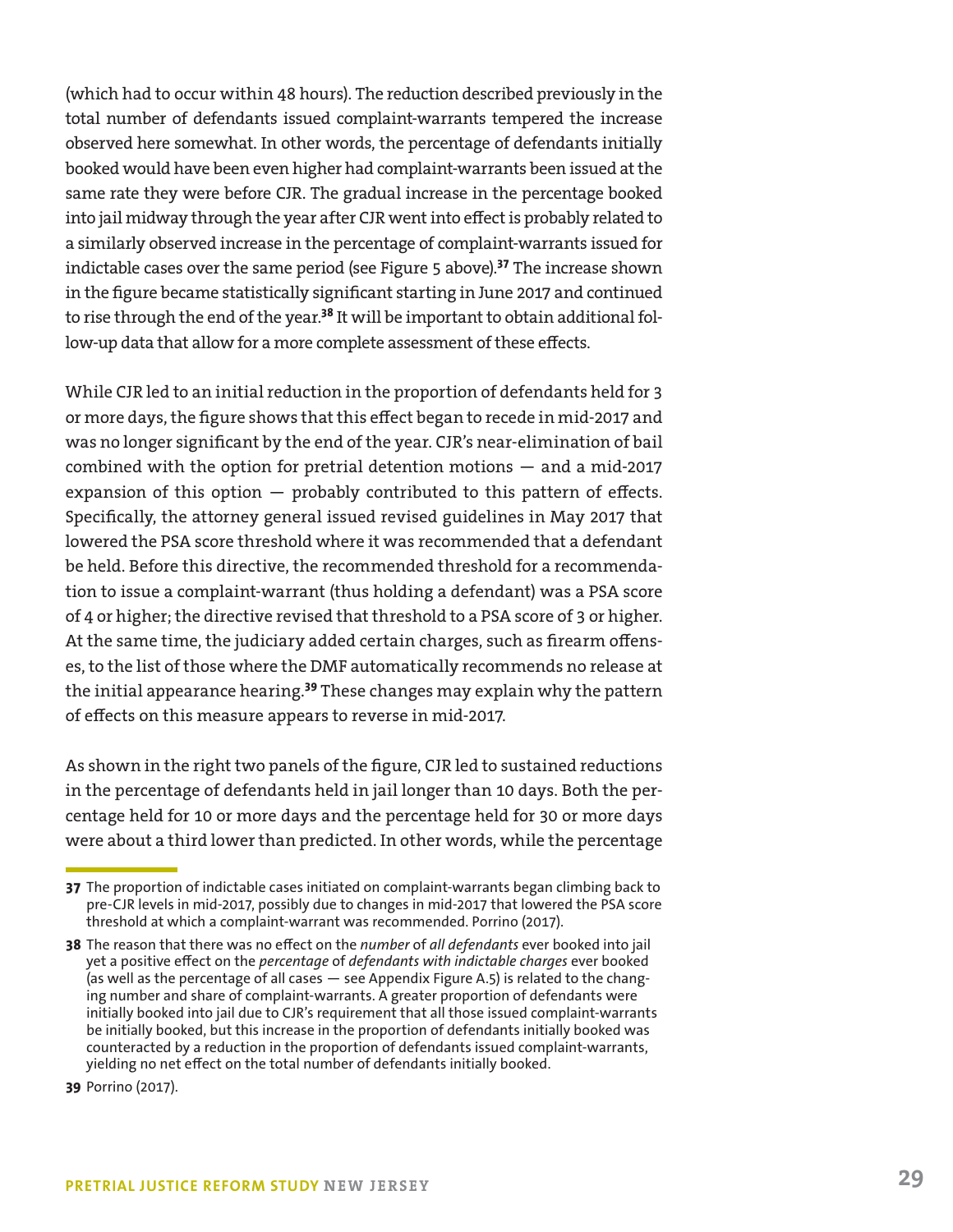(which had to occur within 48 hours). The reduction described previously in the total number of defendants issued complaint-warrants tempered the increase observed here somewhat. In other words, the percentage of defendants initially booked would have been even higher had complaint-warrants been issued at the same rate they were before CJR. The gradual increase in the percentage booked into jail midway through the year after CJR went into effect is probably related to a similarly observed increase in the percentage of complaint-warrants issued for indictable cases over the same period (see Figure 5 above).[37] The increase shown in the figure became statistically significant starting in June 2017 and continued to rise through the end of the year.[38] It will be important to obtain additional follow-up data that allow for a more complete assessment of these effects.

While CJR led to an initial reduction in the proportion of defendants held for 3 or more days, the figure shows that this effect began to recede in mid-2017 and was no longer significant by the end of the year. CJR's near-elimination of bail combined with the option for pretrial detention motions — and a mid-2017 expansion of this option — probably contributed to this pattern of effects. Specifically, the attorney general issued revised guidelines in May 2017 that lowered the PSA score threshold where it was recommended that a defendant be held. Before this directive, the recommended threshold for a recommendation to issue a complaint-warrant (thus holding a defendant) was a PSA score of 4 or higher; the directive revised that threshold to a PSA score of 3 or higher. At the same time, the judiciary added certain charges, such as firearm offenses, to the list of those where the DMF automatically recommends no release at the initial appearance hearing.[39] These changes may explain why the pattern of effects on this measure appears to reverse in mid-2017.

As shown in the right two panels of the figure, CJR led to sustained reductions in the percentage of defendants held in jail longer than 10 days. Both the percentage held for 10 or more days and the percentage held for 30 or more days were about a third lower than predicted. In other words, while the percentage

---

**37** The proportion of indictable cases initiated on complaint-warrants began climbing back to pre-CJR levels in mid-2017, possibly due to changes in mid-2017 that lowered the PSA score threshold at which a complaint-warrant was recommended. Porrino (2017).

**38** The reason that there was no effect on the *number* of *all defendants* ever booked into jail yet a positive effect on the *percentage* of *defendants with indictable charges* ever booked (as well as the percentage of all cases — see Appendix Figure A.5) is related to the changing number and share of complaint-warrants. A greater proportion of defendants were initially booked into jail due to CJR's requirement that all those issued complaint-warrants be initially booked, but this increase in the proportion of defendants initially booked was counteracted by a reduction in the proportion of defendants issued complaint-warrants, yielding no net effect on the total number of defendants initially booked.

**39** Porrino (2017).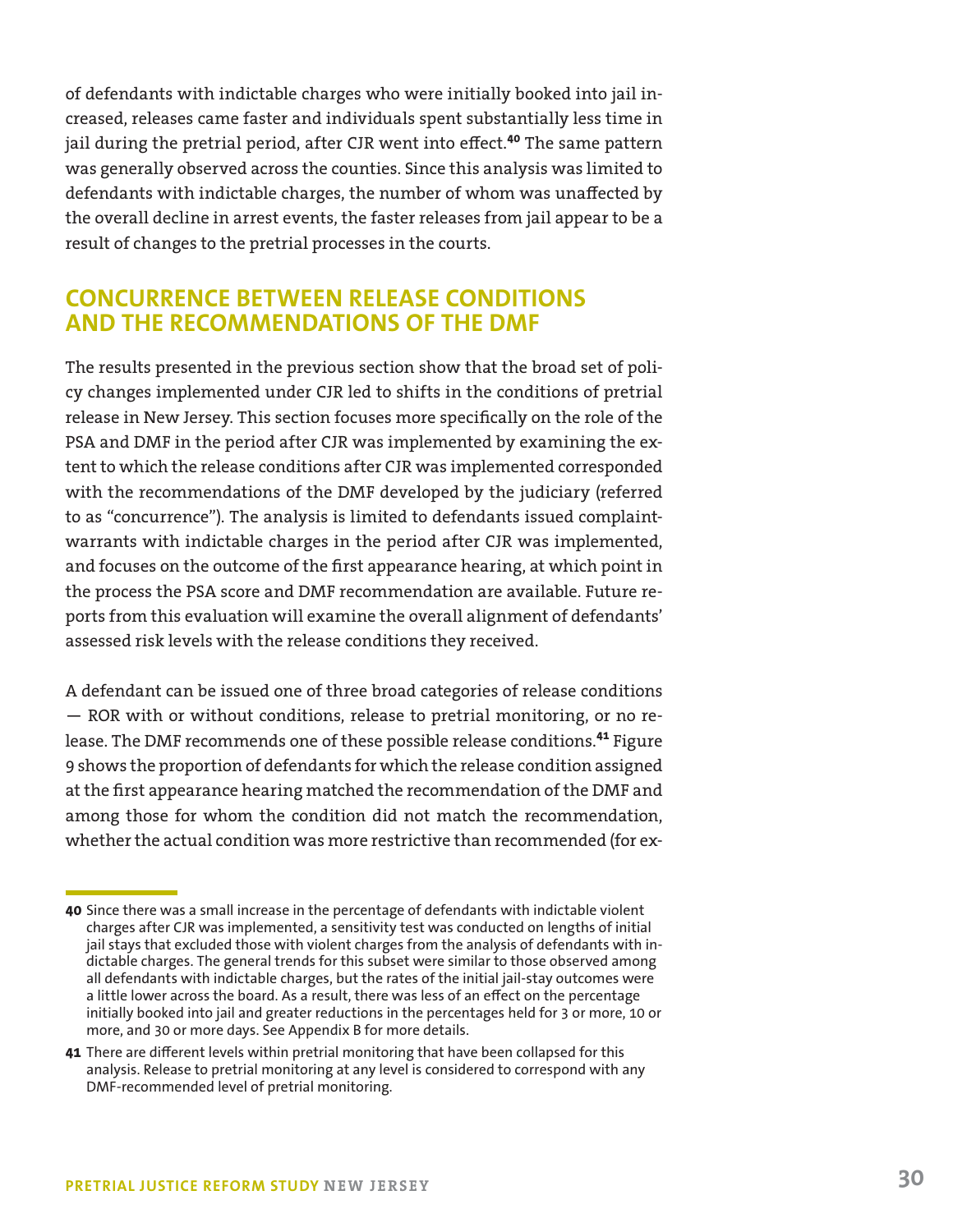of defendants with indictable charges who were initially booked into jail increased, releases came faster and individuals spent substantially less time in jail during the pretrial period, after CJR went into effect.[40] The same pattern was generally observed across the counties. Since this analysis was limited to defendants with indictable charges, the number of whom was unaffected by the overall decline in arrest events, the faster releases from jail appear to be a result of changes to the pretrial processes in the courts.

## CONCURRENCE BETWEEN RELEASE CONDITIONS AND THE RECOMMENDATIONS OF THE DMF

The results presented in the previous section show that the broad set of policy changes implemented under CJR led to shifts in the conditions of pretrial release in New Jersey. This section focuses more specifically on the role of the PSA and DMF in the period after CJR was implemented by examining the extent to which the release conditions after CJR was implemented corresponded with the recommendations of the DMF developed by the judiciary (referred to as "concurrence"). The analysis is limited to defendants issued complaint-warrants with indictable charges in the period after CJR was implemented, and focuses on the outcome of the first appearance hearing, at which point in the process the PSA score and DMF recommendation are available. Future reports from this evaluation will examine the overall alignment of defendants' assessed risk levels with the release conditions they received.

A defendant can be issued one of three broad categories of release conditions — ROR with or without conditions, release to pretrial monitoring, or no release. The DMF recommends one of these possible release conditions.[41] Figure 9 shows the proportion of defendants for which the release condition assigned at the first appearance hearing matched the recommendation of the DMF and among those for whom the condition did not match the recommendation, whether the actual condition was more restrictive than recommended (for ex-

---

**40** Since there was a small increase in the percentage of defendants with indictable violent charges after CJR was implemented, a sensitivity test was conducted on lengths of initial jail stays that excluded those with violent charges from the analysis of defendants with indictable charges. The general trends for this subset were similar to those observed among all defendants with indictable charges, but the rates of the initial jail-stay outcomes were a little lower across the board. As a result, there was less of an effect on the percentage initially booked into jail and greater reductions in the percentages held for 3 or more, 10 or more, and 30 or more days. See Appendix B for more details.

**41** There are different levels within pretrial monitoring that have been collapsed for this analysis. Release to pretrial monitoring at any level is considered to correspond with any DMF-recommended level of pretrial monitoring.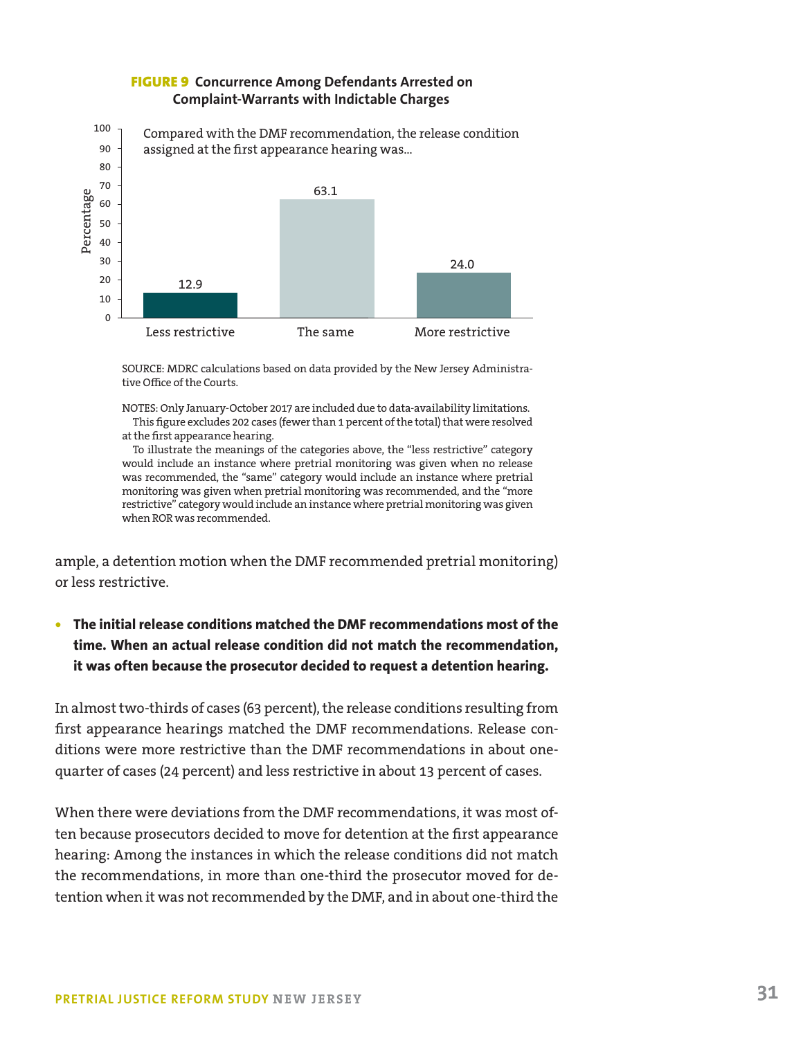**FIGURE 9 Concurrence Among Defendants Arrested on Complaint-Warrants with Indictable Charges**

Compared with the DMF recommendation, the release condition assigned at the first appearance hearing was...

| Category | Percentage |
|---|---|
| Less restrictive | 12.9 |
| The same | 63.1 |
| More restrictive | 24.0 |

SOURCE: MDRC calculations based on data provided by the New Jersey Administrative Office of the Courts.

NOTES: Only January-October 2017 are included due to data-availability limitations.

This figure excludes 202 cases (fewer than 1 percent of the total) that were resolved at the first appearance hearing.

To illustrate the meanings of the categories above, the "less restrictive" category would include an instance where pretrial monitoring was given when no release was recommended, the "same" category would include an instance where pretrial monitoring was given when pretrial monitoring was recommended, and the "more restrictive" category would include an instance where pretrial monitoring was given when ROR was recommended.

ample, a detention motion when the DMF recommended pretrial monitoring) or less restrictive.

- **The initial release conditions matched the DMF recommendations most of the time. When an actual release condition did not match the recommendation, it was often because the prosecutor decided to request a detention hearing.**

In almost two-thirds of cases (63 percent), the release conditions resulting from first appearance hearings matched the DMF recommendations. Release conditions were more restrictive than the DMF recommendations in about one-quarter of cases (24 percent) and less restrictive in about 13 percent of cases.

When there were deviations from the DMF recommendations, it was most often because prosecutors decided to move for detention at the first appearance hearing: Among the instances in which the release conditions did not match the recommendations, in more than one-third the prosecutor moved for detention when it was not recommended by the DMF, and in about one-third the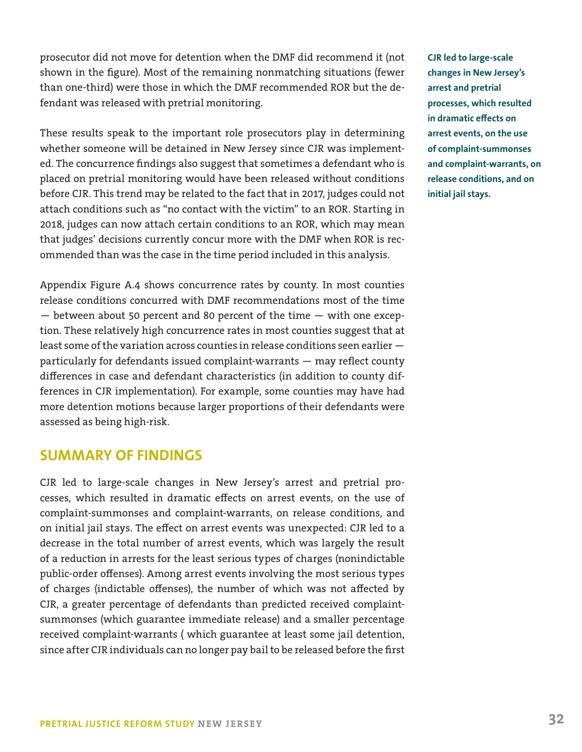prosecutor did not move for detention when the DMF did recommend it (not shown in the figure). Most of the remaining nonmatching situations (fewer than one-third) were those in which the DMF recommended ROR but the defendant was released with pretrial monitoring.

These results speak to the important role prosecutors play in determining whether someone will be detained in New Jersey since CJR was implemented. The concurrence findings also suggest that sometimes a defendant who is placed on pretrial monitoring would have been released without conditions before CJR. This trend may be related to the fact that in 2017, judges could not attach conditions such as "no contact with the victim" to an ROR. Starting in 2018, judges can now attach certain conditions to an ROR, which may mean that judges' decisions currently concur more with the DMF when ROR is recommended than was the case in the time period included in this analysis.

Appendix Figure A.4 shows concurrence rates by county. In most counties release conditions concurred with DMF recommendations most of the time — between about 50 percent and 80 percent of the time — with one exception. These relatively high concurrence rates in most counties suggest that at least some of the variation across counties in release conditions seen earlier — particularly for defendants issued complaint-warrants — may reflect county differences in case and defendant characteristics (in addition to county differences in CJR implementation). For example, some counties may have had more detention motions because larger proportions of their defendants were assessed as being high-risk.

**CJR led to large-scale changes in New Jersey's arrest and pretrial processes, which resulted in dramatic effects on arrest events, on the use of complaint-summonses and complaint-warrants, on release conditions, and on initial jail stays.**

## SUMMARY OF FINDINGS

CJR led to large-scale changes in New Jersey's arrest and pretrial processes, which resulted in dramatic effects on arrest events, on the use of complaint-summonses and complaint-warrants, on release conditions, and on initial jail stays. The effect on arrest events was unexpected: CJR led to a decrease in the total number of arrest events, which was largely the result of a reduction in arrests for the least serious types of charges (nonindictable public-order offenses). Among arrest events involving the most serious types of charges (indictable offenses), the number of which was not affected by CJR, a greater percentage of defendants than predicted received complaint-summonses (which guarantee immediate release) and a smaller percentage received complaint-warrants ( which guarantee at least some jail detention, since after CJR individuals can no longer pay bail to be released before the first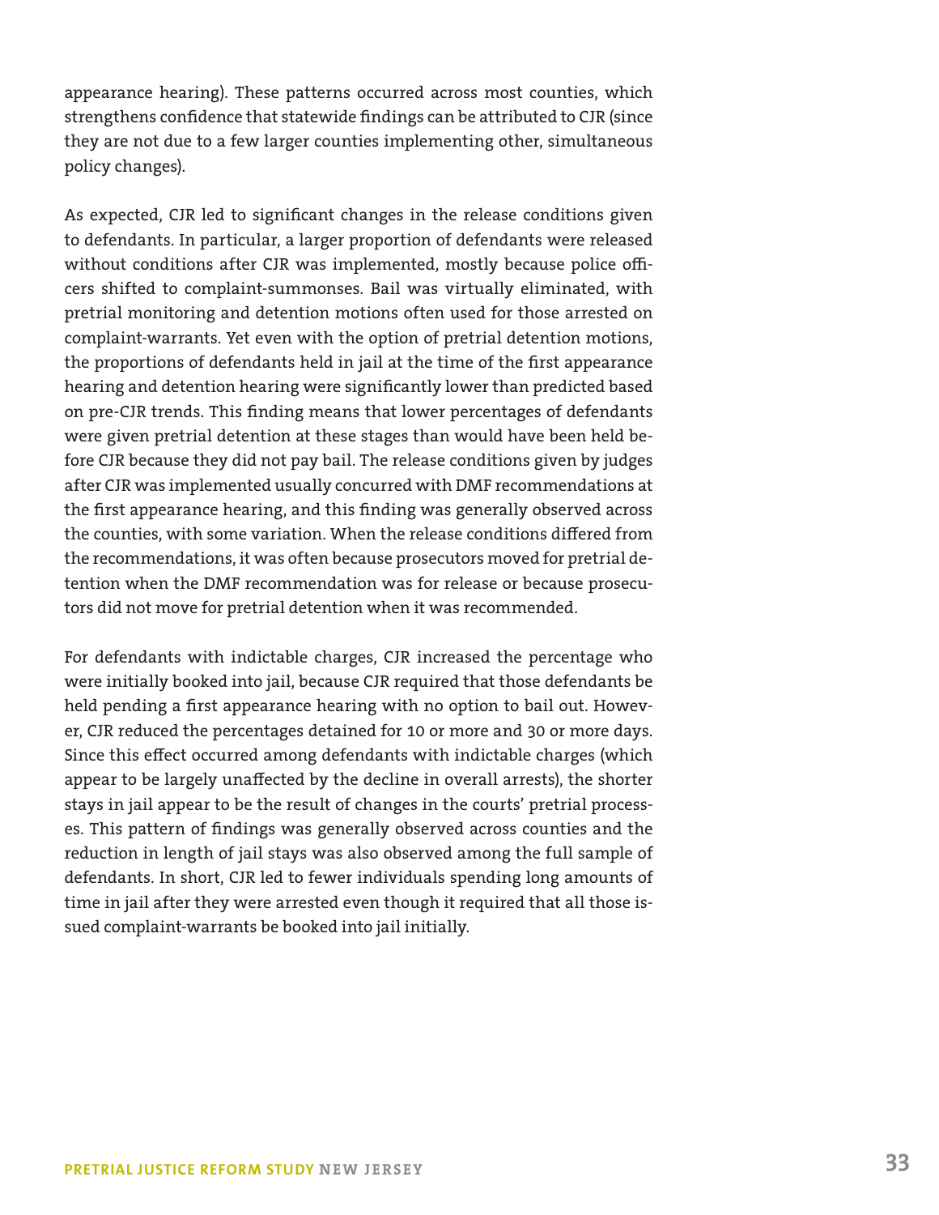appearance hearing). These patterns occurred across most counties, which strengthens confidence that statewide findings can be attributed to CJR (since they are not due to a few larger counties implementing other, simultaneous policy changes).

As expected, CJR led to significant changes in the release conditions given to defendants. In particular, a larger proportion of defendants were released without conditions after CJR was implemented, mostly because police officers shifted to complaint-summonses. Bail was virtually eliminated, with pretrial monitoring and detention motions often used for those arrested on complaint-warrants. Yet even with the option of pretrial detention motions, the proportions of defendants held in jail at the time of the first appearance hearing and detention hearing were significantly lower than predicted based on pre-CJR trends. This finding means that lower percentages of defendants were given pretrial detention at these stages than would have been held before CJR because they did not pay bail. The release conditions given by judges after CJR was implemented usually concurred with DMF recommendations at the first appearance hearing, and this finding was generally observed across the counties, with some variation. When the release conditions differed from the recommendations, it was often because prosecutors moved for pretrial detention when the DMF recommendation was for release or because prosecutors did not move for pretrial detention when it was recommended.

For defendants with indictable charges, CJR increased the percentage who were initially booked into jail, because CJR required that those defendants be held pending a first appearance hearing with no option to bail out. However, CJR reduced the percentages detained for 10 or more and 30 or more days. Since this effect occurred among defendants with indictable charges (which appear to be largely unaffected by the decline in overall arrests), the shorter stays in jail appear to be the result of changes in the courts' pretrial processes. This pattern of findings was generally observed across counties and the reduction in length of jail stays was also observed among the full sample of defendants. In short, CJR led to fewer individuals spending long amounts of time in jail after they were arrested even though it required that all those issued complaint-warrants be booked into jail initially.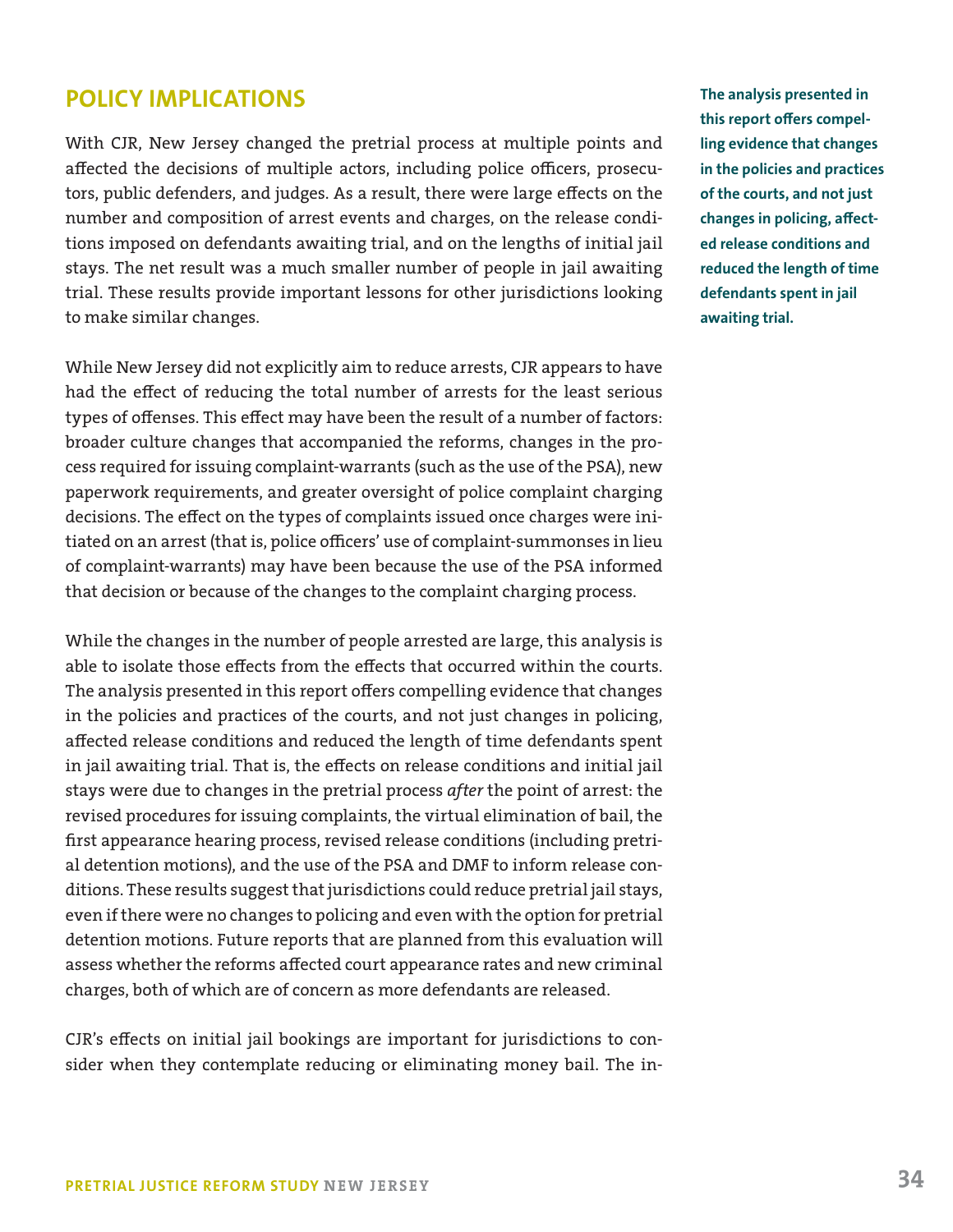## POLICY IMPLICATIONS

With CJR, New Jersey changed the pretrial process at multiple points and affected the decisions of multiple actors, including police officers, prosecutors, public defenders, and judges. As a result, there were large effects on the number and composition of arrest events and charges, on the release conditions imposed on defendants awaiting trial, and on the lengths of initial jail stays. The net result was a much smaller number of people in jail awaiting trial. These results provide important lessons for other jurisdictions looking to make similar changes.

**The analysis presented in this report offers compelling evidence that changes in the policies and practices of the courts, and not just changes in policing, affected release conditions and reduced the length of time defendants spent in jail awaiting trial.**

While New Jersey did not explicitly aim to reduce arrests, CJR appears to have had the effect of reducing the total number of arrests for the least serious types of offenses. This effect may have been the result of a number of factors: broader culture changes that accompanied the reforms, changes in the process required for issuing complaint-warrants (such as the use of the PSA), new paperwork requirements, and greater oversight of police complaint charging decisions. The effect on the types of complaints issued once charges were initiated on an arrest (that is, police officers' use of complaint-summonses in lieu of complaint-warrants) may have been because the use of the PSA informed that decision or because of the changes to the complaint charging process.

While the changes in the number of people arrested are large, this analysis is able to isolate those effects from the effects that occurred within the courts. The analysis presented in this report offers compelling evidence that changes in the policies and practices of the courts, and not just changes in policing, affected release conditions and reduced the length of time defendants spent in jail awaiting trial. That is, the effects on release conditions and initial jail stays were due to changes in the pretrial process *after* the point of arrest: the revised procedures for issuing complaints, the virtual elimination of bail, the first appearance hearing process, revised release conditions (including pretrial detention motions), and the use of the PSA and DMF to inform release conditions. These results suggest that jurisdictions could reduce pretrial jail stays, even if there were no changes to policing and even with the option for pretrial detention motions. Future reports that are planned from this evaluation will assess whether the reforms affected court appearance rates and new criminal charges, both of which are of concern as more defendants are released.

CJR's effects on initial jail bookings are important for jurisdictions to consider when they contemplate reducing or eliminating money bail. The in-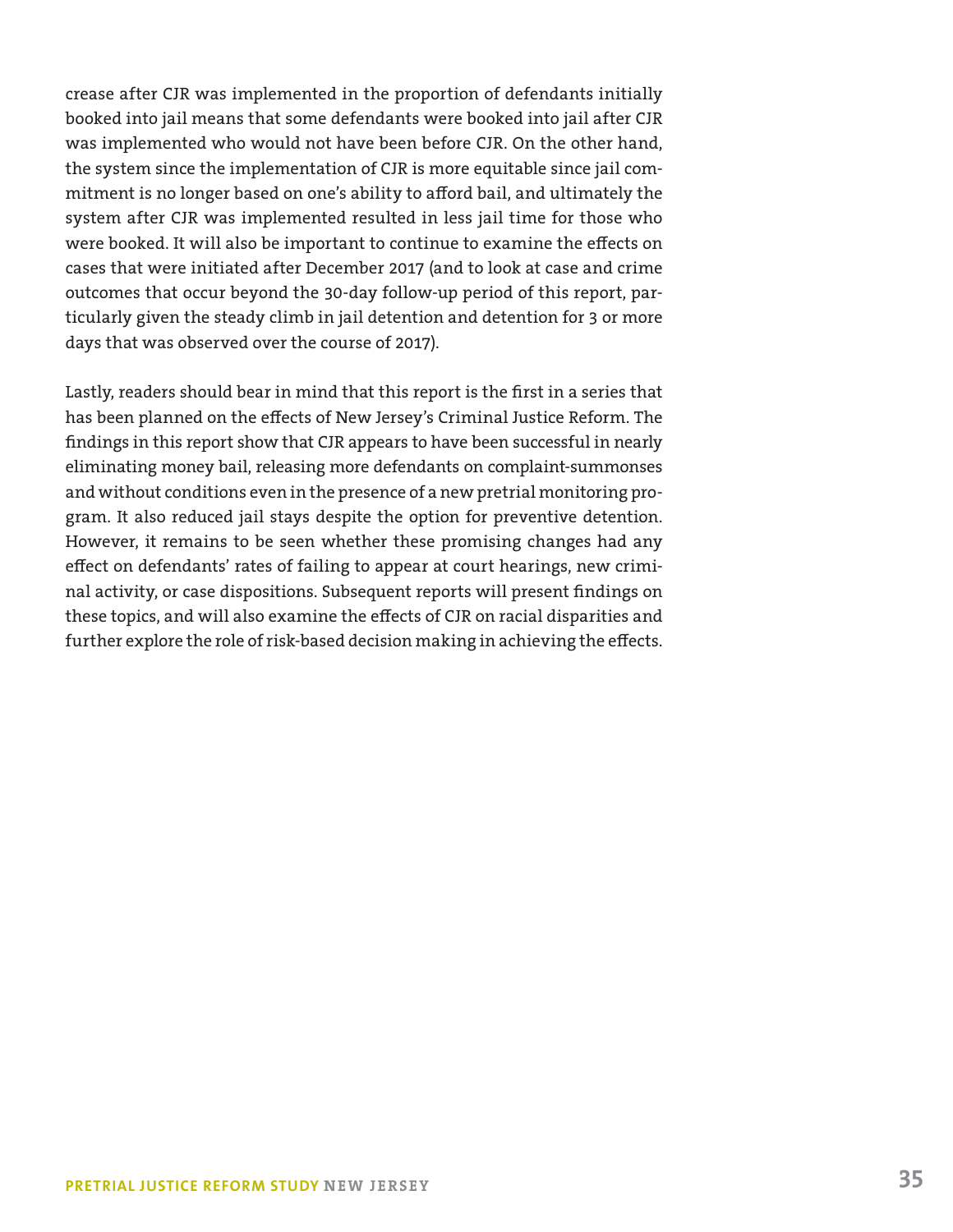crease after CJR was implemented in the proportion of defendants initially booked into jail means that some defendants were booked into jail after CJR was implemented who would not have been before CJR. On the other hand, the system since the implementation of CJR is more equitable since jail commitment is no longer based on one's ability to afford bail, and ultimately the system after CJR was implemented resulted in less jail time for those who were booked. It will also be important to continue to examine the effects on cases that were initiated after December 2017 (and to look at case and crime outcomes that occur beyond the 30-day follow-up period of this report, particularly given the steady climb in jail detention and detention for 3 or more days that was observed over the course of 2017).

Lastly, readers should bear in mind that this report is the first in a series that has been planned on the effects of New Jersey's Criminal Justice Reform. The findings in this report show that CJR appears to have been successful in nearly eliminating money bail, releasing more defendants on complaint-summonses and without conditions even in the presence of a new pretrial monitoring program. It also reduced jail stays despite the option for preventive detention. However, it remains to be seen whether these promising changes had any effect on defendants' rates of failing to appear at court hearings, new criminal activity, or case dispositions. Subsequent reports will present findings on these topics, and will also examine the effects of CJR on racial disparities and further explore the role of risk-based decision making in achieving the effects.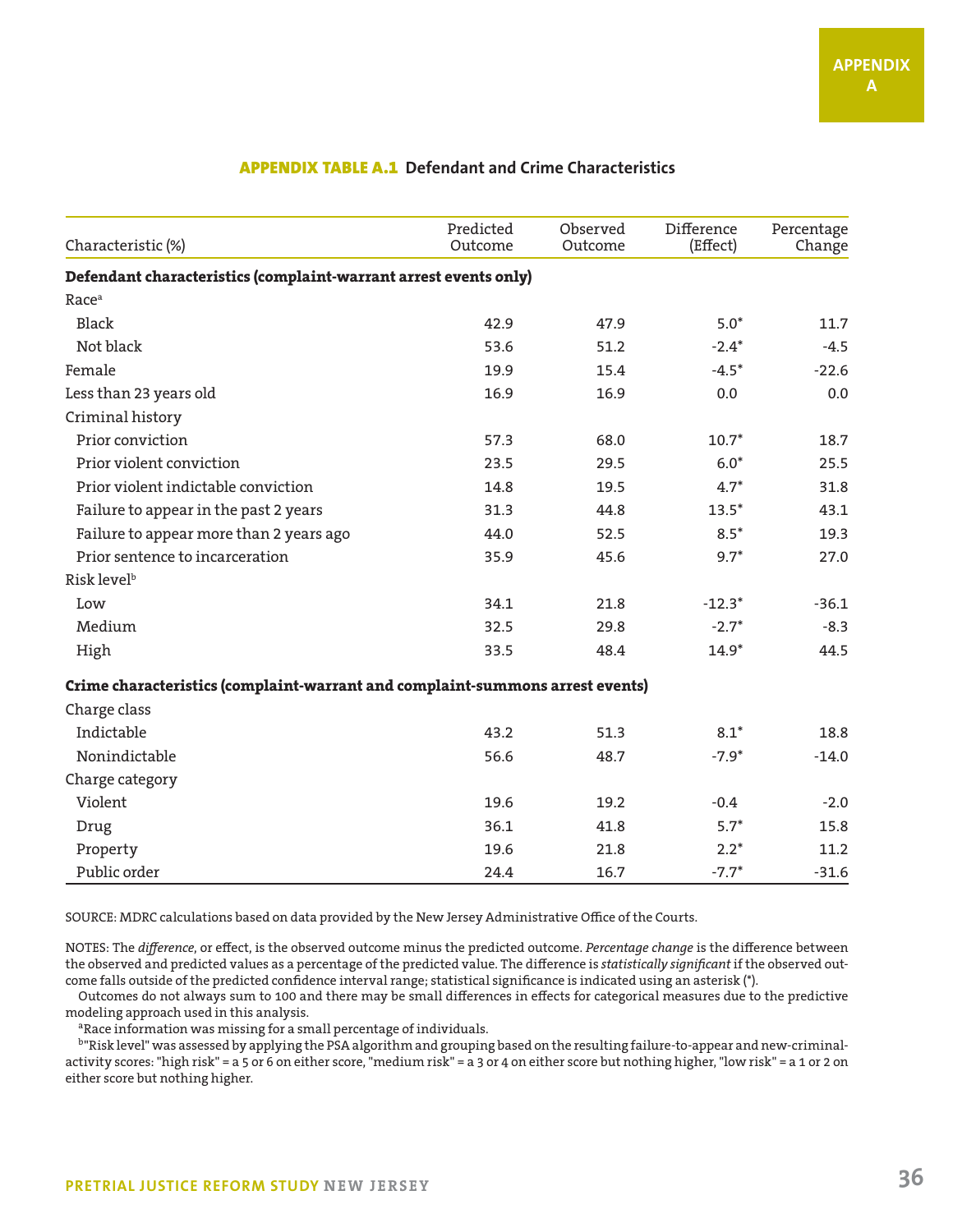APPENDIX A

**APPENDIX TABLE A.1 Defendant and Crime Characteristics**

| Characteristic (%) | Predicted Outcome | Observed Outcome | Difference (Effect) | Percentage Change |
|---|---|---|---|---|
| **Defendant characteristics (complaint-warrant arrest events only)** | | | | |
| Race[a] | | | | |
| Black | 42.9 | 47.9 | 5.0* | 11.7 |
| Not black | 53.6 | 51.2 | -2.4* | -4.5 |
| Female | 19.9 | 15.4 | -4.5* | -22.6 |
| Less than 23 years old | 16.9 | 16.9 | 0.0 | 0.0 |
| Criminal history | | | | |
| Prior conviction | 57.3 | 68.0 | 10.7* | 18.7 |
| Prior violent conviction | 23.5 | 29.5 | 6.0* | 25.5 |
| Prior violent indictable conviction | 14.8 | 19.5 | 4.7* | 31.8 |
| Failure to appear in the past 2 years | 31.3 | 44.8 | 13.5* | 43.1 |
| Failure to appear more than 2 years ago | 44.0 | 52.5 | 8.5* | 19.3 |
| Prior sentence to incarceration | 35.9 | 45.6 | 9.7* | 27.0 |
| Risk level[b] | | | | |
| Low | 34.1 | 21.8 | -12.3* | -36.1 |
| Medium | 32.5 | 29.8 | -2.7* | -8.3 |
| High | 33.5 | 48.4 | 14.9* | 44.5 |
| **Crime characteristics (complaint-warrant and complaint-summons arrest events)** | | | | |
| Charge class | | | | |
| Indictable | 43.2 | 51.3 | 8.1* | 18.8 |
| Nonindictable | 56.6 | 48.7 | -7.9* | -14.0 |
| Charge category | | | | |
| Violent | 19.6 | 19.2 | -0.4 | -2.0 |
| Drug | 36.1 | 41.8 | 5.7* | 15.8 |
| Property | 19.6 | 21.8 | 2.2* | 11.2 |
| Public order | 24.4 | 16.7 | -7.7* | -31.6 |

SOURCE: MDRC calculations based on data provided by the New Jersey Administrative Office of the Courts.

NOTES: The *difference*, or effect, is the observed outcome minus the predicted outcome. *Percentage change* is the difference between the observed and predicted values as a percentage of the predicted value. The difference is *statistically significant* if the observed outcome falls outside of the predicted confidence interval range; statistical significance is indicated using an asterisk (*).

Outcomes do not always sum to 100 and there may be small differences in effects for categorical measures due to the predictive modeling approach used in this analysis.

[a]Race information was missing for a small percentage of individuals.

[b]"Risk level" was assessed by applying the PSA algorithm and grouping based on the resulting failure-to-appear and new-criminal-activity scores: "high risk" = a 5 or 6 on either score, "medium risk" = a 3 or 4 on either score but nothing higher, "low risk" = a 1 or 2 on either score but nothing higher.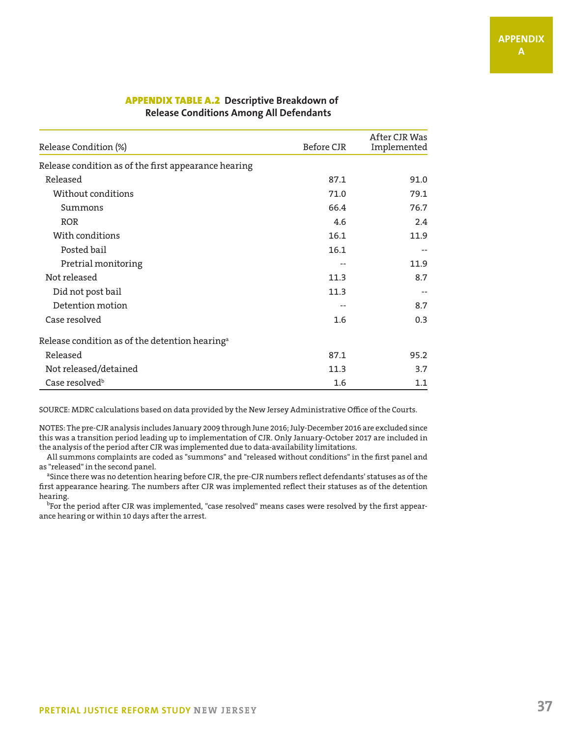**APPENDIX TABLE A.2 Descriptive Breakdown of Release Conditions Among All Defendants**

| Release Condition (%) | Before CJR | After CJR Was Implemented |
|---|---|---|
| Release condition as of the first appearance hearing | | |
| Released | 87.1 | 91.0 |
| Without conditions | 71.0 | 79.1 |
| Summons | 66.4 | 76.7 |
| ROR | 4.6 | 2.4 |
| With conditions | 16.1 | 11.9 |
| Posted bail | 16.1 | -- |
| Pretrial monitoring | -- | 11.9 |
| Not released | 11.3 | 8.7 |
| Did not post bail | 11.3 | -- |
| Detention motion | -- | 8.7 |
| Case resolved | 1.6 | 0.3 |
| Release condition as of the detention hearing[a] | | |
| Released | 87.1 | 95.2 |
| Not released/detained | 11.3 | 3.7 |
| Case resolved[b] | 1.6 | 1.1 |

SOURCE: MDRC calculations based on data provided by the New Jersey Administrative Office of the Courts.

NOTES: The pre-CJR analysis includes January 2009 through June 2016; July-December 2016 are excluded since this was a transition period leading up to implementation of CJR. Only January-October 2017 are included in the analysis of the period after CJR was implemented due to data-availability limitations.

All summons complaints are coded as "summons" and "released without conditions" in the first panel and as "released" in the second panel.

[a]Since there was no detention hearing before CJR, the pre-CJR numbers reflect defendants' statuses as of the first appearance hearing. The numbers after CJR was implemented reflect their statuses as of the detention hearing.

[b]For the period after CJR was implemented, "case resolved" means cases were resolved by the first appearance hearing or within 10 days after the arrest.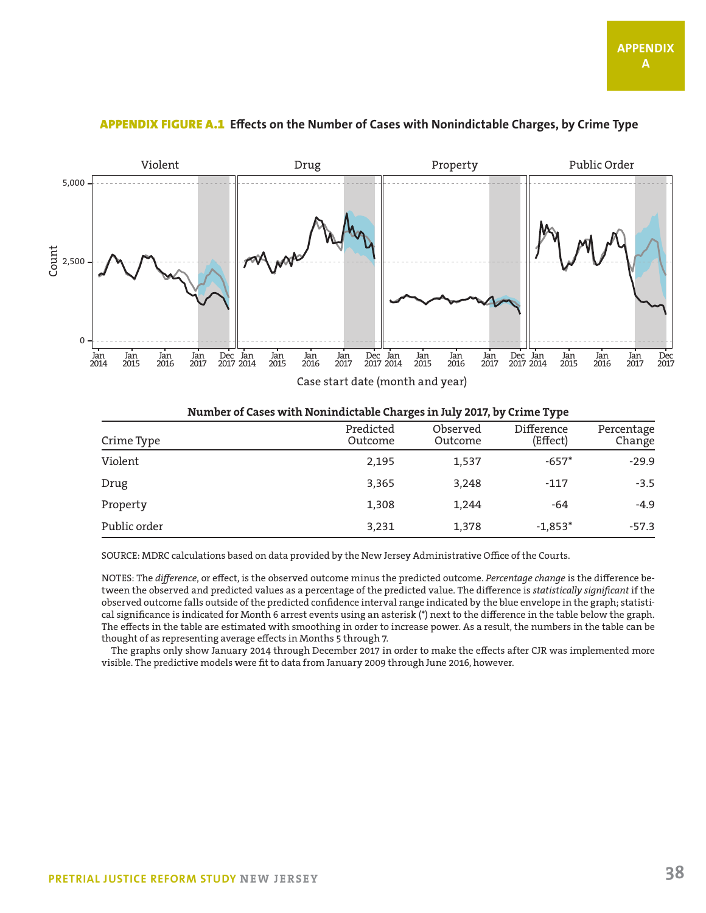# APPENDIX A

**APPENDIX FIGURE A.1 Effects on the Number of Cases with Nonindictable Charges, by Crime Type**

**Number of Cases with Nonindictable Charges in July 2017, by Crime Type**

| Crime Type | Predicted Outcome | Observed Outcome | Difference (Effect) | Percentage Change |
|---|---|---|---|---|
| Violent | 2,195 | 1,537 | -657* | -29.9 |
| Drug | 3,365 | 3,248 | -117 | -3.5 |
| Property | 1,308 | 1,244 | -64 | -4.9 |
| Public order | 3,231 | 1,378 | -1,853* | -57.3 |

SOURCE: MDRC calculations based on data provided by the New Jersey Administrative Office of the Courts.

NOTES: The *difference*, or effect, is the observed outcome minus the predicted outcome. *Percentage change* is the difference between the observed and predicted values as a percentage of the predicted value. The difference is *statistically significant* if the observed outcome falls outside of the predicted confidence interval range indicated by the blue envelope in the graph; statistical significance is indicated for Month 6 arrest events using an asterisk (*) next to the difference in the table below the graph. The effects in the table are estimated with smoothing in order to increase power. As a result, the numbers in the table can be thought of as representing average effects in Months 5 through 7.

The graphs only show January 2014 through December 2017 in order to make the effects after CJR was implemented more visible. The predictive models were fit to data from January 2009 through June 2016, however.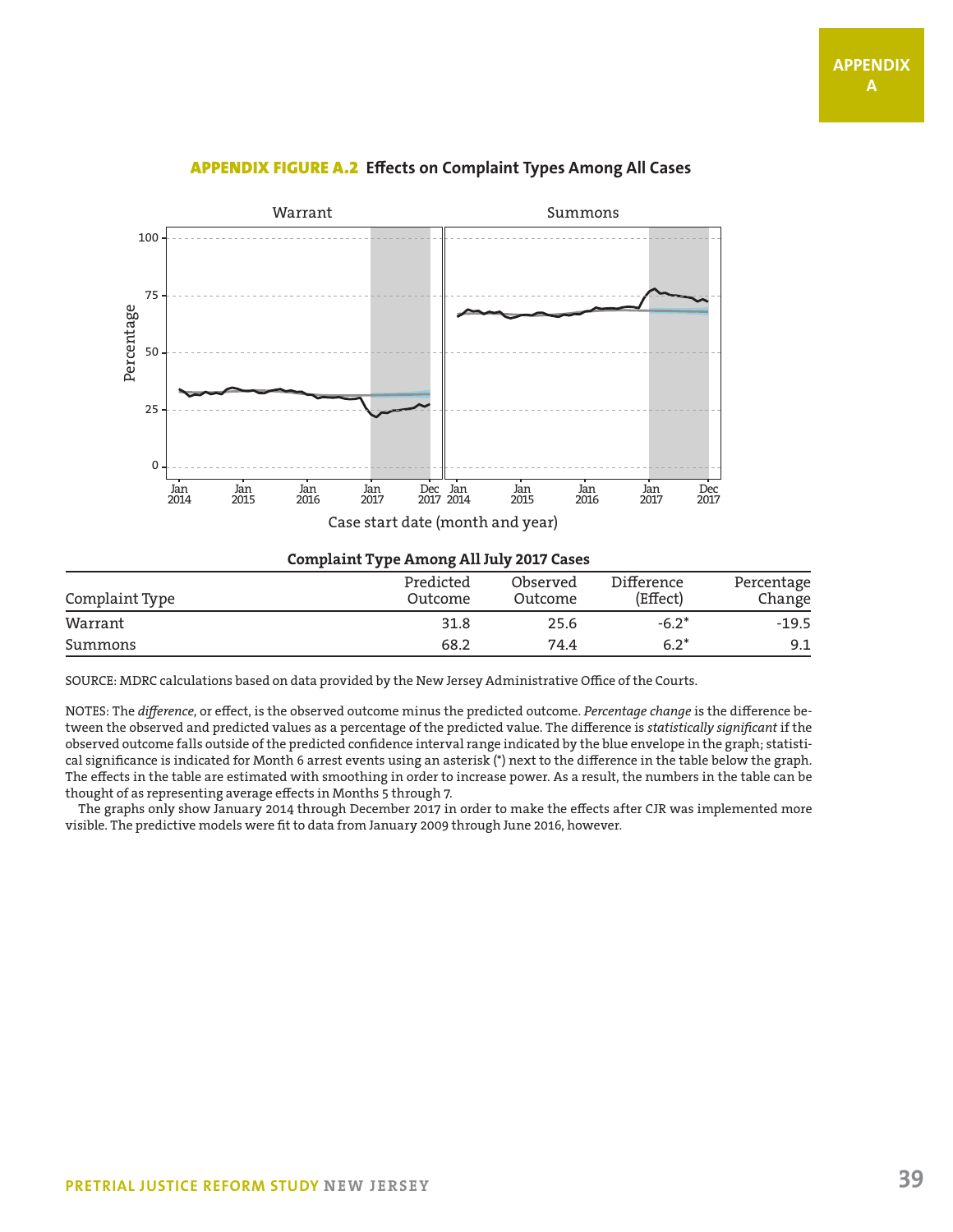**APPENDIX FIGURE A.2** **Effects on Complaint Types Among All Cases**

**Complaint Type Among All July 2017 Cases**

| Complaint Type | Predicted Outcome | Observed Outcome | Difference (Effect) | Percentage Change |
|---|---|---|---|---|
| Warrant | 31.8 | 25.6 | -6.2* | -19.5 |
| Summons | 68.2 | 74.4 | 6.2* | 9.1 |

SOURCE: MDRC calculations based on data provided by the New Jersey Administrative Office of the Courts.

NOTES: The *difference*, or effect, is the observed outcome minus the predicted outcome. *Percentage change* is the difference between the observed and predicted values as a percentage of the predicted value. The difference is *statistically significant* if the observed outcome falls outside of the predicted confidence interval range indicated by the blue envelope in the graph; statistical significance is indicated for Month 6 arrest events using an asterisk (*) next to the difference in the table below the graph. The effects in the table are estimated with smoothing in order to increase power. As a result, the numbers in the table can be thought of as representing average effects in Months 5 through 7.

The graphs only show January 2014 through December 2017 in order to make the effects after CJR was implemented more visible. The predictive models were fit to data from January 2009 through June 2016, however.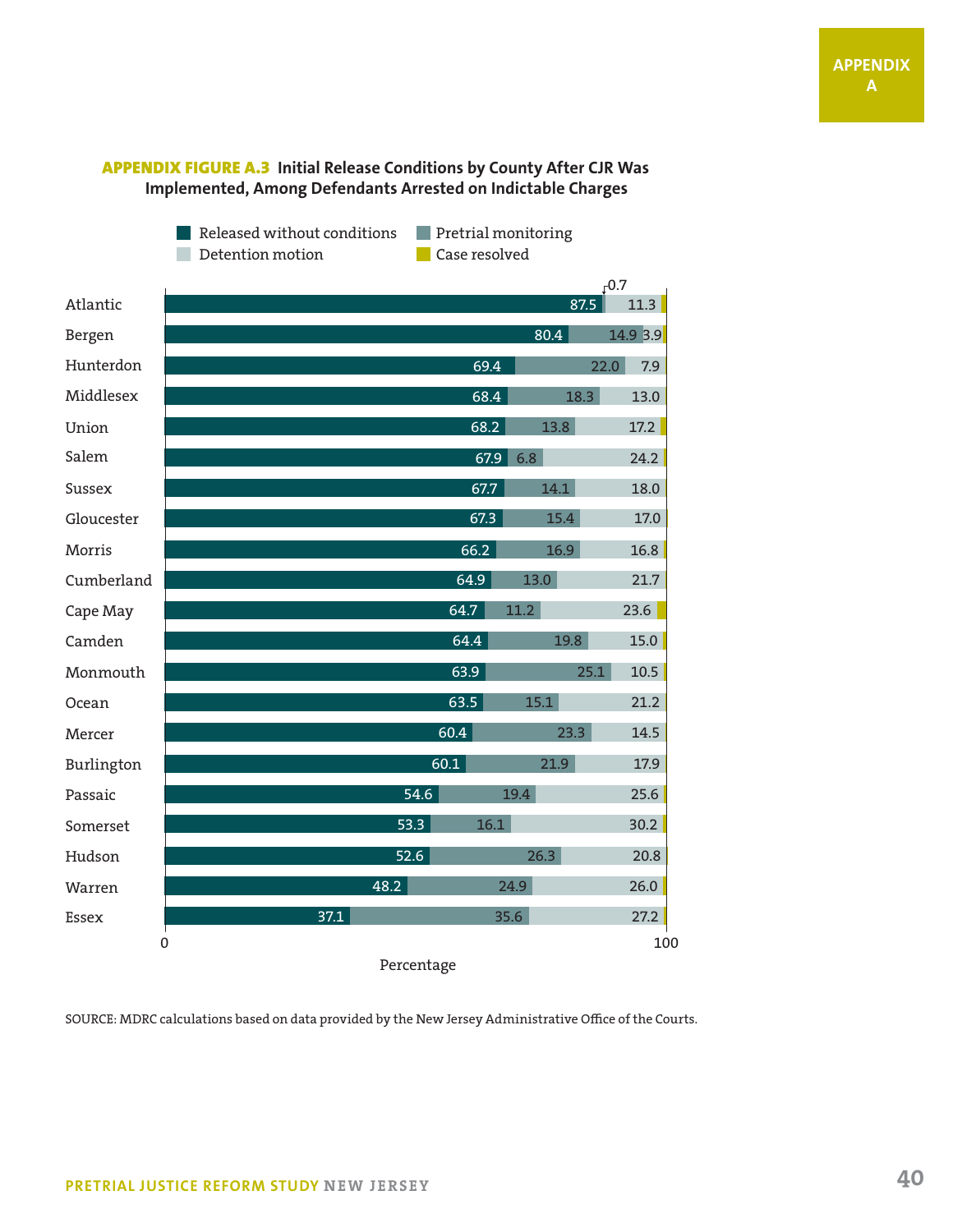**APPENDIX FIGURE A.3** Initial Release Conditions by County After CJR Was Implemented, Among Defendants Arrested on Indictable Charges

| County | Released without conditions | Pretrial monitoring | Detention motion | Case resolved |
|---|---|---|---|---|
| Atlantic | 87.5 | 0.7 | 11.3 | |
| Bergen | 80.4 | 14.9 | 3.9 | |
| Hunterdon | 69.4 | 22.0 | 7.9 | |
| Middlesex | 68.4 | 18.3 | 13.0 | |
| Union | 68.2 | 13.8 | 17.2 | |
| Salem | 67.9 | 6.8 | 24.2 | |
| Sussex | 67.7 | 14.1 | 18.0 | |
| Gloucester | 67.3 | 15.4 | 17.0 | |
| Morris | 66.2 | 16.9 | 16.8 | |
| Cumberland | 64.9 | 13.0 | 21.7 | |
| Cape May | 64.7 | 11.2 | 23.6 | |
| Camden | 64.4 | 19.8 | 15.0 | |
| Monmouth | 63.9 | 25.1 | 10.5 | |
| Ocean | 63.5 | 15.1 | 21.2 | |
| Mercer | 60.4 | 23.3 | 14.5 | |
| Burlington | 60.1 | 21.9 | 17.9 | |
| Passaic | 54.6 | 19.4 | 25.6 | |
| Somerset | 53.3 | 16.1 | 30.2 | |
| Hudson | 52.6 | 26.3 | 20.8 | |
| Warren | 48.2 | 24.9 | 26.0 | |
| Essex | 37.1 | 35.6 | 27.2 | |

Percentage (0–100)

SOURCE: MDRC calculations based on data provided by the New Jersey Administrative Office of the Courts.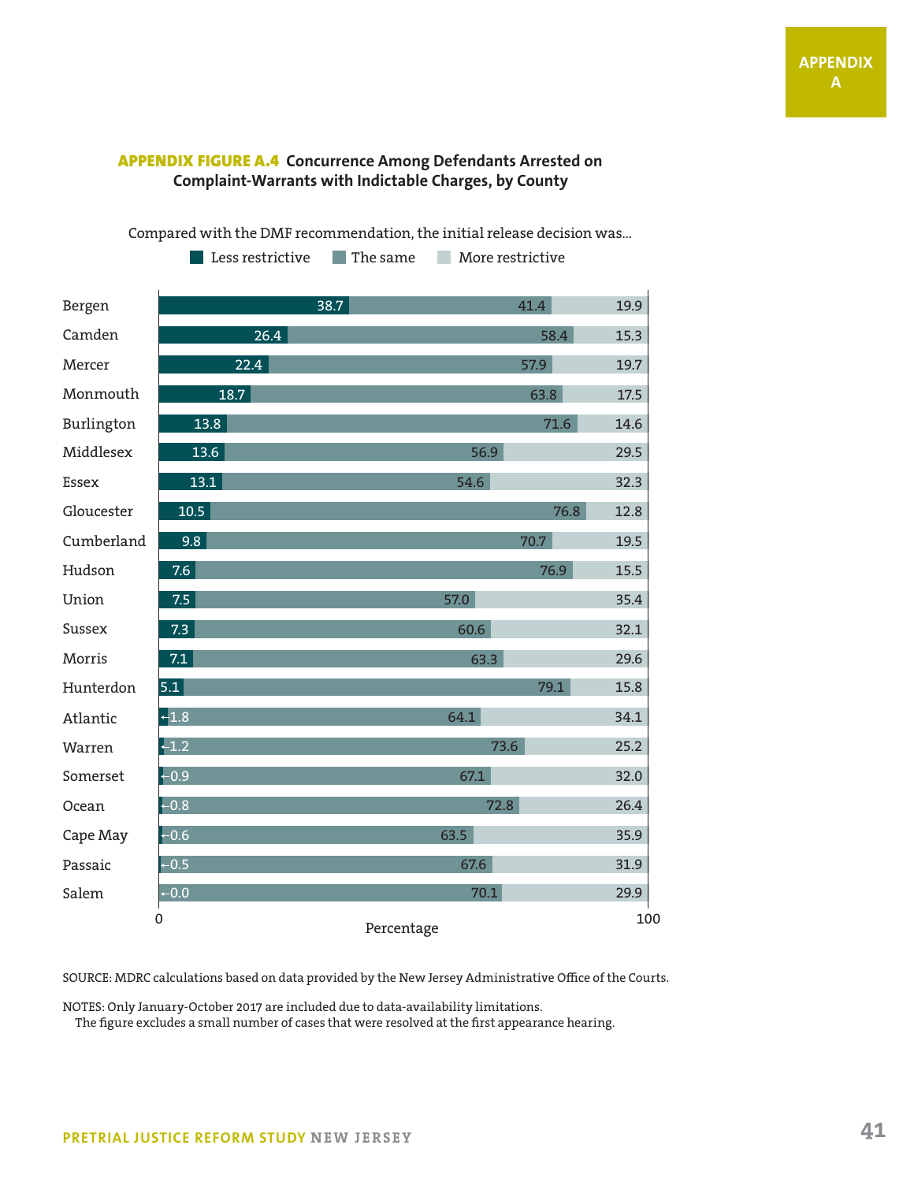**APPENDIX A**

**APPENDIX FIGURE A.4 Concurrence Among Defendants Arrested on Complaint-Warrants with Indictable Charges, by County**

Compared with the DMF recommendation, the initial release decision was...

| County | Less restrictive | The same | More restrictive |
| --- | --- | --- | --- |
| Bergen | 38.7 | 41.4 | 19.9 |
| Camden | 26.4 | 58.4 | 15.3 |
| Mercer | 22.4 | 57.9 | 19.7 |
| Monmouth | 18.7 | 63.8 | 17.5 |
| Burlington | 13.8 | 71.6 | 14.6 |
| Middlesex | 13.6 | 56.9 | 29.5 |
| Essex | 13.1 | 54.6 | 32.3 |
| Gloucester | 10.5 | 76.8 | 12.8 |
| Cumberland | 9.8 | 70.7 | 19.5 |
| Hudson | 7.6 | 76.9 | 15.5 |
| Union | 7.5 | 57.0 | 35.4 |
| Sussex | 7.3 | 60.6 | 32.1 |
| Morris | 7.1 | 63.3 | 29.6 |
| Hunterdon | 5.1 | 79.1 | 15.8 |
| Atlantic | 1.8 | 64.1 | 34.1 |
| Warren | 1.2 | 73.6 | 25.2 |
| Somerset | 0.9 | 67.1 | 32.0 |
| Ocean | 0.8 | 72.8 | 26.4 |
| Cape May | 0.6 | 63.5 | 35.9 |
| Passaic | 0.5 | 67.6 | 31.9 |
| Salem | 0.0 | 70.1 | 29.9 |

Percentage (0–100)

SOURCE: MDRC calculations based on data provided by the New Jersey Administrative Office of the Courts.

NOTES: Only January-October 2017 are included due to data-availability limitations.
The figure excludes a small number of cases that were resolved at the first appearance hearing.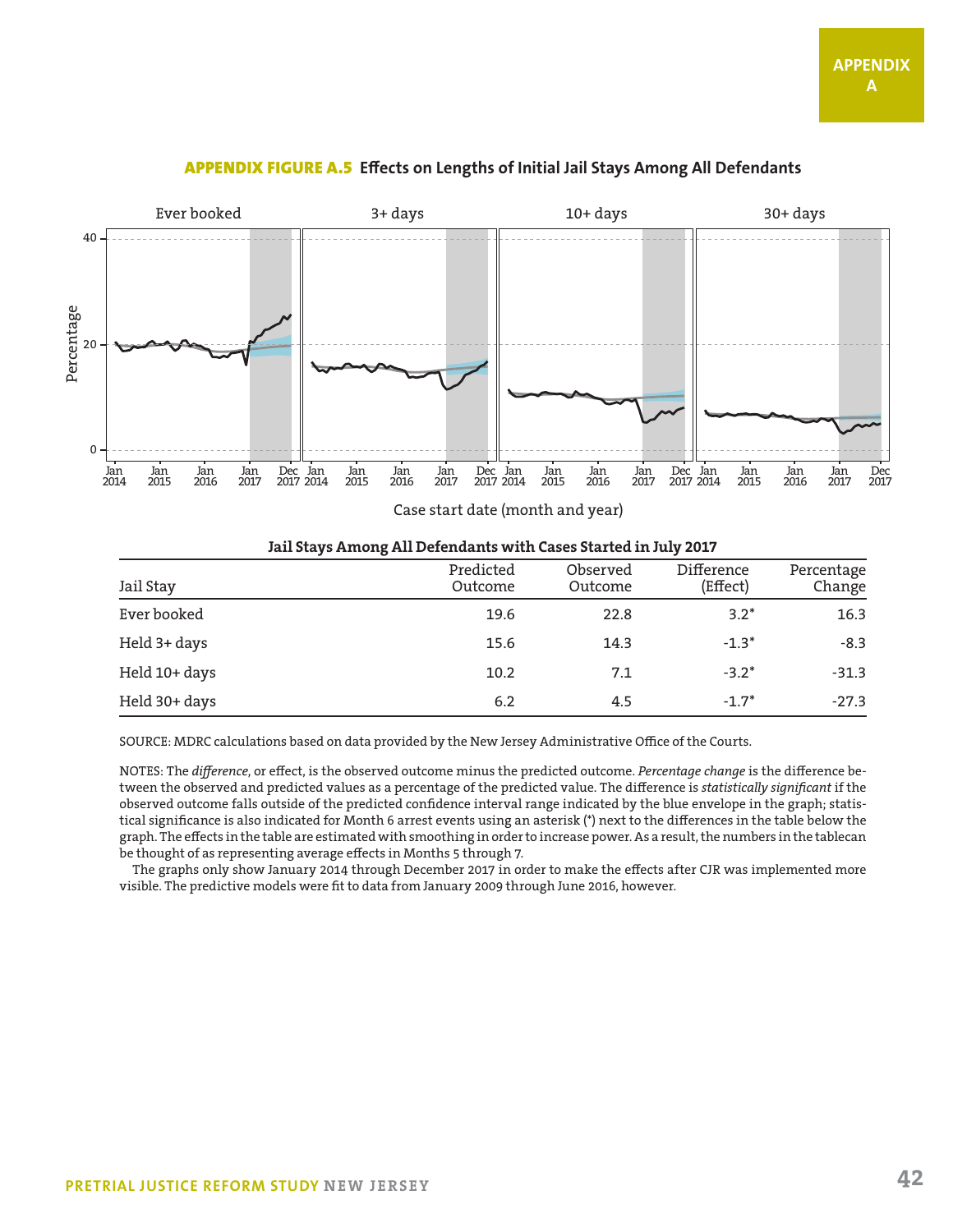**APPENDIX FIGURE A.5** Effects on Lengths of Initial Jail Stays Among All Defendants

**Jail Stays Among All Defendants with Cases Started in July 2017**

| Jail Stay | Predicted Outcome | Observed Outcome | Difference (Effect) | Percentage Change |
|---|---|---|---|---|
| Ever booked | 19.6 | 22.8 | 3.2* | 16.3 |
| Held 3+ days | 15.6 | 14.3 | -1.3* | -8.3 |
| Held 10+ days | 10.2 | 7.1 | -3.2* | -31.3 |
| Held 30+ days | 6.2 | 4.5 | -1.7* | -27.3 |

SOURCE: MDRC calculations based on data provided by the New Jersey Administrative Office of the Courts.

NOTES: The *difference*, or effect, is the observed outcome minus the predicted outcome. *Percentage change* is the difference between the observed and predicted values as a percentage of the predicted value. The difference is *statistically significant* if the observed outcome falls outside of the predicted confidence interval range indicated by the blue envelope in the graph; statistical significance is also indicated for Month 6 arrest events using an asterisk (*) next to the differences in the table below the graph. The effects in the table are estimated with smoothing in order to increase power. As a result, the numbers in the tablecan be thought of as representing average effects in Months 5 through 7.

The graphs only show January 2014 through December 2017 in order to make the effects after CJR was implemented more visible. The predictive models were fit to data from January 2009 through June 2016, however.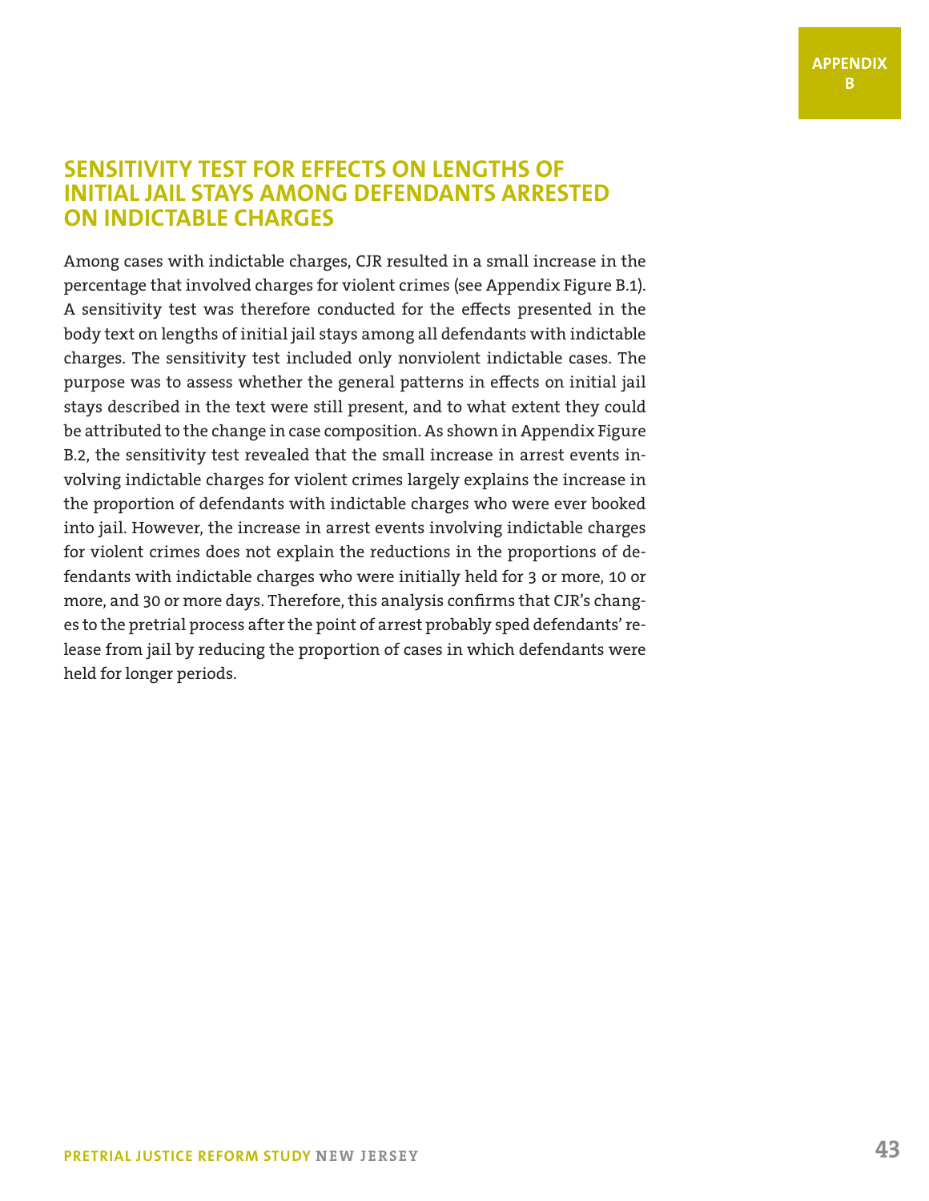## SENSITIVITY TEST FOR EFFECTS ON LENGTHS OF INITIAL JAIL STAYS AMONG DEFENDANTS ARRESTED ON INDICTABLE CHARGES

Among cases with indictable charges, CJR resulted in a small increase in the percentage that involved charges for violent crimes (see Appendix Figure B.1). A sensitivity test was therefore conducted for the effects presented in the body text on lengths of initial jail stays among all defendants with indictable charges. The sensitivity test included only nonviolent indictable cases. The purpose was to assess whether the general patterns in effects on initial jail stays described in the text were still present, and to what extent they could be attributed to the change in case composition. As shown in Appendix Figure B.2, the sensitivity test revealed that the small increase in arrest events involving indictable charges for violent crimes largely explains the increase in the proportion of defendants with indictable charges who were ever booked into jail. However, the increase in arrest events involving indictable charges for violent crimes does not explain the reductions in the proportions of defendants with indictable charges who were initially held for 3 or more, 10 or more, and 30 or more days. Therefore, this analysis confirms that CJR's changes to the pretrial process after the point of arrest probably sped defendants' release from jail by reducing the proportion of cases in which defendants were held for longer periods.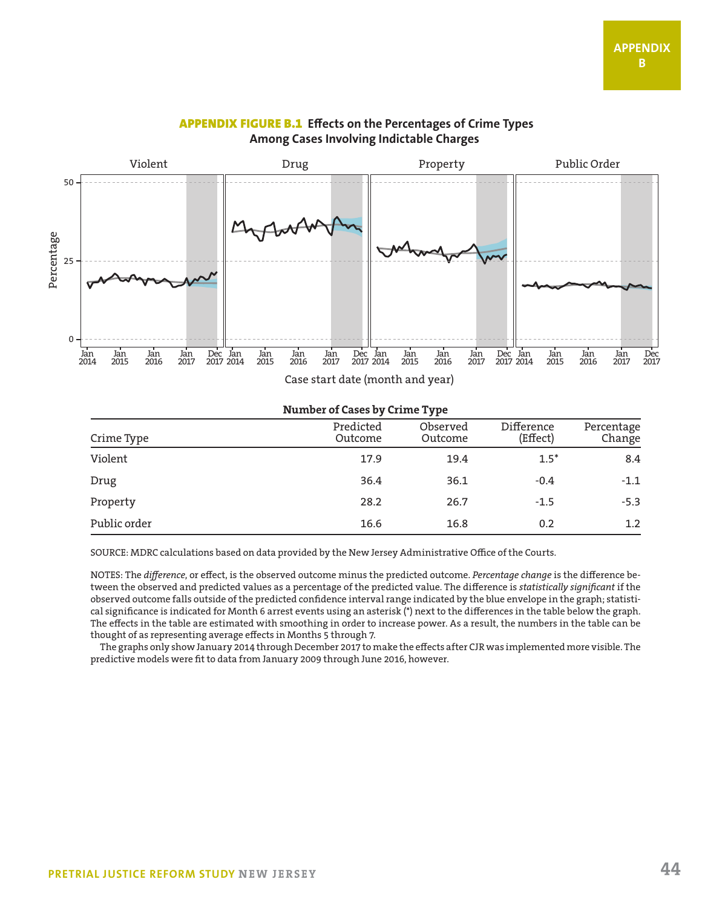APPENDIX B

**APPENDIX FIGURE B.1 Effects on the Percentages of Crime Types Among Cases Involving Indictable Charges**

**Number of Cases by Crime Type**

| Crime Type | Predicted Outcome | Observed Outcome | Difference (Effect) | Percentage Change |
|---|---|---|---|---|
| Violent | 17.9 | 19.4 | 1.5* | 8.4 |
| Drug | 36.4 | 36.1 | -0.4 | -1.1 |
| Property | 28.2 | 26.7 | -1.5 | -5.3 |
| Public order | 16.6 | 16.8 | 0.2 | 1.2 |

SOURCE: MDRC calculations based on data provided by the New Jersey Administrative Office of the Courts.

NOTES: The *difference*, or effect, is the observed outcome minus the predicted outcome. *Percentage change* is the difference between the observed and predicted values as a percentage of the predicted value. The difference is *statistically significant* if the observed outcome falls outside of the predicted confidence interval range indicated by the blue envelope in the graph; statistical significance is indicated for Month 6 arrest events using an asterisk (*) next to the differences in the table below the graph. The effects in the table are estimated with smoothing in order to increase power. As a result, the numbers in the table can be thought of as representing average effects in Months 5 through 7.

The graphs only show January 2014 through December 2017 to make the effects after CJR was implemented more visible. The predictive models were fit to data from January 2009 through June 2016, however.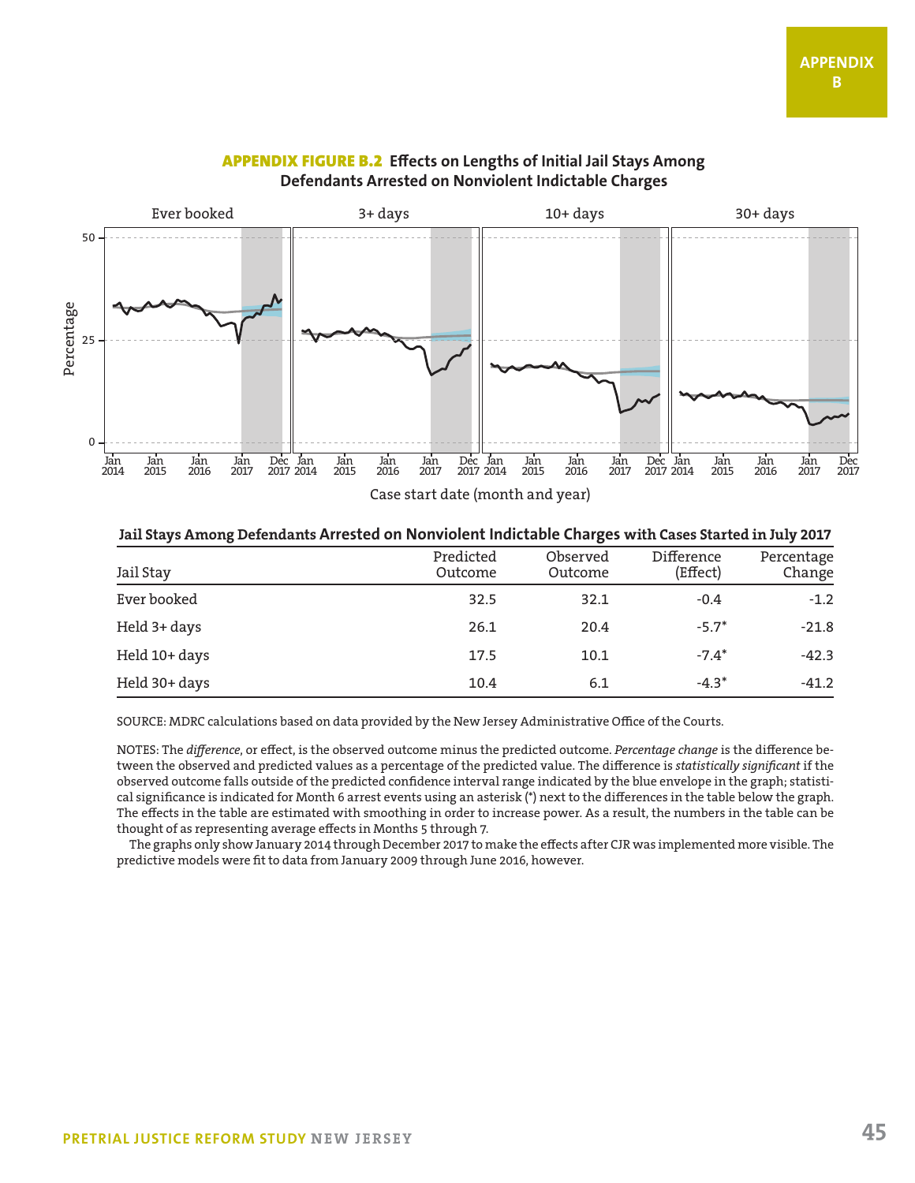**APPENDIX FIGURE B.2 Effects on Lengths of Initial Jail Stays Among Defendants Arrested on Nonviolent Indictable Charges**

**Jail Stays Among Defendants Arrested on Nonviolent Indictable Charges with Cases Started in July 2017**

| Jail Stay | Predicted Outcome | Observed Outcome | Difference (Effect) | Percentage Change |
|---|---|---|---|---|
| Ever booked | 32.5 | 32.1 | -0.4 | -1.2 |
| Held 3+ days | 26.1 | 20.4 | -5.7* | -21.8 |
| Held 10+ days | 17.5 | 10.1 | -7.4* | -42.3 |
| Held 30+ days | 10.4 | 6.1 | -4.3* | -41.2 |

SOURCE: MDRC calculations based on data provided by the New Jersey Administrative Office of the Courts.

NOTES: The *difference*, or effect, is the observed outcome minus the predicted outcome. *Percentage change* is the difference between the observed and predicted values as a percentage of the predicted value. The difference is *statistically significant* if the observed outcome falls outside of the predicted confidence interval range indicated by the blue envelope in the graph; statistical significance is indicated for Month 6 arrest events using an asterisk (*) next to the differences in the table below the graph. The effects in the table are estimated with smoothing in order to increase power. As a result, the numbers in the table can be thought of as representing average effects in Months 5 through 7.

The graphs only show January 2014 through December 2017 to make the effects after CJR was implemented more visible. The predictive models were fit to data from January 2009 through June 2016, however.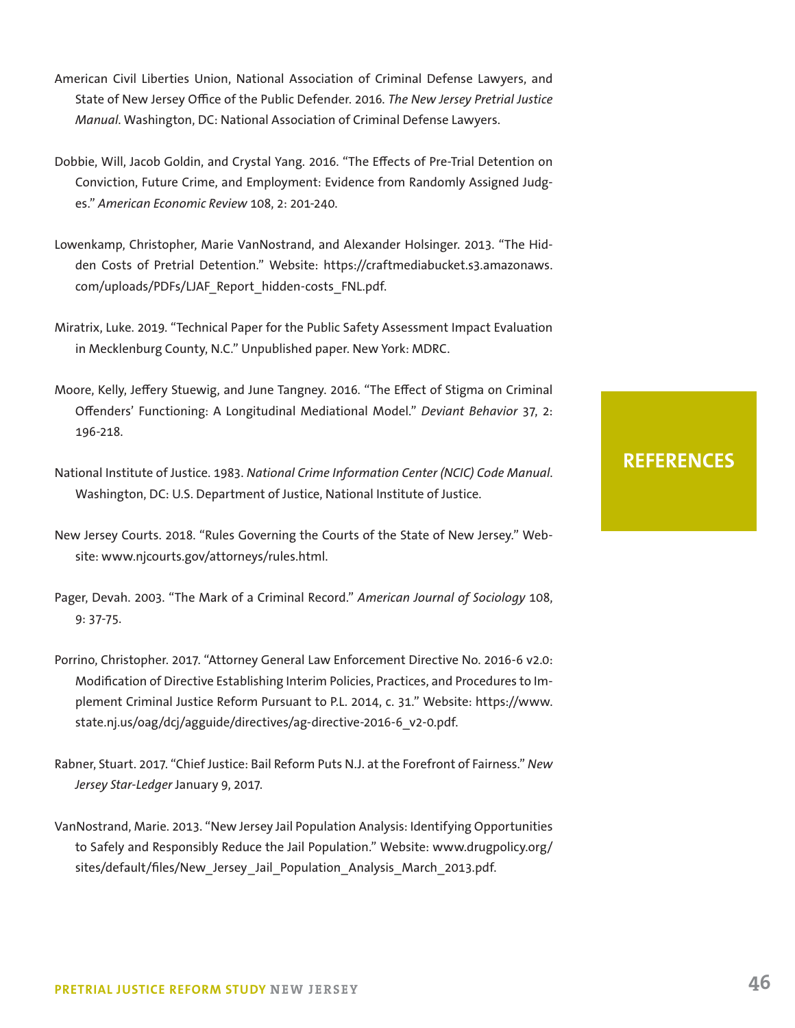## REFERENCES

American Civil Liberties Union, National Association of Criminal Defense Lawyers, and State of New Jersey Office of the Public Defender. 2016. *The New Jersey Pretrial Justice Manual*. Washington, DC: National Association of Criminal Defense Lawyers.

Dobbie, Will, Jacob Goldin, and Crystal Yang. 2016. "The Effects of Pre-Trial Detention on Conviction, Future Crime, and Employment: Evidence from Randomly Assigned Judges." *American Economic Review* 108, 2: 201-240.

Lowenkamp, Christopher, Marie VanNostrand, and Alexander Holsinger. 2013. "The Hidden Costs of Pretrial Detention." Website: https://craftmediabucket.s3.amazonaws.com/uploads/PDFs/LJAF_Report_hidden-costs_FNL.pdf.

Miratrix, Luke. 2019. "Technical Paper for the Public Safety Assessment Impact Evaluation in Mecklenburg County, N.C." Unpublished paper. New York: MDRC.

Moore, Kelly, Jeffery Stuewig, and June Tangney. 2016. "The Effect of Stigma on Criminal Offenders' Functioning: A Longitudinal Mediational Model." *Deviant Behavior* 37, 2: 196-218.

National Institute of Justice. 1983. *National Crime Information Center (NCIC) Code Manual*. Washington, DC: U.S. Department of Justice, National Institute of Justice.

New Jersey Courts. 2018. "Rules Governing the Courts of the State of New Jersey." Website: www.njcourts.gov/attorneys/rules.html.

Pager, Devah. 2003. "The Mark of a Criminal Record." *American Journal of Sociology* 108, 9: 37-75.

Porrino, Christopher. 2017. "Attorney General Law Enforcement Directive No. 2016-6 v2.0: Modification of Directive Establishing Interim Policies, Practices, and Procedures to Implement Criminal Justice Reform Pursuant to P.L. 2014, c. 31." Website: https://www.state.nj.us/oag/dcj/agguide/directives/ag-directive-2016-6_v2-0.pdf.

Rabner, Stuart. 2017. "Chief Justice: Bail Reform Puts N.J. at the Forefront of Fairness." *New Jersey Star-Ledger* January 9, 2017.

VanNostrand, Marie. 2013. "New Jersey Jail Population Analysis: Identifying Opportunities to Safely and Responsibly Reduce the Jail Population." Website: www.drugpolicy.org/sites/default/files/New_Jersey_Jail_Population_Analysis_March_2013.pdf.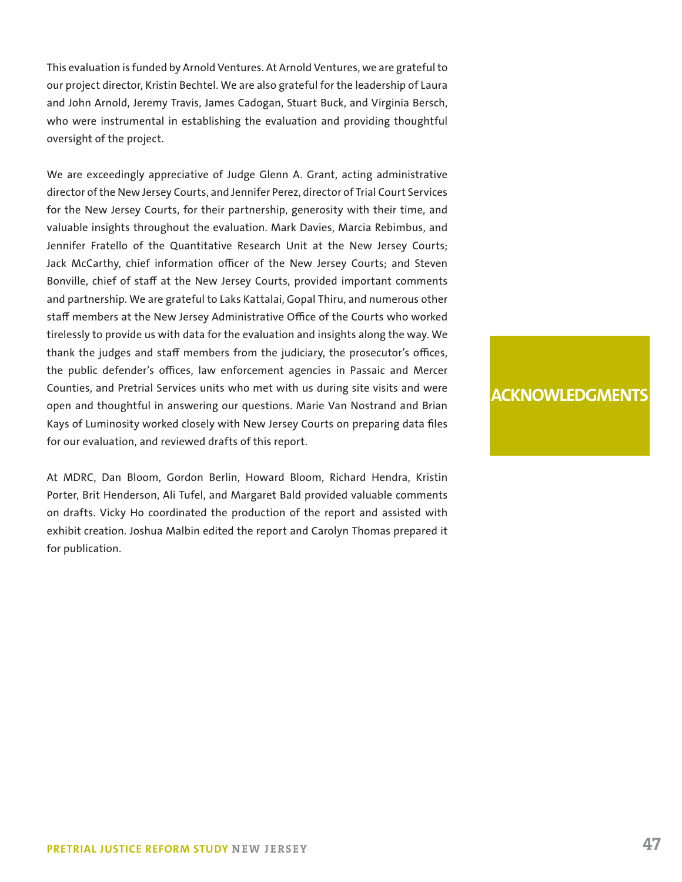# ACKNOWLEDGMENTS

This evaluation is funded by Arnold Ventures. At Arnold Ventures, we are grateful to our project director, Kristin Bechtel. We are also grateful for the leadership of Laura and John Arnold, Jeremy Travis, James Cadogan, Stuart Buck, and Virginia Bersch, who were instrumental in establishing the evaluation and providing thoughtful oversight of the project.

We are exceedingly appreciative of Judge Glenn A. Grant, acting administrative director of the New Jersey Courts, and Jennifer Perez, director of Trial Court Services for the New Jersey Courts, for their partnership, generosity with their time, and valuable insights throughout the evaluation. Mark Davies, Marcia Rebimbus, and Jennifer Fratello of the Quantitative Research Unit at the New Jersey Courts; Jack McCarthy, chief information officer of the New Jersey Courts; and Steven Bonville, chief of staff at the New Jersey Courts, provided important comments and partnership. We are grateful to Laks Kattalai, Gopal Thiru, and numerous other staff members at the New Jersey Administrative Office of the Courts who worked tirelessly to provide us with data for the evaluation and insights along the way. We thank the judges and staff members from the judiciary, the prosecutor's offices, the public defender's offices, law enforcement agencies in Passaic and Mercer Counties, and Pretrial Services units who met with us during site visits and were open and thoughtful in answering our questions. Marie Van Nostrand and Brian Kays of Luminosity worked closely with New Jersey Courts on preparing data files for our evaluation, and reviewed drafts of this report.

At MDRC, Dan Bloom, Gordon Berlin, Howard Bloom, Richard Hendra, Kristin Porter, Brit Henderson, Ali Tufel, and Margaret Bald provided valuable comments on drafts. Vicky Ho coordinated the production of the report and assisted with exhibit creation. Joshua Malbin edited the report and Carolyn Thomas prepared it for publication.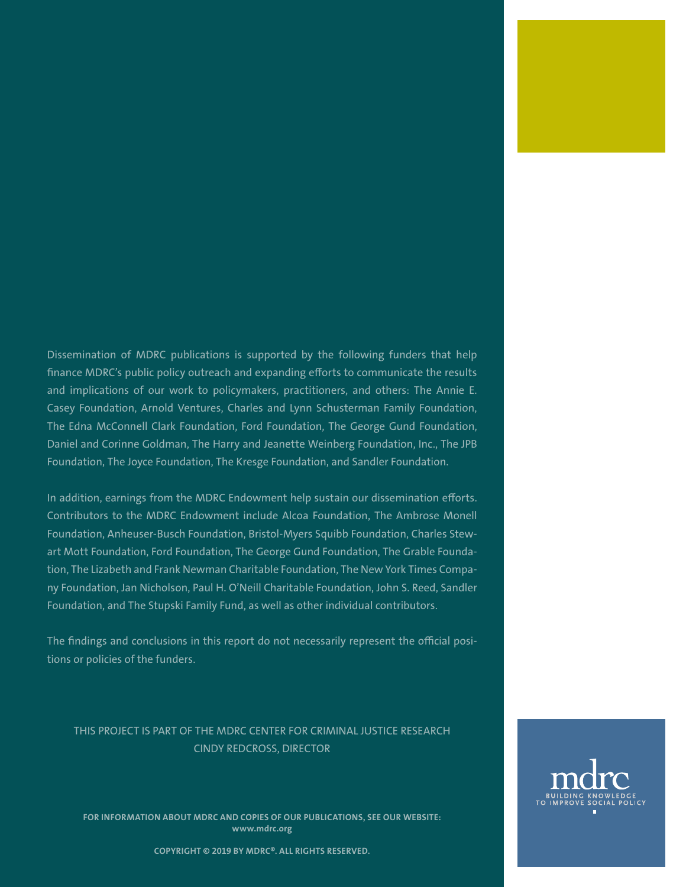Dissemination of MDRC publications is supported by the following funders that help finance MDRC's public policy outreach and expanding efforts to communicate the results and implications of our work to policymakers, practitioners, and others: The Annie E. Casey Foundation, Arnold Ventures, Charles and Lynn Schusterman Family Foundation, The Edna McConnell Clark Foundation, Ford Foundation, The George Gund Foundation, Daniel and Corinne Goldman, The Harry and Jeanette Weinberg Foundation, Inc., The JPB Foundation, The Joyce Foundation, The Kresge Foundation, and Sandler Foundation.

In addition, earnings from the MDRC Endowment help sustain our dissemination efforts. Contributors to the MDRC Endowment include Alcoa Foundation, The Ambrose Monell Foundation, Anheuser-Busch Foundation, Bristol-Myers Squibb Foundation, Charles Stewart Mott Foundation, Ford Foundation, The George Gund Foundation, The Grable Foundation, The Lizabeth and Frank Newman Charitable Foundation, The New York Times Company Foundation, Jan Nicholson, Paul H. O'Neill Charitable Foundation, John S. Reed, Sandler Foundation, and The Stupski Family Fund, as well as other individual contributors.

The findings and conclusions in this report do not necessarily represent the official positions or policies of the funders.

THIS PROJECT IS PART OF THE MDRC CENTER FOR CRIMINAL JUSTICE RESEARCH
CINDY REDCROSS, DIRECTOR

mdrc
BUILDING KNOWLEDGE TO IMPROVE SOCIAL POLICY

**FOR INFORMATION ABOUT MDRC AND COPIES OF OUR PUBLICATIONS, SEE OUR WEBSITE: www.mdrc.org**

**COPYRIGHT © 2019 BY MDRC®. ALL RIGHTS RESERVED.**